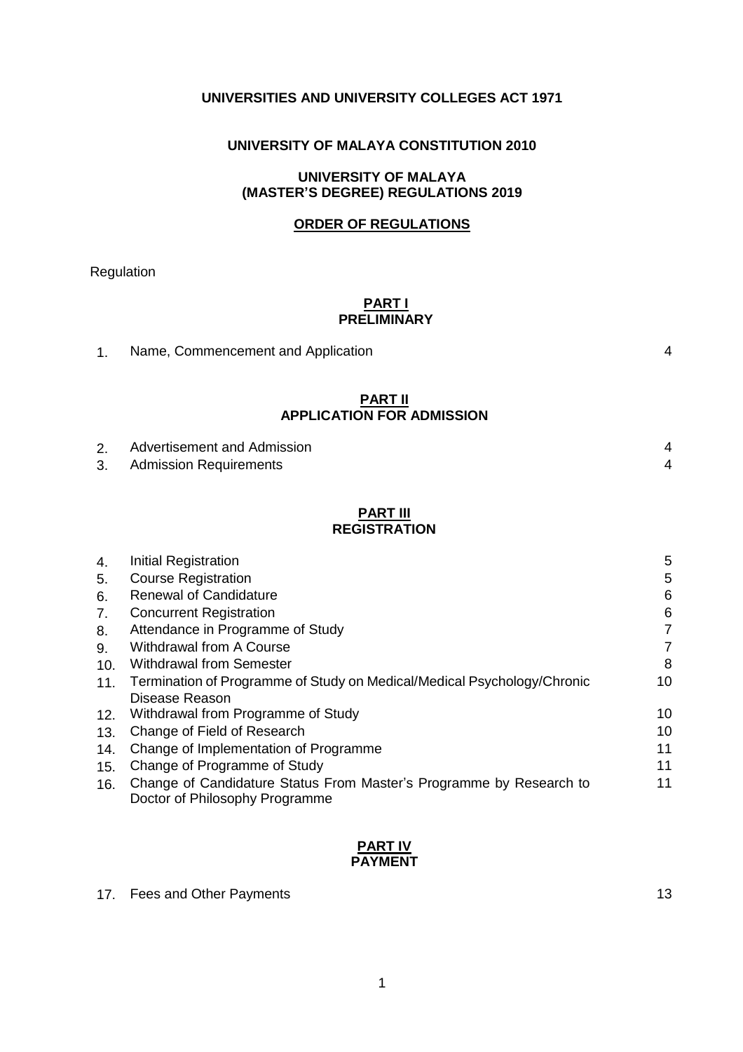**UNIVERSITIES AND UNIVERSITY COLLEGES ACT 1971**

**UNIVERSITY OF MALAYA CONSTITUTION 2010**

**UNIVERSITY OF MALAYA (MASTER'S DEGREE) REGULATIONS 2019**

**ORDER OF REGULATIONS**

Regulation

**PART I**
**PRELIMINARY**

| | | |
|---|---|---|
| 1. | Name, Commencement and Application | 4 |

**PART II**
**APPLICATION FOR ADMISSION**

| | | |
|---|---|---|
| 2. | Advertisement and Admission | 4 |
| 3. | Admission Requirements | 4 |

**PART III**
**REGISTRATION**

| | | |
|---|---|---|
| 4. | Initial Registration | 5 |
| 5. | Course Registration | 5 |
| 6. | Renewal of Candidature | 6 |
| 7. | Concurrent Registration | 6 |
| 8. | Attendance in Programme of Study | 7 |
| 9. | Withdrawal from A Course | 7 |
| 10. | Withdrawal from Semester | 8 |
| 11. | Termination of Programme of Study on Medical/Medical Psychology/Chronic Disease Reason | 10 |
| 12. | Withdrawal from Programme of Study | 10 |
| 13. | Change of Field of Research | 10 |
| 14. | Change of Implementation of Programme | 11 |
| 15. | Change of Programme of Study | 11 |
| 16. | Change of Candidature Status From Master's Programme by Research to Doctor of Philosophy Programme | 11 |

**PART IV**
**PAYMENT**

| | | |
|---|---|---|
| 17. | Fees and Other Payments | 13 |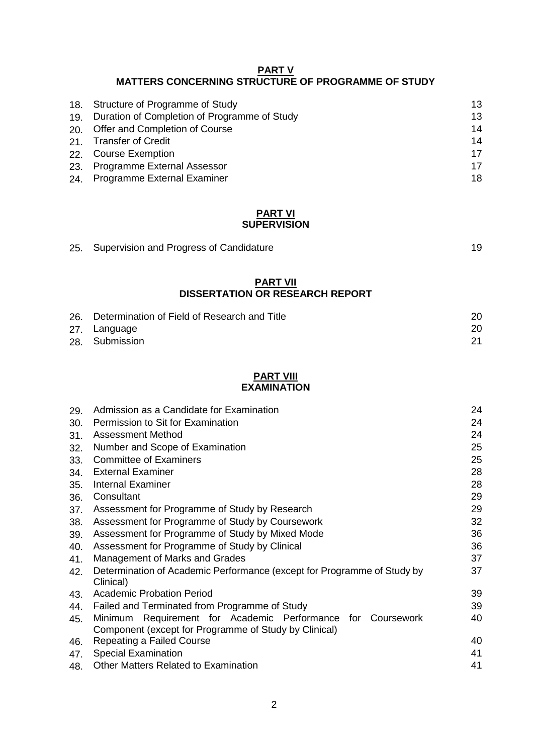**PART V**
**MATTERS CONCERNING STRUCTURE OF PROGRAMME OF STUDY**

| | | |
|---|---|---|
| 18. | Structure of Programme of Study | 13 |
| 19. | Duration of Completion of Programme of Study | 13 |
| 20. | Offer and Completion of Course | 14 |
| 21. | Transfer of Credit | 14 |
| 22. | Course Exemption | 17 |
| 23. | Programme External Assessor | 17 |
| 24. | Programme External Examiner | 18 |

**PART VI**
**SUPERVISION**

| | | |
|---|---|---|
| 25. | Supervision and Progress of Candidature | 19 |

**PART VII**
**DISSERTATION OR RESEARCH REPORT**

| | | |
|---|---|---|
| 26. | Determination of Field of Research and Title | 20 |
| 27. | Language | 20 |
| 28. | Submission | 21 |

**PART VIII**
**EXAMINATION**

| | | |
|---|---|---|
| 29. | Admission as a Candidate for Examination | 24 |
| 30. | Permission to Sit for Examination | 24 |
| 31. | Assessment Method | 24 |
| 32. | Number and Scope of Examination | 25 |
| 33. | Committee of Examiners | 25 |
| 34. | External Examiner | 28 |
| 35. | Internal Examiner | 28 |
| 36. | Consultant | 29 |
| 37. | Assessment for Programme of Study by Research | 29 |
| 38. | Assessment for Programme of Study by Coursework | 32 |
| 39. | Assessment for Programme of Study by Mixed Mode | 36 |
| 40. | Assessment for Programme of Study by Clinical | 36 |
| 41. | Management of Marks and Grades | 37 |
| 42. | Determination of Academic Performance (except for Programme of Study by Clinical) | 37 |
| 43. | Academic Probation Period | 39 |
| 44. | Failed and Terminated from Programme of Study | 39 |
| 45. | Minimum Requirement for Academic Performance for Coursework Component (except for Programme of Study by Clinical) | 40 |
| 46. | Repeating a Failed Course | 40 |
| 47. | Special Examination | 41 |
| 48. | Other Matters Related to Examination | 41 |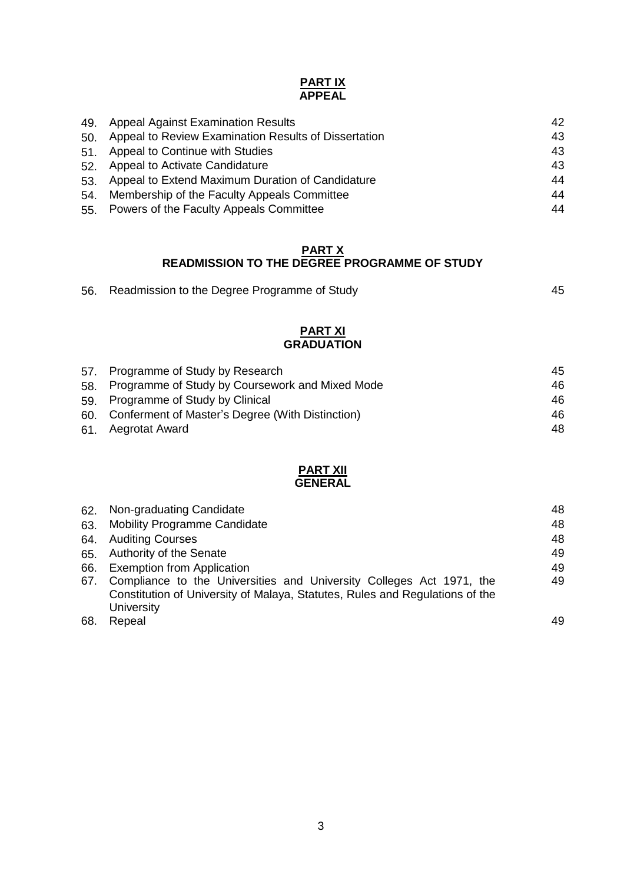## PART IX
## APPEAL

| | | |
|---|---|---|
| 49. | Appeal Against Examination Results | 42 |
| 50. | Appeal to Review Examination Results of Dissertation | 43 |
| 51. | Appeal to Continue with Studies | 43 |
| 52. | Appeal to Activate Candidature | 43 |
| 53. | Appeal to Extend Maximum Duration of Candidature | 44 |
| 54. | Membership of the Faculty Appeals Committee | 44 |
| 55. | Powers of the Faculty Appeals Committee | 44 |

## PART X
## READMISSION TO THE DEGREE PROGRAMME OF STUDY

| | | |
|---|---|---|
| 56. | Readmission to the Degree Programme of Study | 45 |

## PART XI
## GRADUATION

| | | |
|---|---|---|
| 57. | Programme of Study by Research | 45 |
| 58. | Programme of Study by Coursework and Mixed Mode | 46 |
| 59. | Programme of Study by Clinical | 46 |
| 60. | Conferment of Master's Degree (With Distinction) | 46 |
| 61. | Aegrotat Award | 48 |

## PART XII
## GENERAL

| | | |
|---|---|---|
| 62. | Non-graduating Candidate | 48 |
| 63. | Mobility Programme Candidate | 48 |
| 64. | Auditing Courses | 48 |
| 65. | Authority of the Senate | 49 |
| 66. | Exemption from Application | 49 |
| 67. | Compliance to the Universities and University Colleges Act 1971, the Constitution of University of Malaya, Statutes, Rules and Regulations of the University | 49 |
| 68. | Repeal | 49 |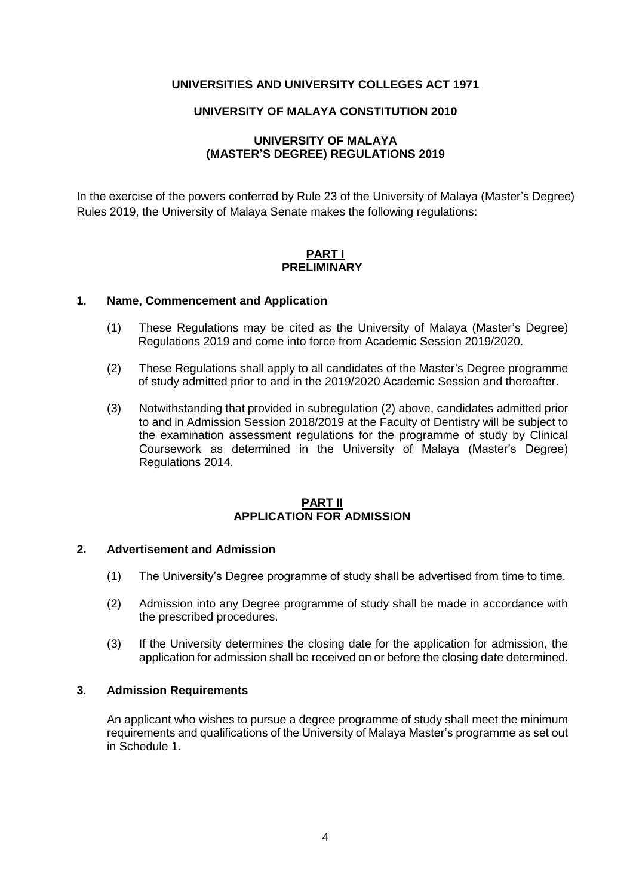**UNIVERSITIES AND UNIVERSITY COLLEGES ACT 1971**

**UNIVERSITY OF MALAYA CONSTITUTION 2010**

**UNIVERSITY OF MALAYA (MASTER'S DEGREE) REGULATIONS 2019**

In the exercise of the powers conferred by Rule 23 of the University of Malaya (Master's Degree) Rules 2019, the University of Malaya Senate makes the following regulations:

## PART I PRELIMINARY

### 1. Name, Commencement and Application

(1) These Regulations may be cited as the University of Malaya (Master's Degree) Regulations 2019 and come into force from Academic Session 2019/2020.

(2) These Regulations shall apply to all candidates of the Master's Degree programme of study admitted prior to and in the 2019/2020 Academic Session and thereafter.

(3) Notwithstanding that provided in subregulation (2) above, candidates admitted prior to and in Admission Session 2018/2019 at the Faculty of Dentistry will be subject to the examination assessment regulations for the programme of study by Clinical Coursework as determined in the University of Malaya (Master's Degree) Regulations 2014.

## PART II APPLICATION FOR ADMISSION

### 2. Advertisement and Admission

(1) The University's Degree programme of study shall be advertised from time to time.

(2) Admission into any Degree programme of study shall be made in accordance with the prescribed procedures.

(3) If the University determines the closing date for the application for admission, the application for admission shall be received on or before the closing date determined.

### 3. Admission Requirements

An applicant who wishes to pursue a degree programme of study shall meet the minimum requirements and qualifications of the University of Malaya Master's programme as set out in Schedule 1.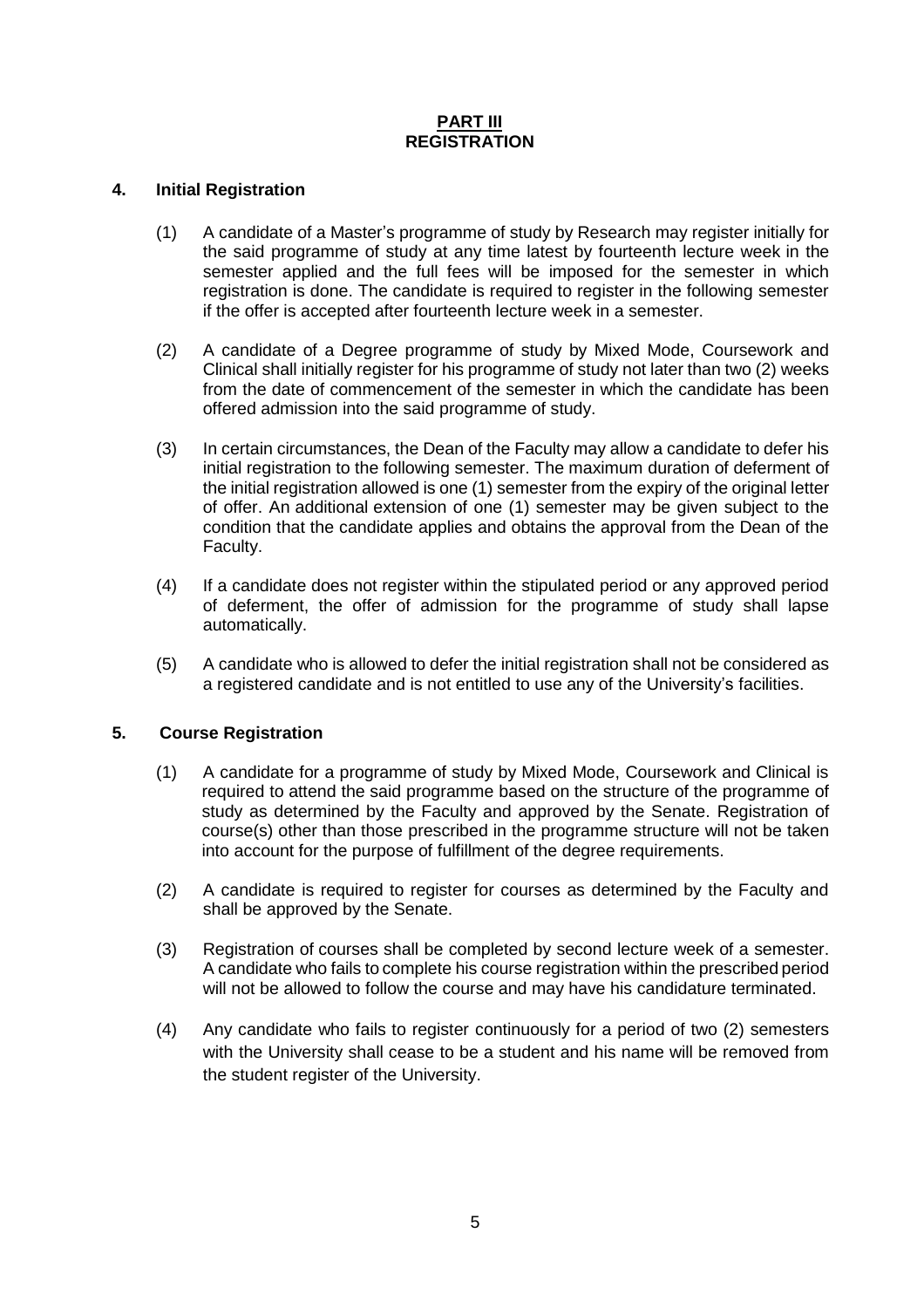# PART III
# REGISTRATION

## 4. Initial Registration

(1) A candidate of a Master's programme of study by Research may register initially for the said programme of study at any time latest by fourteenth lecture week in the semester applied and the full fees will be imposed for the semester in which registration is done. The candidate is required to register in the following semester if the offer is accepted after fourteenth lecture week in a semester.

(2) A candidate of a Degree programme of study by Mixed Mode, Coursework and Clinical shall initially register for his programme of study not later than two (2) weeks from the date of commencement of the semester in which the candidate has been offered admission into the said programme of study.

(3) In certain circumstances, the Dean of the Faculty may allow a candidate to defer his initial registration to the following semester. The maximum duration of deferment of the initial registration allowed is one (1) semester from the expiry of the original letter of offer. An additional extension of one (1) semester may be given subject to the condition that the candidate applies and obtains the approval from the Dean of the Faculty.

(4) If a candidate does not register within the stipulated period or any approved period of deferment, the offer of admission for the programme of study shall lapse automatically.

(5) A candidate who is allowed to defer the initial registration shall not be considered as a registered candidate and is not entitled to use any of the University's facilities.

## 5. Course Registration

(1) A candidate for a programme of study by Mixed Mode, Coursework and Clinical is required to attend the said programme based on the structure of the programme of study as determined by the Faculty and approved by the Senate. Registration of course(s) other than those prescribed in the programme structure will not be taken into account for the purpose of fulfillment of the degree requirements.

(2) A candidate is required to register for courses as determined by the Faculty and shall be approved by the Senate.

(3) Registration of courses shall be completed by second lecture week of a semester. A candidate who fails to complete his course registration within the prescribed period will not be allowed to follow the course and may have his candidature terminated.

(4) Any candidate who fails to register continuously for a period of two (2) semesters with the University shall cease to be a student and his name will be removed from the student register of the University.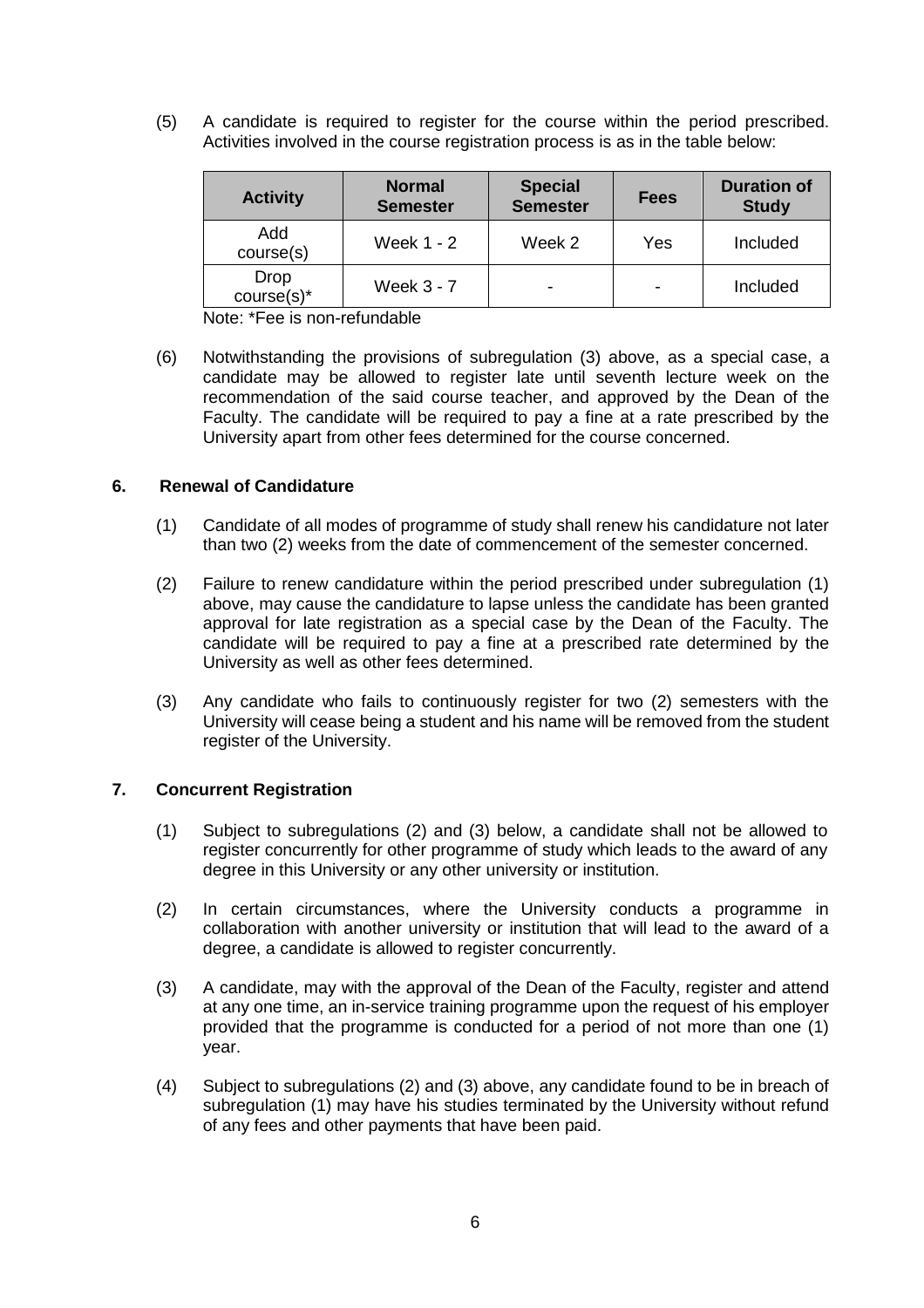(5) A candidate is required to register for the course within the period prescribed. Activities involved in the course registration process is as in the table below:

| Activity | Normal Semester | Special Semester | Fees | Duration of Study |
|---|---|---|---|---|
| Add course(s) | Week 1 - 2 | Week 2 | Yes | Included |
| Drop course(s)* | Week 3 - 7 | - | - | Included |

Note: *Fee is non-refundable

(6) Notwithstanding the provisions of subregulation (3) above, as a special case, a candidate may be allowed to register late until seventh lecture week on the recommendation of the said course teacher, and approved by the Dean of the Faculty. The candidate will be required to pay a fine at a rate prescribed by the University apart from other fees determined for the course concerned.

**6. Renewal of Candidature**

(1) Candidate of all modes of programme of study shall renew his candidature not later than two (2) weeks from the date of commencement of the semester concerned.

(2) Failure to renew candidature within the period prescribed under subregulation (1) above, may cause the candidature to lapse unless the candidate has been granted approval for late registration as a special case by the Dean of the Faculty. The candidate will be required to pay a fine at a prescribed rate determined by the University as well as other fees determined.

(3) Any candidate who fails to continuously register for two (2) semesters with the University will cease being a student and his name will be removed from the student register of the University.

**7. Concurrent Registration**

(1) Subject to subregulations (2) and (3) below, a candidate shall not be allowed to register concurrently for other programme of study which leads to the award of any degree in this University or any other university or institution.

(2) In certain circumstances, where the University conducts a programme in collaboration with another university or institution that will lead to the award of a degree, a candidate is allowed to register concurrently.

(3) A candidate, may with the approval of the Dean of the Faculty, register and attend at any one time, an in-service training programme upon the request of his employer provided that the programme is conducted for a period of not more than one (1) year.

(4) Subject to subregulations (2) and (3) above, any candidate found to be in breach of subregulation (1) may have his studies terminated by the University without refund of any fees and other payments that have been paid.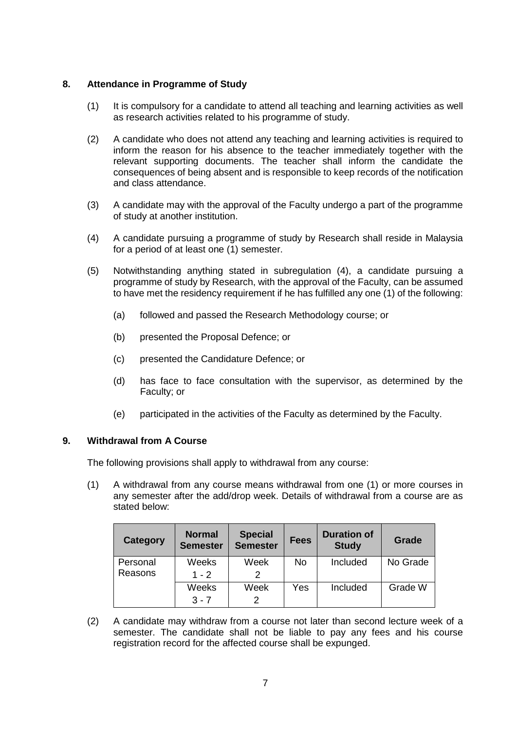## 8. Attendance in Programme of Study

(1) It is compulsory for a candidate to attend all teaching and learning activities as well as research activities related to his programme of study.

(2) A candidate who does not attend any teaching and learning activities is required to inform the reason for his absence to the teacher immediately together with the relevant supporting documents. The teacher shall inform the candidate the consequences of being absent and is responsible to keep records of the notification and class attendance.

(3) A candidate may with the approval of the Faculty undergo a part of the programme of study at another institution.

(4) A candidate pursuing a programme of study by Research shall reside in Malaysia for a period of at least one (1) semester.

(5) Notwithstanding anything stated in subregulation (4), a candidate pursuing a programme of study by Research, with the approval of the Faculty, can be assumed to have met the residency requirement if he has fulfilled any one (1) of the following:

- (a) followed and passed the Research Methodology course; or
- (b) presented the Proposal Defence; or
- (c) presented the Candidature Defence; or
- (d) has face to face consultation with the supervisor, as determined by the Faculty; or
- (e) participated in the activities of the Faculty as determined by the Faculty.

## 9. Withdrawal from A Course

The following provisions shall apply to withdrawal from any course:

(1) A withdrawal from any course means withdrawal from one (1) or more courses in any semester after the add/drop week. Details of withdrawal from a course are as stated below:

| Category | Normal Semester | Special Semester | Fees | Duration of Study | Grade |
|---|---|---|---|---|---|
| Personal Reasons | Weeks 1 - 2 | Week 2 | No | Included | No Grade |
| | Weeks 3 - 7 | Week 2 | Yes | Included | Grade W |

(2) A candidate may withdraw from a course not later than second lecture week of a semester. The candidate shall not be liable to pay any fees and his course registration record for the affected course shall be expunged.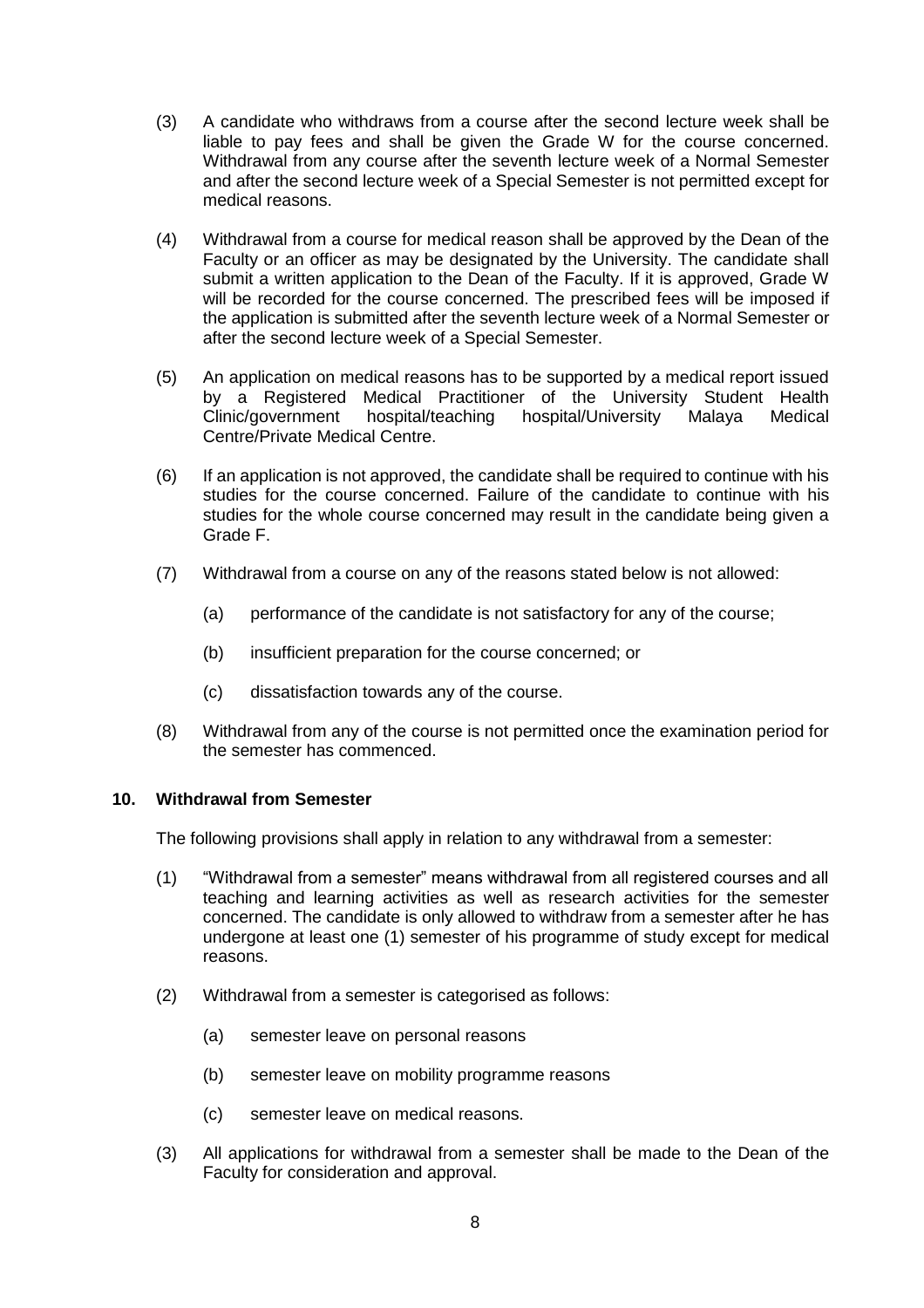(3) A candidate who withdraws from a course after the second lecture week shall be liable to pay fees and shall be given the Grade W for the course concerned. Withdrawal from any course after the seventh lecture week of a Normal Semester and after the second lecture week of a Special Semester is not permitted except for medical reasons.

(4) Withdrawal from a course for medical reason shall be approved by the Dean of the Faculty or an officer as may be designated by the University. The candidate shall submit a written application to the Dean of the Faculty. If it is approved, Grade W will be recorded for the course concerned. The prescribed fees will be imposed if the application is submitted after the seventh lecture week of a Normal Semester or after the second lecture week of a Special Semester.

(5) An application on medical reasons has to be supported by a medical report issued by a Registered Medical Practitioner of the University Student Health Clinic/government hospital/teaching hospital/University Malaya Medical Centre/Private Medical Centre.

(6) If an application is not approved, the candidate shall be required to continue with his studies for the course concerned. Failure of the candidate to continue with his studies for the whole course concerned may result in the candidate being given a Grade F.

(7) Withdrawal from a course on any of the reasons stated below is not allowed:

   (a) performance of the candidate is not satisfactory for any of the course;

   (b) insufficient preparation for the course concerned; or

   (c) dissatisfaction towards any of the course.

(8) Withdrawal from any of the course is not permitted once the examination period for the semester has commenced.

### 10. Withdrawal from Semester

The following provisions shall apply in relation to any withdrawal from a semester:

(1) "Withdrawal from a semester" means withdrawal from all registered courses and all teaching and learning activities as well as research activities for the semester concerned. The candidate is only allowed to withdraw from a semester after he has undergone at least one (1) semester of his programme of study except for medical reasons.

(2) Withdrawal from a semester is categorised as follows:

   (a) semester leave on personal reasons

   (b) semester leave on mobility programme reasons

   (c) semester leave on medical reasons.

(3) All applications for withdrawal from a semester shall be made to the Dean of the Faculty for consideration and approval.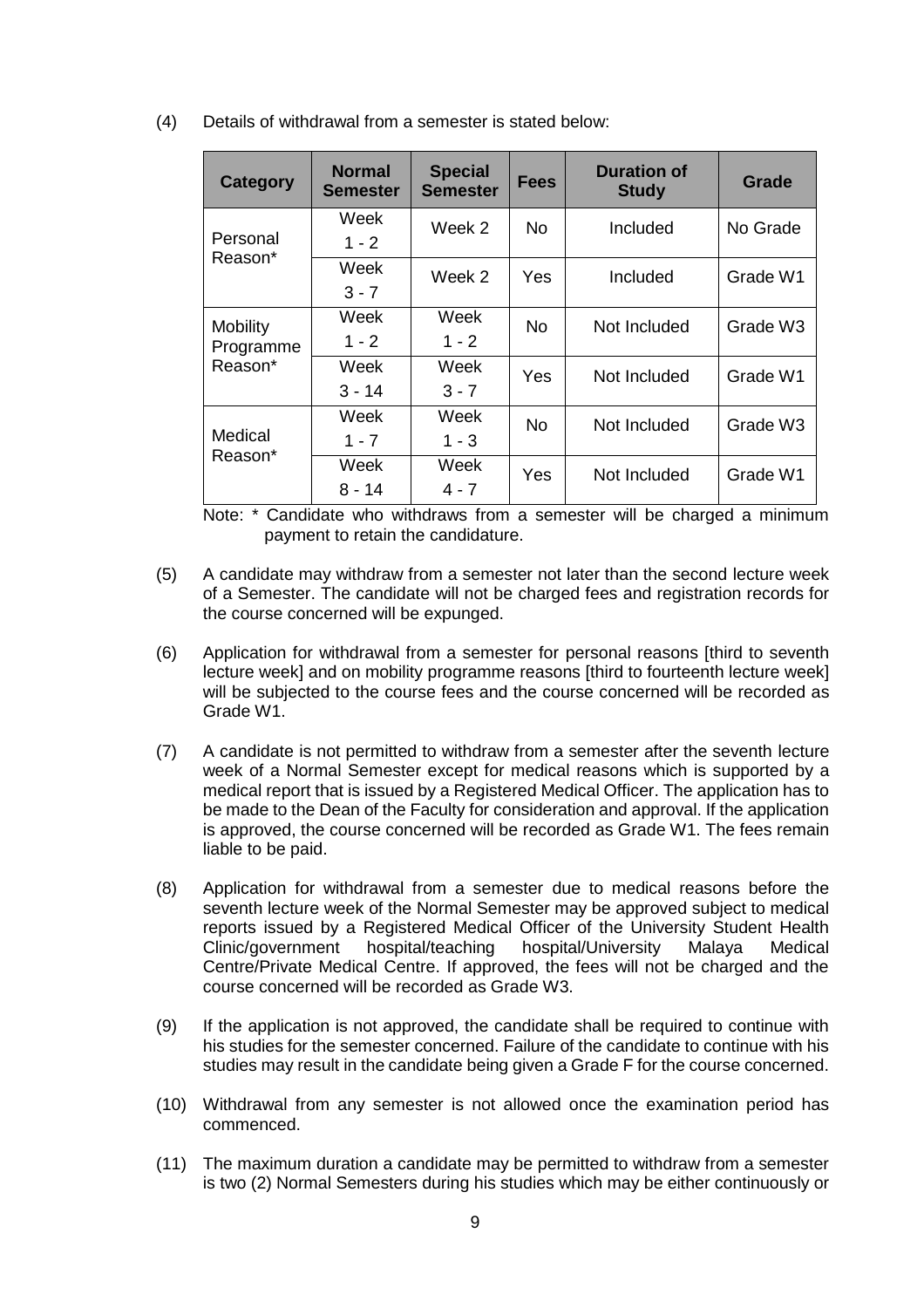(4) Details of withdrawal from a semester is stated below:

| Category | Normal Semester | Special Semester | Fees | Duration of Study | Grade |
|---|---|---|---|---|---|
| Personal Reason* | Week 1 - 2 | Week 2 | No | Included | No Grade |
| | Week 3 - 7 | Week 2 | Yes | Included | Grade W1 |
| Mobility Programme Reason* | Week 1 - 2 | Week 1 - 2 | No | Not Included | Grade W3 |
| | Week 3 - 14 | Week 3 - 7 | Yes | Not Included | Grade W1 |
| Medical Reason* | Week 1 - 7 | Week 1 - 3 | No | Not Included | Grade W3 |
| | Week 8 - 14 | Week 4 - 7 | Yes | Not Included | Grade W1 |

Note: * Candidate who withdraws from a semester will be charged a minimum payment to retain the candidature.

(5) A candidate may withdraw from a semester not later than the second lecture week of a Semester. The candidate will not be charged fees and registration records for the course concerned will be expunged.

(6) Application for withdrawal from a semester for personal reasons [third to seventh lecture week] and on mobility programme reasons [third to fourteenth lecture week] will be subjected to the course fees and the course concerned will be recorded as Grade W1.

(7) A candidate is not permitted to withdraw from a semester after the seventh lecture week of a Normal Semester except for medical reasons which is supported by a medical report that is issued by a Registered Medical Officer. The application has to be made to the Dean of the Faculty for consideration and approval. If the application is approved, the course concerned will be recorded as Grade W1. The fees remain liable to be paid.

(8) Application for withdrawal from a semester due to medical reasons before the seventh lecture week of the Normal Semester may be approved subject to medical reports issued by a Registered Medical Officer of the University Student Health Clinic/government hospital/teaching hospital/University Malaya Medical Centre/Private Medical Centre. If approved, the fees will not be charged and the course concerned will be recorded as Grade W3.

(9) If the application is not approved, the candidate shall be required to continue with his studies for the semester concerned. Failure of the candidate to continue with his studies may result in the candidate being given a Grade F for the course concerned.

(10) Withdrawal from any semester is not allowed once the examination period has commenced.

(11) The maximum duration a candidate may be permitted to withdraw from a semester is two (2) Normal Semesters during his studies which may be either continuously or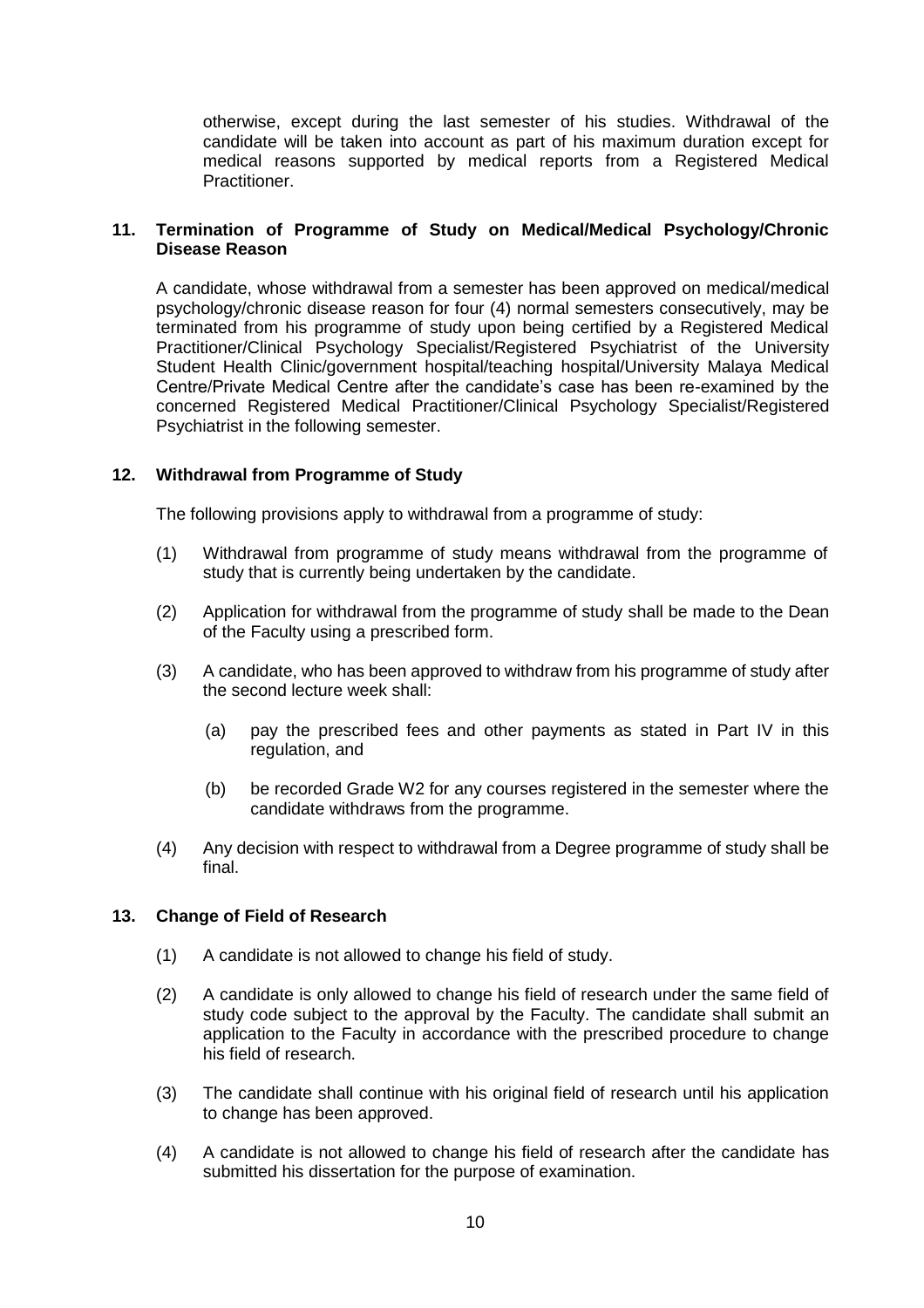otherwise, except during the last semester of his studies. Withdrawal of the candidate will be taken into account as part of his maximum duration except for medical reasons supported by medical reports from a Registered Medical Practitioner.

### 11. Termination of Programme of Study on Medical/Medical Psychology/Chronic Disease Reason

A candidate, whose withdrawal from a semester has been approved on medical/medical psychology/chronic disease reason for four (4) normal semesters consecutively, may be terminated from his programme of study upon being certified by a Registered Medical Practitioner/Clinical Psychology Specialist/Registered Psychiatrist of the University Student Health Clinic/government hospital/teaching hospital/University Malaya Medical Centre/Private Medical Centre after the candidate's case has been re-examined by the concerned Registered Medical Practitioner/Clinical Psychology Specialist/Registered Psychiatrist in the following semester.

### 12. Withdrawal from Programme of Study

The following provisions apply to withdrawal from a programme of study:

(1) Withdrawal from programme of study means withdrawal from the programme of study that is currently being undertaken by the candidate.

(2) Application for withdrawal from the programme of study shall be made to the Dean of the Faculty using a prescribed form.

(3) A candidate, who has been approved to withdraw from his programme of study after the second lecture week shall:

   (a) pay the prescribed fees and other payments as stated in Part IV in this regulation, and

   (b) be recorded Grade W2 for any courses registered in the semester where the candidate withdraws from the programme.

(4) Any decision with respect to withdrawal from a Degree programme of study shall be final.

### 13. Change of Field of Research

(1) A candidate is not allowed to change his field of study.

(2) A candidate is only allowed to change his field of research under the same field of study code subject to the approval by the Faculty. The candidate shall submit an application to the Faculty in accordance with the prescribed procedure to change his field of research.

(3) The candidate shall continue with his original field of research until his application to change has been approved.

(4) A candidate is not allowed to change his field of research after the candidate has submitted his dissertation for the purpose of examination.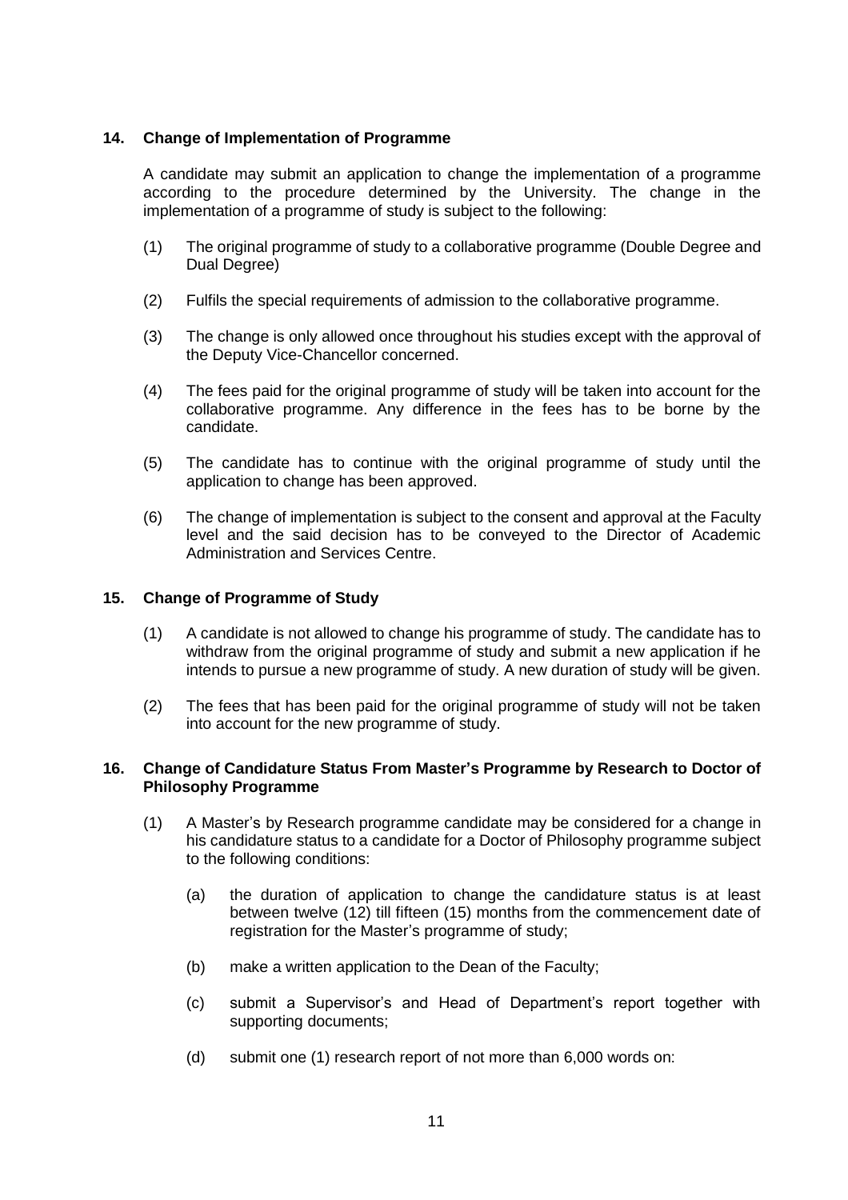### 14. Change of Implementation of Programme

A candidate may submit an application to change the implementation of a programme according to the procedure determined by the University. The change in the implementation of a programme of study is subject to the following:

(1) The original programme of study to a collaborative programme (Double Degree and Dual Degree)

(2) Fulfils the special requirements of admission to the collaborative programme.

(3) The change is only allowed once throughout his studies except with the approval of the Deputy Vice-Chancellor concerned.

(4) The fees paid for the original programme of study will be taken into account for the collaborative programme. Any difference in the fees has to be borne by the candidate.

(5) The candidate has to continue with the original programme of study until the application to change has been approved.

(6) The change of implementation is subject to the consent and approval at the Faculty level and the said decision has to be conveyed to the Director of Academic Administration and Services Centre.

### 15. Change of Programme of Study

(1) A candidate is not allowed to change his programme of study. The candidate has to withdraw from the original programme of study and submit a new application if he intends to pursue a new programme of study. A new duration of study will be given.

(2) The fees that has been paid for the original programme of study will not be taken into account for the new programme of study.

### 16. Change of Candidature Status From Master's Programme by Research to Doctor of Philosophy Programme

(1) A Master's by Research programme candidate may be considered for a change in his candidature status to a candidate for a Doctor of Philosophy programme subject to the following conditions:

   (a) the duration of application to change the candidature status is at least between twelve (12) till fifteen (15) months from the commencement date of registration for the Master's programme of study;

   (b) make a written application to the Dean of the Faculty;

   (c) submit a Supervisor's and Head of Department's report together with supporting documents;

   (d) submit one (1) research report of not more than 6,000 words on: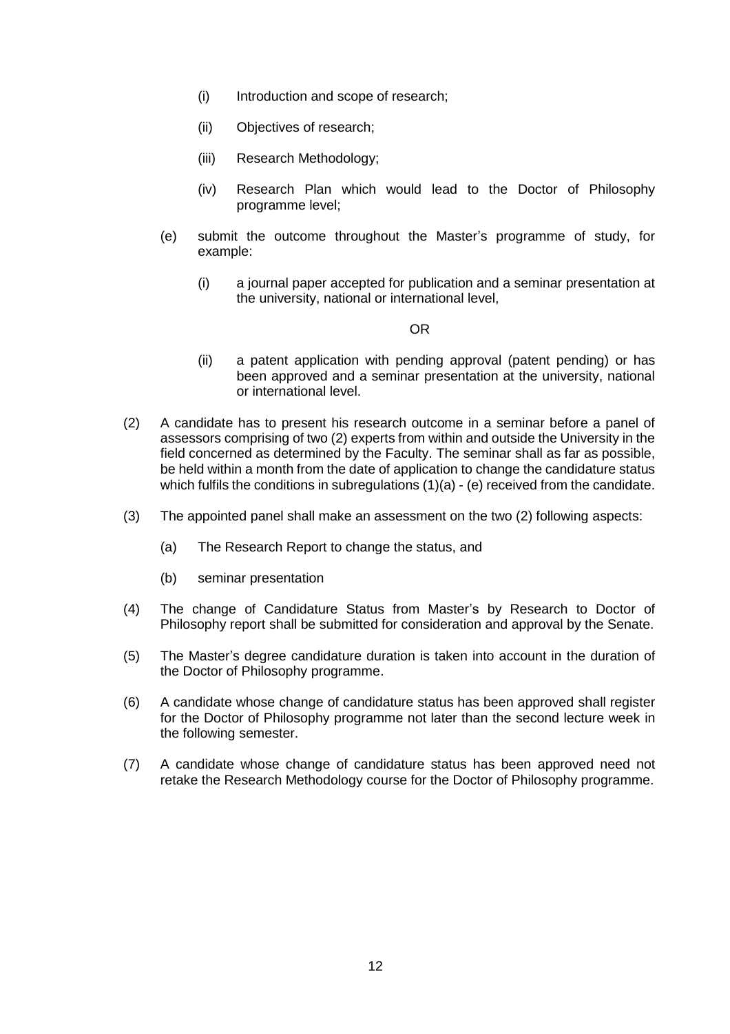(i) Introduction and scope of research;

(ii) Objectives of research;

(iii) Research Methodology;

(iv) Research Plan which would lead to the Doctor of Philosophy programme level;

(e) submit the outcome throughout the Master's programme of study, for example:

(i) a journal paper accepted for publication and a seminar presentation at the university, national or international level,

OR

(ii) a patent application with pending approval (patent pending) or has been approved and a seminar presentation at the university, national or international level.

(2) A candidate has to present his research outcome in a seminar before a panel of assessors comprising of two (2) experts from within and outside the University in the field concerned as determined by the Faculty. The seminar shall as far as possible, be held within a month from the date of application to change the candidature status which fulfils the conditions in subregulations (1)(a) - (e) received from the candidate.

(3) The appointed panel shall make an assessment on the two (2) following aspects:

(a) The Research Report to change the status, and

(b) seminar presentation

(4) The change of Candidature Status from Master's by Research to Doctor of Philosophy report shall be submitted for consideration and approval by the Senate.

(5) The Master's degree candidature duration is taken into account in the duration of the Doctor of Philosophy programme.

(6) A candidate whose change of candidature status has been approved shall register for the Doctor of Philosophy programme not later than the second lecture week in the following semester.

(7) A candidate whose change of candidature status has been approved need not retake the Research Methodology course for the Doctor of Philosophy programme.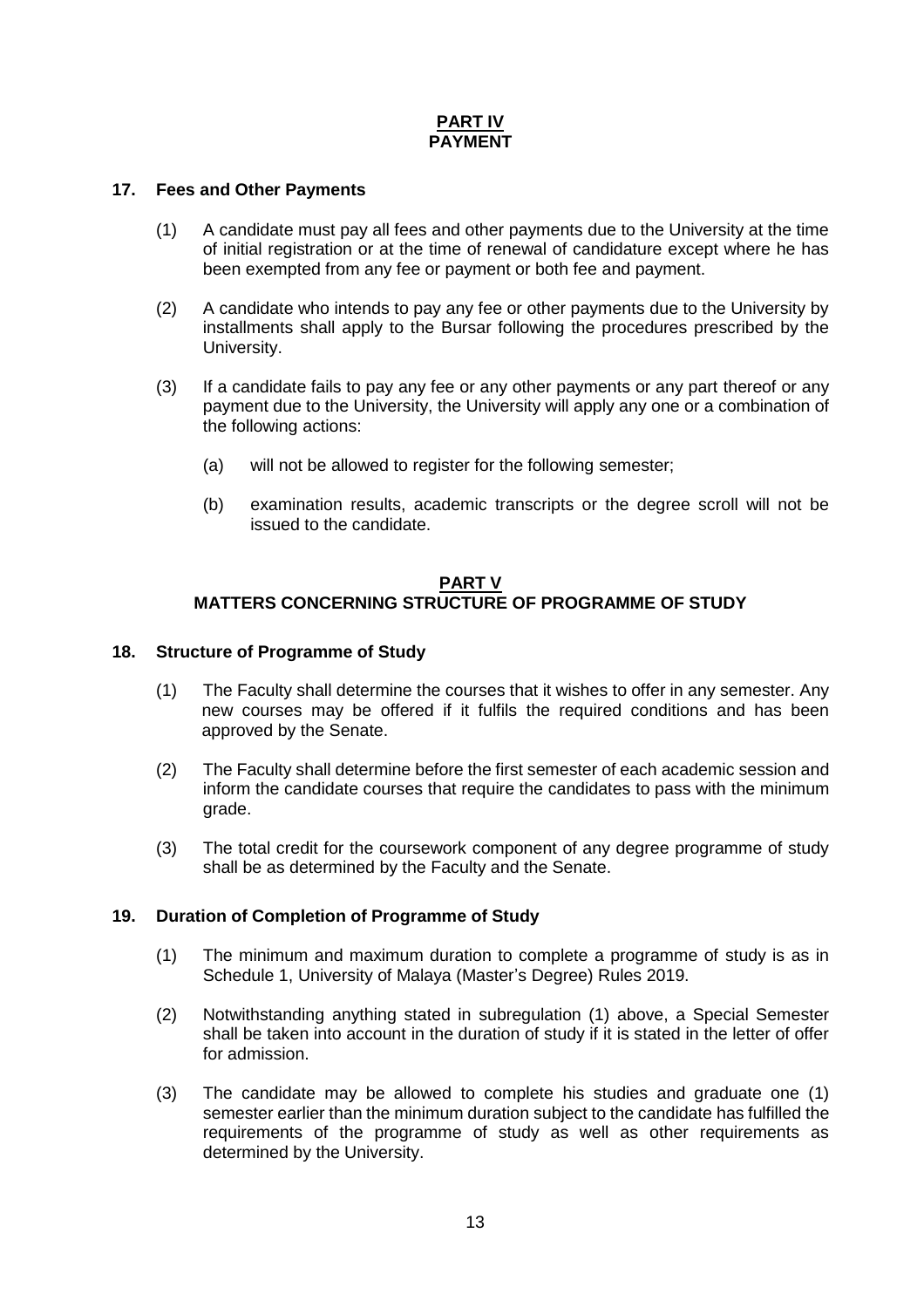## PART IV
## PAYMENT

### 17. Fees and Other Payments

(1) A candidate must pay all fees and other payments due to the University at the time of initial registration or at the time of renewal of candidature except where he has been exempted from any fee or payment or both fee and payment.

(2) A candidate who intends to pay any fee or other payments due to the University by installments shall apply to the Bursar following the procedures prescribed by the University.

(3) If a candidate fails to pay any fee or any other payments or any part thereof or any payment due to the University, the University will apply any one or a combination of the following actions:

(a) will not be allowed to register for the following semester;

(b) examination results, academic transcripts or the degree scroll will not be issued to the candidate.

## PART V
## MATTERS CONCERNING STRUCTURE OF PROGRAMME OF STUDY

### 18. Structure of Programme of Study

(1) The Faculty shall determine the courses that it wishes to offer in any semester. Any new courses may be offered if it fulfils the required conditions and has been approved by the Senate.

(2) The Faculty shall determine before the first semester of each academic session and inform the candidate courses that require the candidates to pass with the minimum grade.

(3) The total credit for the coursework component of any degree programme of study shall be as determined by the Faculty and the Senate.

### 19. Duration of Completion of Programme of Study

(1) The minimum and maximum duration to complete a programme of study is as in Schedule 1, University of Malaya (Master's Degree) Rules 2019.

(2) Notwithstanding anything stated in subregulation (1) above, a Special Semester shall be taken into account in the duration of study if it is stated in the letter of offer for admission.

(3) The candidate may be allowed to complete his studies and graduate one (1) semester earlier than the minimum duration subject to the candidate has fulfilled the requirements of the programme of study as well as other requirements as determined by the University.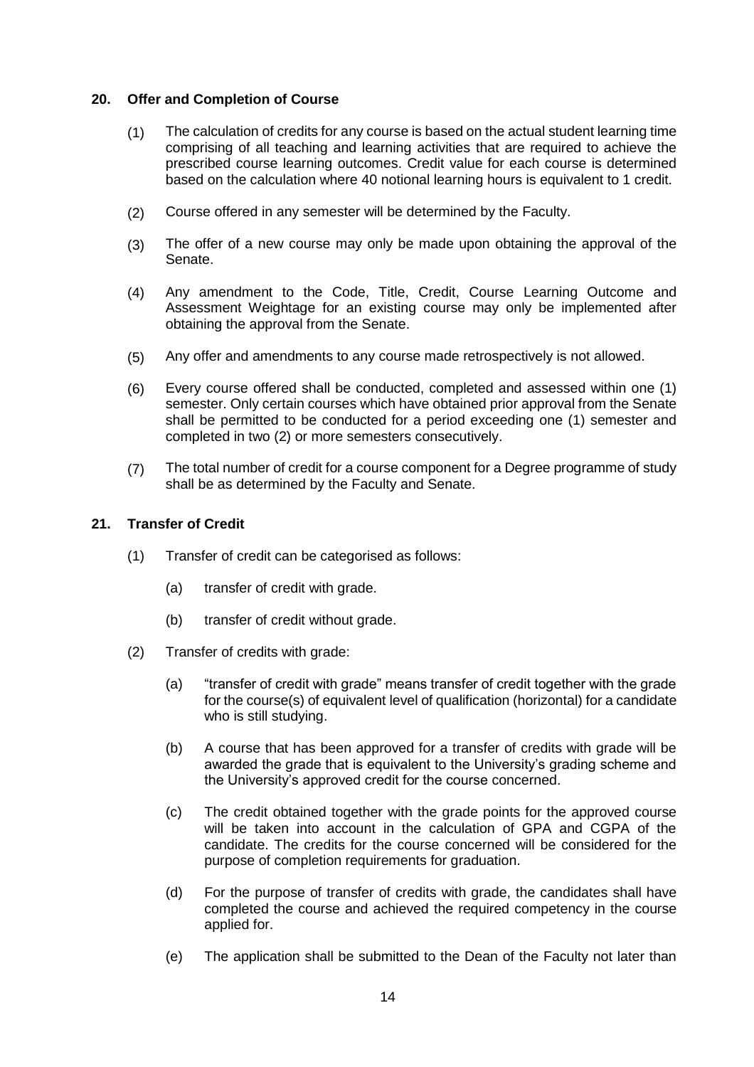## 20. Offer and Completion of Course

(1) The calculation of credits for any course is based on the actual student learning time comprising of all teaching and learning activities that are required to achieve the prescribed course learning outcomes. Credit value for each course is determined based on the calculation where 40 notional learning hours is equivalent to 1 credit.

(2) Course offered in any semester will be determined by the Faculty.

(3) The offer of a new course may only be made upon obtaining the approval of the Senate.

(4) Any amendment to the Code, Title, Credit, Course Learning Outcome and Assessment Weightage for an existing course may only be implemented after obtaining the approval from the Senate.

(5) Any offer and amendments to any course made retrospectively is not allowed.

(6) Every course offered shall be conducted, completed and assessed within one (1) semester. Only certain courses which have obtained prior approval from the Senate shall be permitted to be conducted for a period exceeding one (1) semester and completed in two (2) or more semesters consecutively.

(7) The total number of credit for a course component for a Degree programme of study shall be as determined by the Faculty and Senate.

## 21. Transfer of Credit

(1) Transfer of credit can be categorised as follows:

  (a) transfer of credit with grade.

  (b) transfer of credit without grade.

(2) Transfer of credits with grade:

  (a) "transfer of credit with grade" means transfer of credit together with the grade for the course(s) of equivalent level of qualification (horizontal) for a candidate who is still studying.

  (b) A course that has been approved for a transfer of credits with grade will be awarded the grade that is equivalent to the University's grading scheme and the University's approved credit for the course concerned.

  (c) The credit obtained together with the grade points for the approved course will be taken into account in the calculation of GPA and CGPA of the candidate. The credits for the course concerned will be considered for the purpose of completion requirements for graduation.

  (d) For the purpose of transfer of credits with grade, the candidates shall have completed the course and achieved the required competency in the course applied for.

  (e) The application shall be submitted to the Dean of the Faculty not later than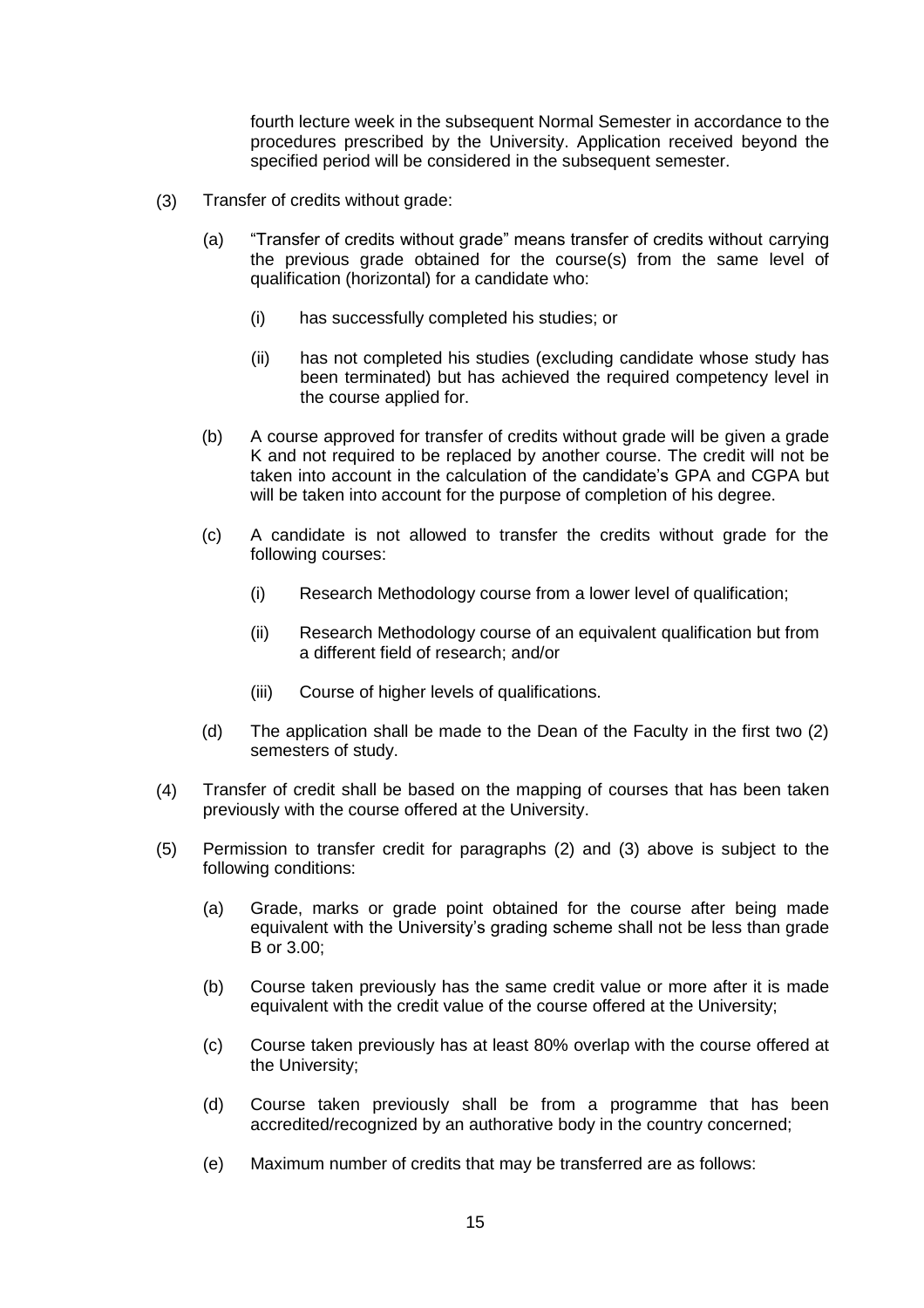fourth lecture week in the subsequent Normal Semester in accordance to the procedures prescribed by the University. Application received beyond the specified period will be considered in the subsequent semester.

(3) Transfer of credits without grade:

(a) "Transfer of credits without grade" means transfer of credits without carrying the previous grade obtained for the course(s) from the same level of qualification (horizontal) for a candidate who:

(i) has successfully completed his studies; or

(ii) has not completed his studies (excluding candidate whose study has been terminated) but has achieved the required competency level in the course applied for.

(b) A course approved for transfer of credits without grade will be given a grade K and not required to be replaced by another course. The credit will not be taken into account in the calculation of the candidate's GPA and CGPA but will be taken into account for the purpose of completion of his degree.

(c) A candidate is not allowed to transfer the credits without grade for the following courses:

(i) Research Methodology course from a lower level of qualification;

(ii) Research Methodology course of an equivalent qualification but from a different field of research; and/or

(iii) Course of higher levels of qualifications.

(d) The application shall be made to the Dean of the Faculty in the first two (2) semesters of study.

(4) Transfer of credit shall be based on the mapping of courses that has been taken previously with the course offered at the University.

(5) Permission to transfer credit for paragraphs (2) and (3) above is subject to the following conditions:

(a) Grade, marks or grade point obtained for the course after being made equivalent with the University's grading scheme shall not be less than grade B or 3.00;

(b) Course taken previously has the same credit value or more after it is made equivalent with the credit value of the course offered at the University;

(c) Course taken previously has at least 80% overlap with the course offered at the University;

(d) Course taken previously shall be from a programme that has been accredited/recognized by an authorative body in the country concerned;

(e) Maximum number of credits that may be transferred are as follows: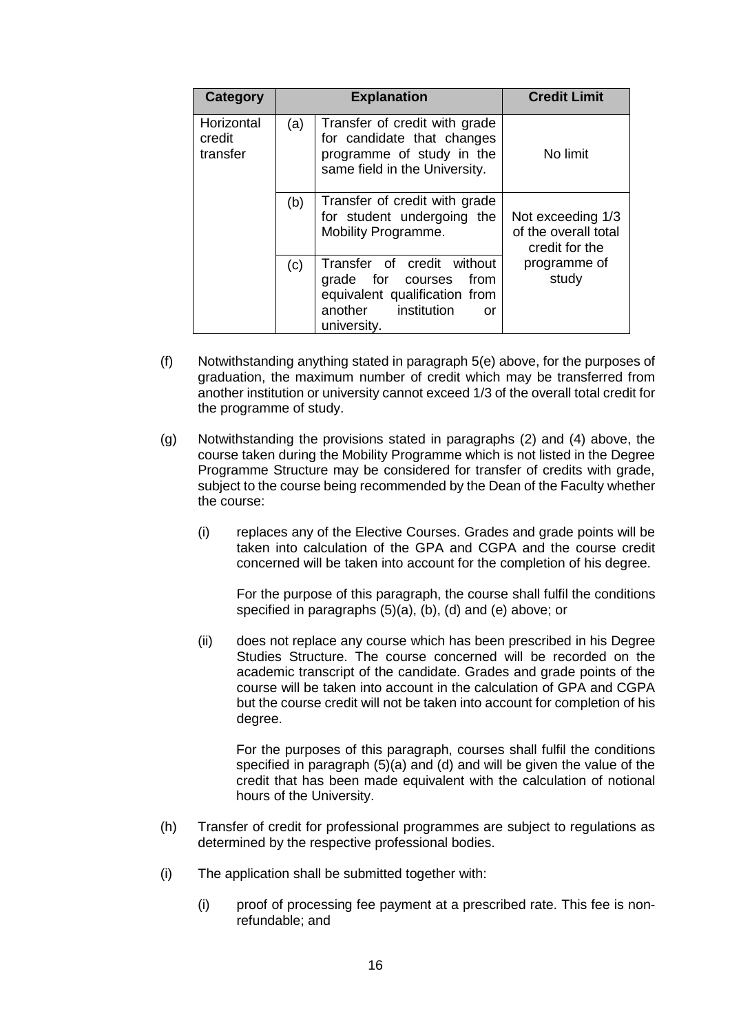| Category | Explanation | | Credit Limit |
|---|---|---|---|
| Horizontal credit transfer | (a) | Transfer of credit with grade for candidate that changes programme of study in the same field in the University. | No limit |
| | (b) | Transfer of credit with grade for student undergoing the Mobility Programme. | Not exceeding 1/3 of the overall total credit for the programme of study |
| | (c) | Transfer of credit without grade for courses from equivalent qualification from another institution or university. | |

(f) Notwithstanding anything stated in paragraph 5(e) above, for the purposes of graduation, the maximum number of credit which may be transferred from another institution or university cannot exceed 1/3 of the overall total credit for the programme of study.

(g) Notwithstanding the provisions stated in paragraphs (2) and (4) above, the course taken during the Mobility Programme which is not listed in the Degree Programme Structure may be considered for transfer of credits with grade, subject to the course being recommended by the Dean of the Faculty whether the course:

(i) replaces any of the Elective Courses. Grades and grade points will be taken into calculation of the GPA and CGPA and the course credit concerned will be taken into account for the completion of his degree.

For the purpose of this paragraph, the course shall fulfil the conditions specified in paragraphs (5)(a), (b), (d) and (e) above; or

(ii) does not replace any course which has been prescribed in his Degree Studies Structure. The course concerned will be recorded on the academic transcript of the candidate. Grades and grade points of the course will be taken into account in the calculation of GPA and CGPA but the course credit will not be taken into account for completion of his degree.

For the purposes of this paragraph, courses shall fulfil the conditions specified in paragraph (5)(a) and (d) and will be given the value of the credit that has been made equivalent with the calculation of notional hours of the University.

(h) Transfer of credit for professional programmes are subject to regulations as determined by the respective professional bodies.

(i) The application shall be submitted together with:

(i) proof of processing fee payment at a prescribed rate. This fee is non-refundable; and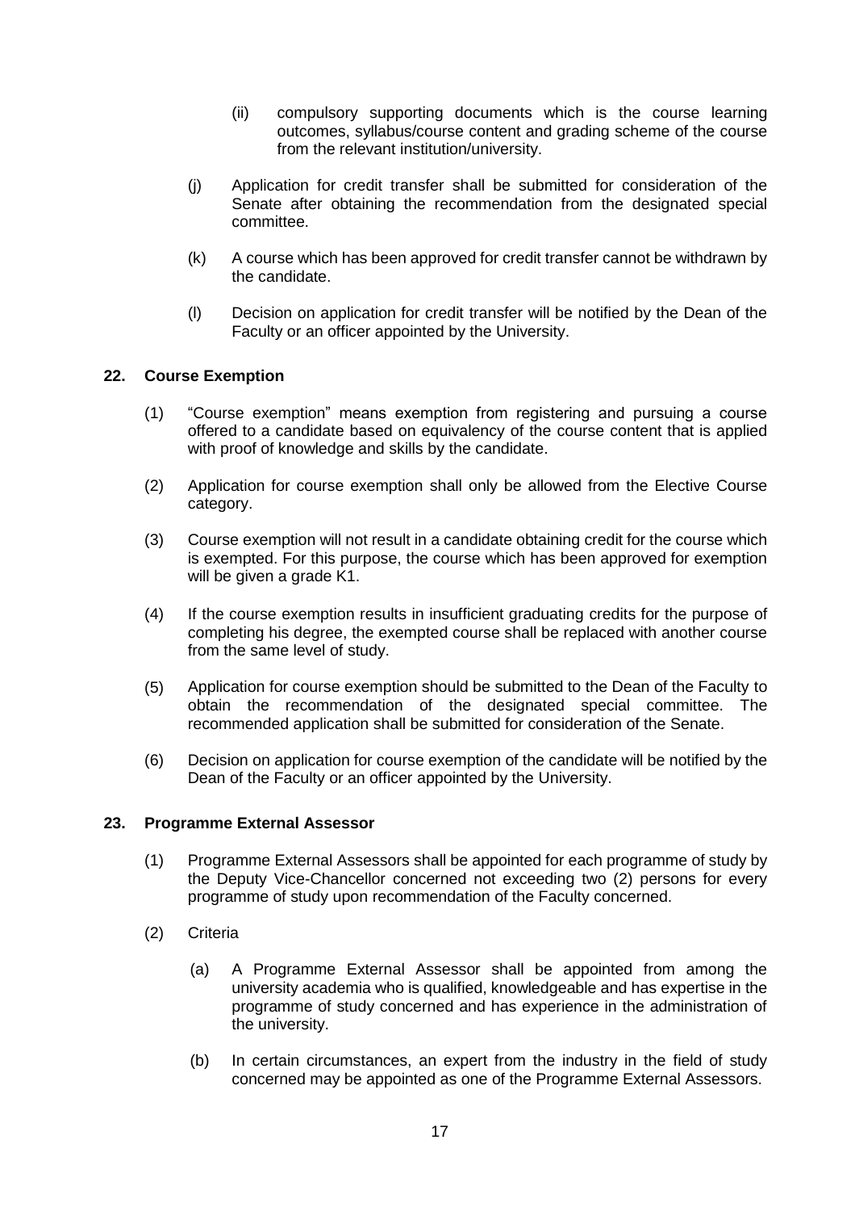(ii) compulsory supporting documents which is the course learning outcomes, syllabus/course content and grading scheme of the course from the relevant institution/university.

(j) Application for credit transfer shall be submitted for consideration of the Senate after obtaining the recommendation from the designated special committee.

(k) A course which has been approved for credit transfer cannot be withdrawn by the candidate.

(l) Decision on application for credit transfer will be notified by the Dean of the Faculty or an officer appointed by the University.

## 22. Course Exemption

(1) "Course exemption" means exemption from registering and pursuing a course offered to a candidate based on equivalency of the course content that is applied with proof of knowledge and skills by the candidate.

(2) Application for course exemption shall only be allowed from the Elective Course category.

(3) Course exemption will not result in a candidate obtaining credit for the course which is exempted. For this purpose, the course which has been approved for exemption will be given a grade K1.

(4) If the course exemption results in insufficient graduating credits for the purpose of completing his degree, the exempted course shall be replaced with another course from the same level of study.

(5) Application for course exemption should be submitted to the Dean of the Faculty to obtain the recommendation of the designated special committee. The recommended application shall be submitted for consideration of the Senate.

(6) Decision on application for course exemption of the candidate will be notified by the Dean of the Faculty or an officer appointed by the University.

## 23. Programme External Assessor

(1) Programme External Assessors shall be appointed for each programme of study by the Deputy Vice-Chancellor concerned not exceeding two (2) persons for every programme of study upon recommendation of the Faculty concerned.

(2) Criteria

(a) A Programme External Assessor shall be appointed from among the university academia who is qualified, knowledgeable and has expertise in the programme of study concerned and has experience in the administration of the university.

(b) In certain circumstances, an expert from the industry in the field of study concerned may be appointed as one of the Programme External Assessors.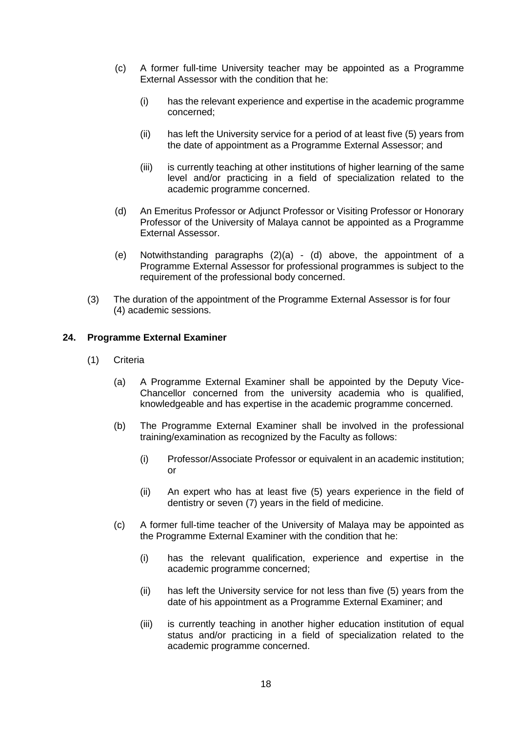(c) A former full-time University teacher may be appointed as a Programme External Assessor with the condition that he:

   (i) has the relevant experience and expertise in the academic programme concerned;

   (ii) has left the University service for a period of at least five (5) years from the date of appointment as a Programme External Assessor; and

   (iii) is currently teaching at other institutions of higher learning of the same level and/or practicing in a field of specialization related to the academic programme concerned.

(d) An Emeritus Professor or Adjunct Professor or Visiting Professor or Honorary Professor of the University of Malaya cannot be appointed as a Programme External Assessor.

(e) Notwithstanding paragraphs (2)(a) - (d) above, the appointment of a Programme External Assessor for professional programmes is subject to the requirement of the professional body concerned.

(3) The duration of the appointment of the Programme External Assessor is for four (4) academic sessions.

**24. Programme External Examiner**

(1) Criteria

(a) A Programme External Examiner shall be appointed by the Deputy Vice-Chancellor concerned from the university academia who is qualified, knowledgeable and has expertise in the academic programme concerned.

(b) The Programme External Examiner shall be involved in the professional training/examination as recognized by the Faculty as follows:

   (i) Professor/Associate Professor or equivalent in an academic institution; or

   (ii) An expert who has at least five (5) years experience in the field of dentistry or seven (7) years in the field of medicine.

(c) A former full-time teacher of the University of Malaya may be appointed as the Programme External Examiner with the condition that he:

   (i) has the relevant qualification, experience and expertise in the academic programme concerned;

   (ii) has left the University service for not less than five (5) years from the date of his appointment as a Programme External Examiner; and

   (iii) is currently teaching in another higher education institution of equal status and/or practicing in a field of specialization related to the academic programme concerned.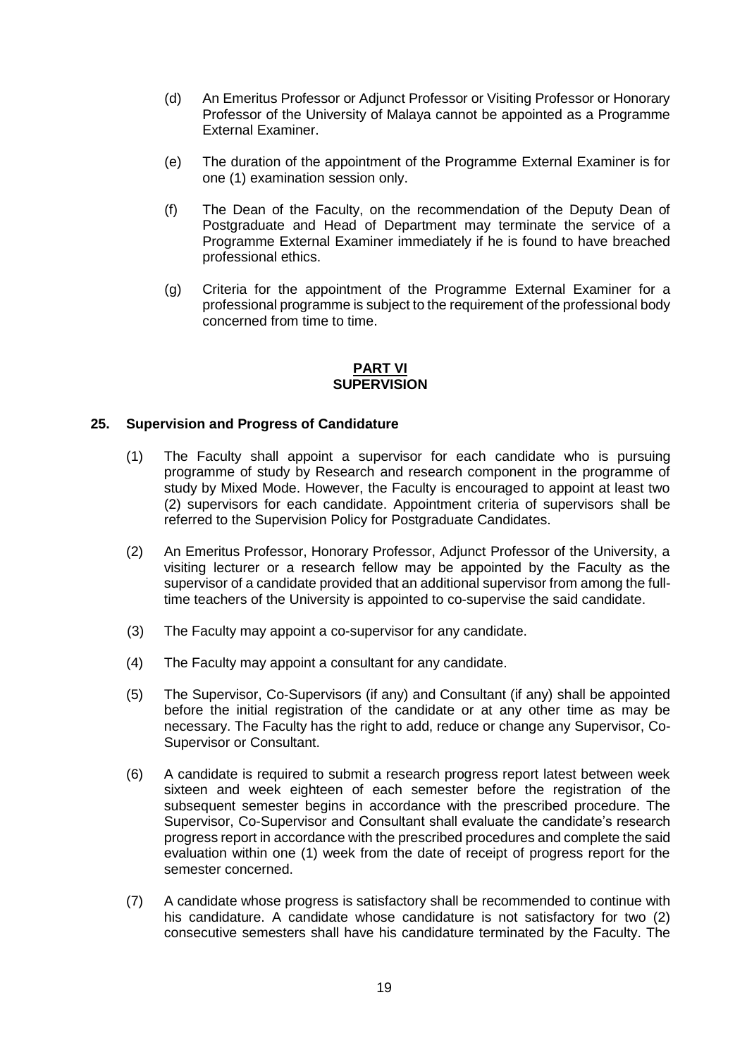(d) An Emeritus Professor or Adjunct Professor or Visiting Professor or Honorary Professor of the University of Malaya cannot be appointed as a Programme External Examiner.

(e) The duration of the appointment of the Programme External Examiner is for one (1) examination session only.

(f) The Dean of the Faculty, on the recommendation of the Deputy Dean of Postgraduate and Head of Department may terminate the service of a Programme External Examiner immediately if he is found to have breached professional ethics.

(g) Criteria for the appointment of the Programme External Examiner for a professional programme is subject to the requirement of the professional body concerned from time to time.

## PART VI
## SUPERVISION

### 25. Supervision and Progress of Candidature

(1) The Faculty shall appoint a supervisor for each candidate who is pursuing programme of study by Research and research component in the programme of study by Mixed Mode. However, the Faculty is encouraged to appoint at least two (2) supervisors for each candidate. Appointment criteria of supervisors shall be referred to the Supervision Policy for Postgraduate Candidates.

(2) An Emeritus Professor, Honorary Professor, Adjunct Professor of the University, a visiting lecturer or a research fellow may be appointed by the Faculty as the supervisor of a candidate provided that an additional supervisor from among the full-time teachers of the University is appointed to co-supervise the said candidate.

(3) The Faculty may appoint a co-supervisor for any candidate.

(4) The Faculty may appoint a consultant for any candidate.

(5) The Supervisor, Co-Supervisors (if any) and Consultant (if any) shall be appointed before the initial registration of the candidate or at any other time as may be necessary. The Faculty has the right to add, reduce or change any Supervisor, Co-Supervisor or Consultant.

(6) A candidate is required to submit a research progress report latest between week sixteen and week eighteen of each semester before the registration of the subsequent semester begins in accordance with the prescribed procedure. The Supervisor, Co-Supervisor and Consultant shall evaluate the candidate's research progress report in accordance with the prescribed procedures and complete the said evaluation within one (1) week from the date of receipt of progress report for the semester concerned.

(7) A candidate whose progress is satisfactory shall be recommended to continue with his candidature. A candidate whose candidature is not satisfactory for two (2) consecutive semesters shall have his candidature terminated by the Faculty. The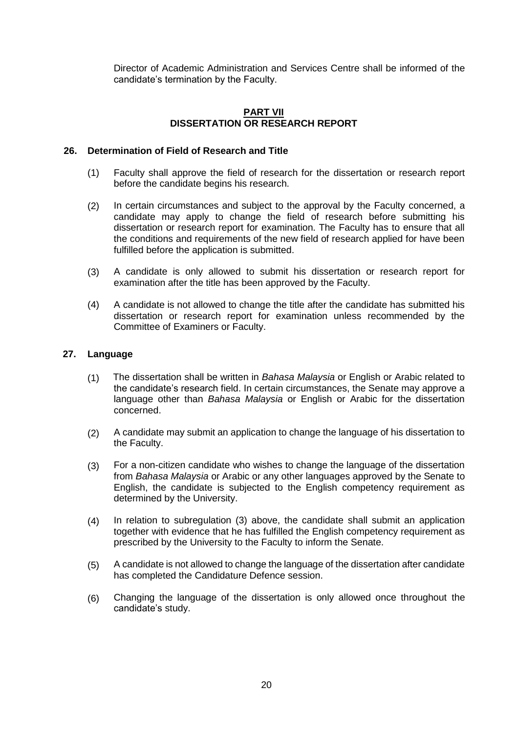Director of Academic Administration and Services Centre shall be informed of the candidate's termination by the Faculty.

## PART VII
## DISSERTATION OR RESEARCH REPORT

### 26. Determination of Field of Research and Title

(1) Faculty shall approve the field of research for the dissertation or research report before the candidate begins his research.

(2) In certain circumstances and subject to the approval by the Faculty concerned, a candidate may apply to change the field of research before submitting his dissertation or research report for examination. The Faculty has to ensure that all the conditions and requirements of the new field of research applied for have been fulfilled before the application is submitted.

(3) A candidate is only allowed to submit his dissertation or research report for examination after the title has been approved by the Faculty.

(4) A candidate is not allowed to change the title after the candidate has submitted his dissertation or research report for examination unless recommended by the Committee of Examiners or Faculty.

### 27. Language

(1) The dissertation shall be written in *Bahasa Malaysia* or English or Arabic related to the candidate's research field. In certain circumstances, the Senate may approve a language other than *Bahasa Malaysia* or English or Arabic for the dissertation concerned.

(2) A candidate may submit an application to change the language of his dissertation to the Faculty.

(3) For a non-citizen candidate who wishes to change the language of the dissertation from *Bahasa Malaysia* or Arabic or any other languages approved by the Senate to English, the candidate is subjected to the English competency requirement as determined by the University.

(4) In relation to subregulation (3) above, the candidate shall submit an application together with evidence that he has fulfilled the English competency requirement as prescribed by the University to the Faculty to inform the Senate.

(5) A candidate is not allowed to change the language of the dissertation after candidate has completed the Candidature Defence session.

(6) Changing the language of the dissertation is only allowed once throughout the candidate's study.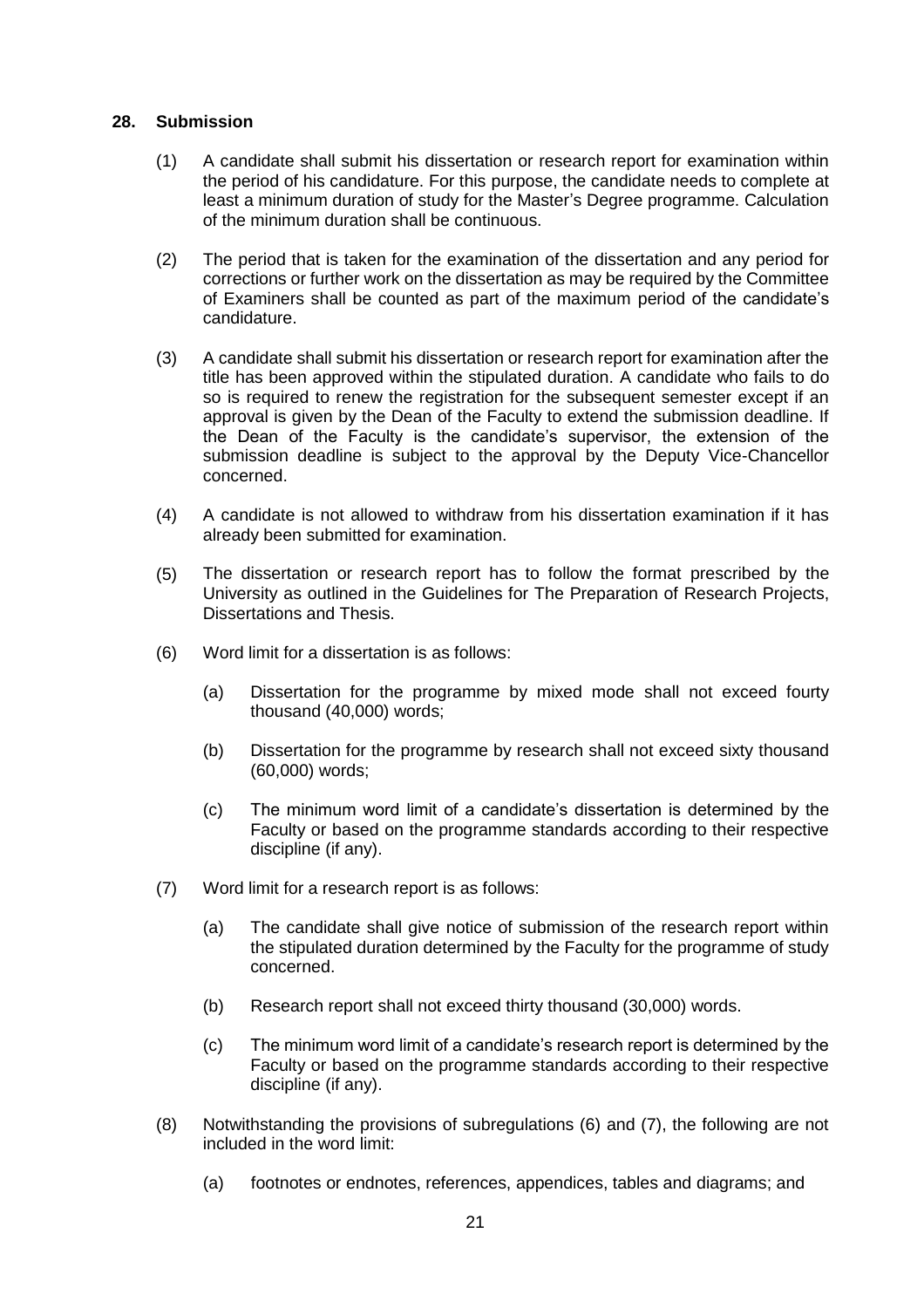## 28. Submission

(1) A candidate shall submit his dissertation or research report for examination within the period of his candidature. For this purpose, the candidate needs to complete at least a minimum duration of study for the Master's Degree programme. Calculation of the minimum duration shall be continuous.

(2) The period that is taken for the examination of the dissertation and any period for corrections or further work on the dissertation as may be required by the Committee of Examiners shall be counted as part of the maximum period of the candidate's candidature.

(3) A candidate shall submit his dissertation or research report for examination after the title has been approved within the stipulated duration. A candidate who fails to do so is required to renew the registration for the subsequent semester except if an approval is given by the Dean of the Faculty to extend the submission deadline. If the Dean of the Faculty is the candidate's supervisor, the extension of the submission deadline is subject to the approval by the Deputy Vice-Chancellor concerned.

(4) A candidate is not allowed to withdraw from his dissertation examination if it has already been submitted for examination.

(5) The dissertation or research report has to follow the format prescribed by the University as outlined in the Guidelines for The Preparation of Research Projects, Dissertations and Thesis.

(6) Word limit for a dissertation is as follows:

   (a) Dissertation for the programme by mixed mode shall not exceed fourty thousand (40,000) words;

   (b) Dissertation for the programme by research shall not exceed sixty thousand (60,000) words;

   (c) The minimum word limit of a candidate's dissertation is determined by the Faculty or based on the programme standards according to their respective discipline (if any).

(7) Word limit for a research report is as follows:

   (a) The candidate shall give notice of submission of the research report within the stipulated duration determined by the Faculty for the programme of study concerned.

   (b) Research report shall not exceed thirty thousand (30,000) words.

   (c) The minimum word limit of a candidate's research report is determined by the Faculty or based on the programme standards according to their respective discipline (if any).

(8) Notwithstanding the provisions of subregulations (6) and (7), the following are not included in the word limit:

   (a) footnotes or endnotes, references, appendices, tables and diagrams; and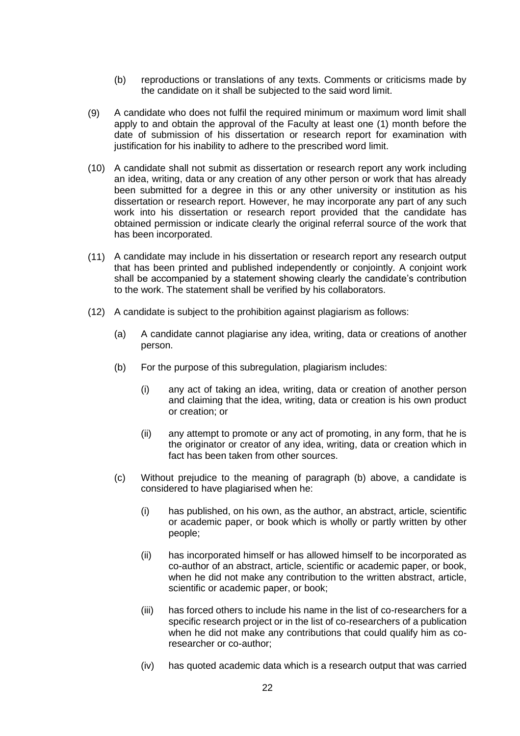(b) reproductions or translations of any texts. Comments or criticisms made by the candidate on it shall be subjected to the said word limit.

(9) A candidate who does not fulfil the required minimum or maximum word limit shall apply to and obtain the approval of the Faculty at least one (1) month before the date of submission of his dissertation or research report for examination with justification for his inability to adhere to the prescribed word limit.

(10) A candidate shall not submit as dissertation or research report any work including an idea, writing, data or any creation of any other person or work that has already been submitted for a degree in this or any other university or institution as his dissertation or research report. However, he may incorporate any part of any such work into his dissertation or research report provided that the candidate has obtained permission or indicate clearly the original referral source of the work that has been incorporated.

(11) A candidate may include in his dissertation or research report any research output that has been printed and published independently or conjointly. A conjoint work shall be accompanied by a statement showing clearly the candidate's contribution to the work. The statement shall be verified by his collaborators.

(12) A candidate is subject to the prohibition against plagiarism as follows:

(a) A candidate cannot plagiarise any idea, writing, data or creations of another person.

(b) For the purpose of this subregulation, plagiarism includes:

(i) any act of taking an idea, writing, data or creation of another person and claiming that the idea, writing, data or creation is his own product or creation; or

(ii) any attempt to promote or any act of promoting, in any form, that he is the originator or creator of any idea, writing, data or creation which in fact has been taken from other sources.

(c) Without prejudice to the meaning of paragraph (b) above, a candidate is considered to have plagiarised when he:

(i) has published, on his own, as the author, an abstract, article, scientific or academic paper, or book which is wholly or partly written by other people;

(ii) has incorporated himself or has allowed himself to be incorporated as co-author of an abstract, article, scientific or academic paper, or book, when he did not make any contribution to the written abstract, article, scientific or academic paper, or book;

(iii) has forced others to include his name in the list of co-researchers for a specific research project or in the list of co-researchers of a publication when he did not make any contributions that could qualify him as co-researcher or co-author;

(iv) has quoted academic data which is a research output that was carried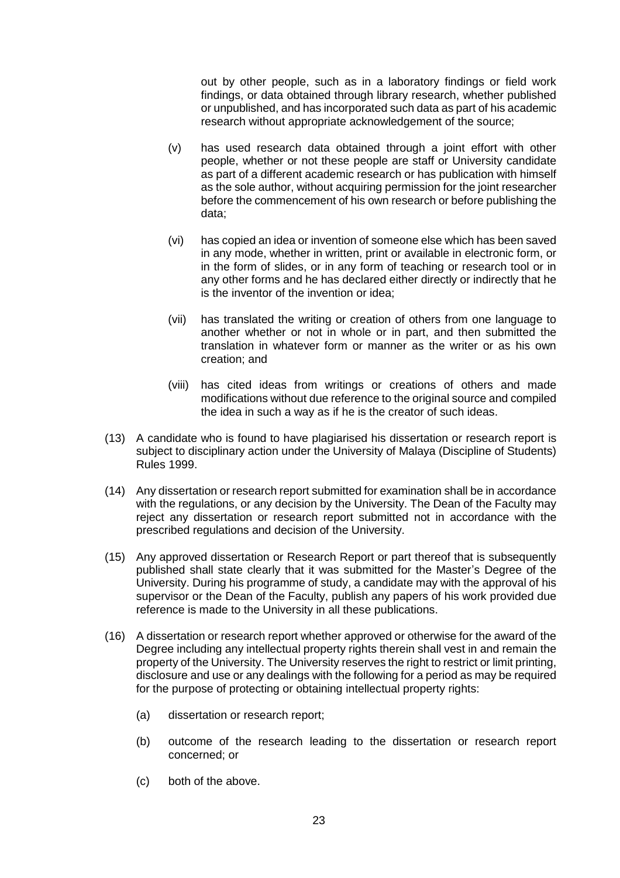out by other people, such as in a laboratory findings or field work findings, or data obtained through library research, whether published or unpublished, and has incorporated such data as part of his academic research without appropriate acknowledgement of the source;

(v) has used research data obtained through a joint effort with other people, whether or not these people are staff or University candidate as part of a different academic research or has publication with himself as the sole author, without acquiring permission for the joint researcher before the commencement of his own research or before publishing the data;

(vi) has copied an idea or invention of someone else which has been saved in any mode, whether in written, print or available in electronic form, or in the form of slides, or in any form of teaching or research tool or in any other forms and he has declared either directly or indirectly that he is the inventor of the invention or idea;

(vii) has translated the writing or creation of others from one language to another whether or not in whole or in part, and then submitted the translation in whatever form or manner as the writer or as his own creation; and

(viii) has cited ideas from writings or creations of others and made modifications without due reference to the original source and compiled the idea in such a way as if he is the creator of such ideas.

(13) A candidate who is found to have plagiarised his dissertation or research report is subject to disciplinary action under the University of Malaya (Discipline of Students) Rules 1999.

(14) Any dissertation or research report submitted for examination shall be in accordance with the regulations, or any decision by the University. The Dean of the Faculty may reject any dissertation or research report submitted not in accordance with the prescribed regulations and decision of the University.

(15) Any approved dissertation or Research Report or part thereof that is subsequently published shall state clearly that it was submitted for the Master's Degree of the University. During his programme of study, a candidate may with the approval of his supervisor or the Dean of the Faculty, publish any papers of his work provided due reference is made to the University in all these publications.

(16) A dissertation or research report whether approved or otherwise for the award of the Degree including any intellectual property rights therein shall vest in and remain the property of the University. The University reserves the right to restrict or limit printing, disclosure and use or any dealings with the following for a period as may be required for the purpose of protecting or obtaining intellectual property rights:

(a) dissertation or research report;

(b) outcome of the research leading to the dissertation or research report concerned; or

(c) both of the above.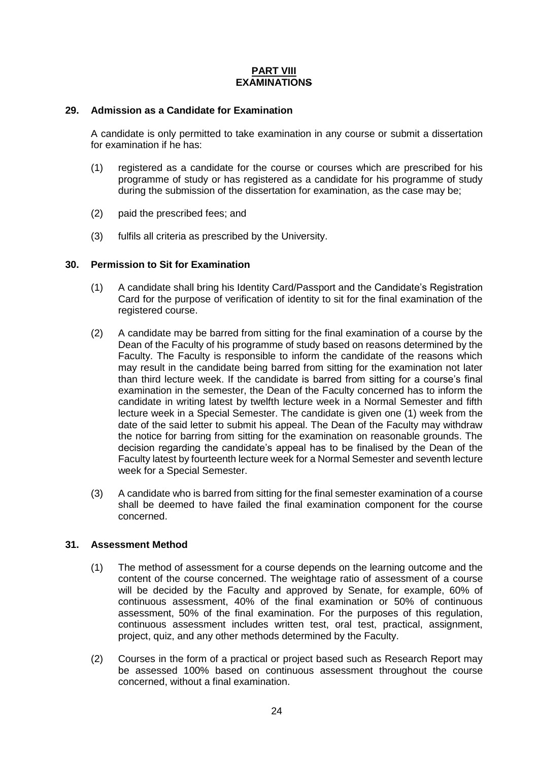# PART VIII
# EXAMINATIONS

## 29. Admission as a Candidate for Examination

A candidate is only permitted to take examination in any course or submit a dissertation for examination if he has:

(1) registered as a candidate for the course or courses which are prescribed for his programme of study or has registered as a candidate for his programme of study during the submission of the dissertation for examination, as the case may be;

(2) paid the prescribed fees; and

(3) fulfils all criteria as prescribed by the University.

## 30. Permission to Sit for Examination

(1) A candidate shall bring his Identity Card/Passport and the Candidate's Registration Card for the purpose of verification of identity to sit for the final examination of the registered course.

(2) A candidate may be barred from sitting for the final examination of a course by the Dean of the Faculty of his programme of study based on reasons determined by the Faculty. The Faculty is responsible to inform the candidate of the reasons which may result in the candidate being barred from sitting for the examination not later than third lecture week. If the candidate is barred from sitting for a course's final examination in the semester, the Dean of the Faculty concerned has to inform the candidate in writing latest by twelfth lecture week in a Normal Semester and fifth lecture week in a Special Semester. The candidate is given one (1) week from the date of the said letter to submit his appeal. The Dean of the Faculty may withdraw the notice for barring from sitting for the examination on reasonable grounds. The decision regarding the candidate's appeal has to be finalised by the Dean of the Faculty latest by fourteenth lecture week for a Normal Semester and seventh lecture week for a Special Semester.

(3) A candidate who is barred from sitting for the final semester examination of a course shall be deemed to have failed the final examination component for the course concerned.

## 31. Assessment Method

(1) The method of assessment for a course depends on the learning outcome and the content of the course concerned. The weightage ratio of assessment of a course will be decided by the Faculty and approved by Senate, for example, 60% of continuous assessment, 40% of the final examination or 50% of continuous assessment, 50% of the final examination. For the purposes of this regulation, continuous assessment includes written test, oral test, practical, assignment, project, quiz, and any other methods determined by the Faculty.

(2) Courses in the form of a practical or project based such as Research Report may be assessed 100% based on continuous assessment throughout the course concerned, without a final examination.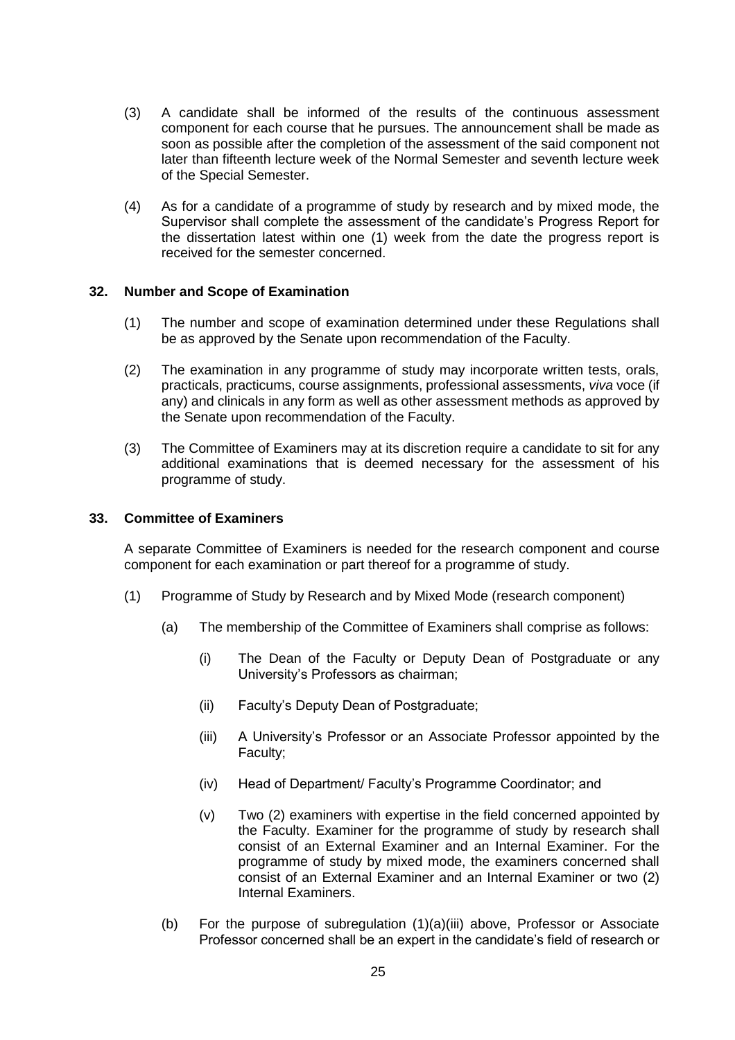(3) A candidate shall be informed of the results of the continuous assessment component for each course that he pursues. The announcement shall be made as soon as possible after the completion of the assessment of the said component not later than fifteenth lecture week of the Normal Semester and seventh lecture week of the Special Semester.

(4) As for a candidate of a programme of study by research and by mixed mode, the Supervisor shall complete the assessment of the candidate's Progress Report for the dissertation latest within one (1) week from the date the progress report is received for the semester concerned.

## 32. Number and Scope of Examination

(1) The number and scope of examination determined under these Regulations shall be as approved by the Senate upon recommendation of the Faculty.

(2) The examination in any programme of study may incorporate written tests, orals, practicals, practicums, course assignments, professional assessments, *viva* voce (if any) and clinicals in any form as well as other assessment methods as approved by the Senate upon recommendation of the Faculty.

(3) The Committee of Examiners may at its discretion require a candidate to sit for any additional examinations that is deemed necessary for the assessment of his programme of study.

## 33. Committee of Examiners

A separate Committee of Examiners is needed for the research component and course component for each examination or part thereof for a programme of study.

(1) Programme of Study by Research and by Mixed Mode (research component)

(a) The membership of the Committee of Examiners shall comprise as follows:

(i) The Dean of the Faculty or Deputy Dean of Postgraduate or any University's Professors as chairman;

(ii) Faculty's Deputy Dean of Postgraduate;

(iii) A University's Professor or an Associate Professor appointed by the Faculty;

(iv) Head of Department/ Faculty's Programme Coordinator; and

(v) Two (2) examiners with expertise in the field concerned appointed by the Faculty. Examiner for the programme of study by research shall consist of an External Examiner and an Internal Examiner. For the programme of study by mixed mode, the examiners concerned shall consist of an External Examiner and an Internal Examiner or two (2) Internal Examiners.

(b) For the purpose of subregulation (1)(a)(iii) above, Professor or Associate Professor concerned shall be an expert in the candidate's field of research or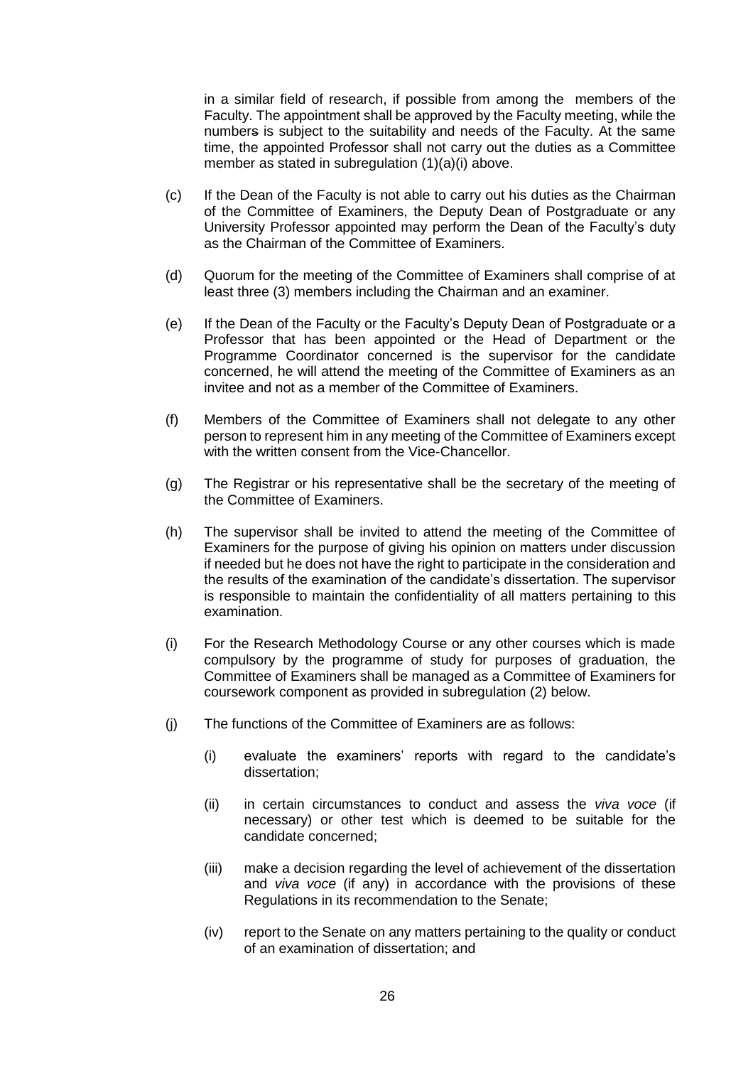in a similar field of research, if possible from among the members of the Faculty. The appointment shall be approved by the Faculty meeting, while the numbers is subject to the suitability and needs of the Faculty. At the same time, the appointed Professor shall not carry out the duties as a Committee member as stated in subregulation (1)(a)(i) above.

(c) If the Dean of the Faculty is not able to carry out his duties as the Chairman of the Committee of Examiners, the Deputy Dean of Postgraduate or any University Professor appointed may perform the Dean of the Faculty's duty as the Chairman of the Committee of Examiners.

(d) Quorum for the meeting of the Committee of Examiners shall comprise of at least three (3) members including the Chairman and an examiner.

(e) If the Dean of the Faculty or the Faculty's Deputy Dean of Postgraduate or a Professor that has been appointed or the Head of Department or the Programme Coordinator concerned is the supervisor for the candidate concerned, he will attend the meeting of the Committee of Examiners as an invitee and not as a member of the Committee of Examiners.

(f) Members of the Committee of Examiners shall not delegate to any other person to represent him in any meeting of the Committee of Examiners except with the written consent from the Vice-Chancellor.

(g) The Registrar or his representative shall be the secretary of the meeting of the Committee of Examiners.

(h) The supervisor shall be invited to attend the meeting of the Committee of Examiners for the purpose of giving his opinion on matters under discussion if needed but he does not have the right to participate in the consideration and the results of the examination of the candidate's dissertation. The supervisor is responsible to maintain the confidentiality of all matters pertaining to this examination.

(i) For the Research Methodology Course or any other courses which is made compulsory by the programme of study for purposes of graduation, the Committee of Examiners shall be managed as a Committee of Examiners for coursework component as provided in subregulation (2) below.

(j) The functions of the Committee of Examiners are as follows:

   (i) evaluate the examiners' reports with regard to the candidate's dissertation;

   (ii) in certain circumstances to conduct and assess the *viva voce* (if necessary) or other test which is deemed to be suitable for the candidate concerned;

   (iii) make a decision regarding the level of achievement of the dissertation and *viva voce* (if any) in accordance with the provisions of these Regulations in its recommendation to the Senate;

   (iv) report to the Senate on any matters pertaining to the quality or conduct of an examination of dissertation; and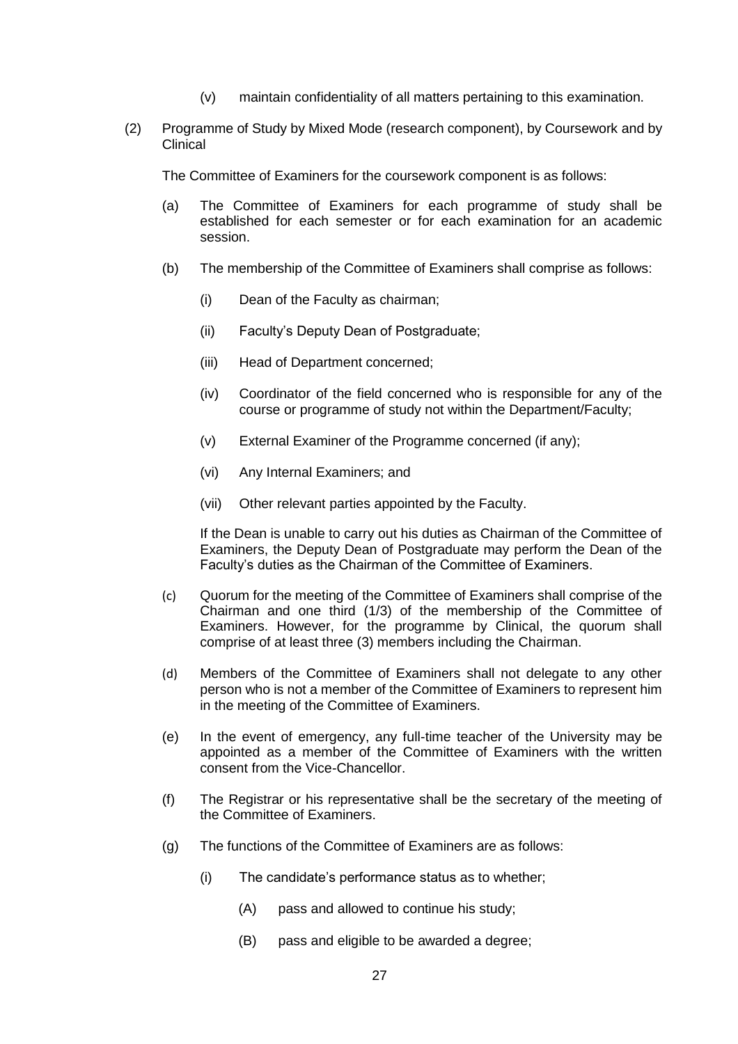(v) maintain confidentiality of all matters pertaining to this examination.

(2) Programme of Study by Mixed Mode (research component), by Coursework and by Clinical

The Committee of Examiners for the coursework component is as follows:

(a) The Committee of Examiners for each programme of study shall be established for each semester or for each examination for an academic session.

(b) The membership of the Committee of Examiners shall comprise as follows:

   (i) Dean of the Faculty as chairman;

   (ii) Faculty's Deputy Dean of Postgraduate;

   (iii) Head of Department concerned;

   (iv) Coordinator of the field concerned who is responsible for any of the course or programme of study not within the Department/Faculty;

   (v) External Examiner of the Programme concerned (if any);

   (vi) Any Internal Examiners; and

   (vii) Other relevant parties appointed by the Faculty.

   If the Dean is unable to carry out his duties as Chairman of the Committee of Examiners, the Deputy Dean of Postgraduate may perform the Dean of the Faculty's duties as the Chairman of the Committee of Examiners.

(c) Quorum for the meeting of the Committee of Examiners shall comprise of the Chairman and one third (1/3) of the membership of the Committee of Examiners. However, for the programme by Clinical, the quorum shall comprise of at least three (3) members including the Chairman.

(d) Members of the Committee of Examiners shall not delegate to any other person who is not a member of the Committee of Examiners to represent him in the meeting of the Committee of Examiners.

(e) In the event of emergency, any full-time teacher of the University may be appointed as a member of the Committee of Examiners with the written consent from the Vice-Chancellor.

(f) The Registrar or his representative shall be the secretary of the meeting of the Committee of Examiners.

(g) The functions of the Committee of Examiners are as follows:

   (i) The candidate's performance status as to whether;

      (A) pass and allowed to continue his study;

      (B) pass and eligible to be awarded a degree;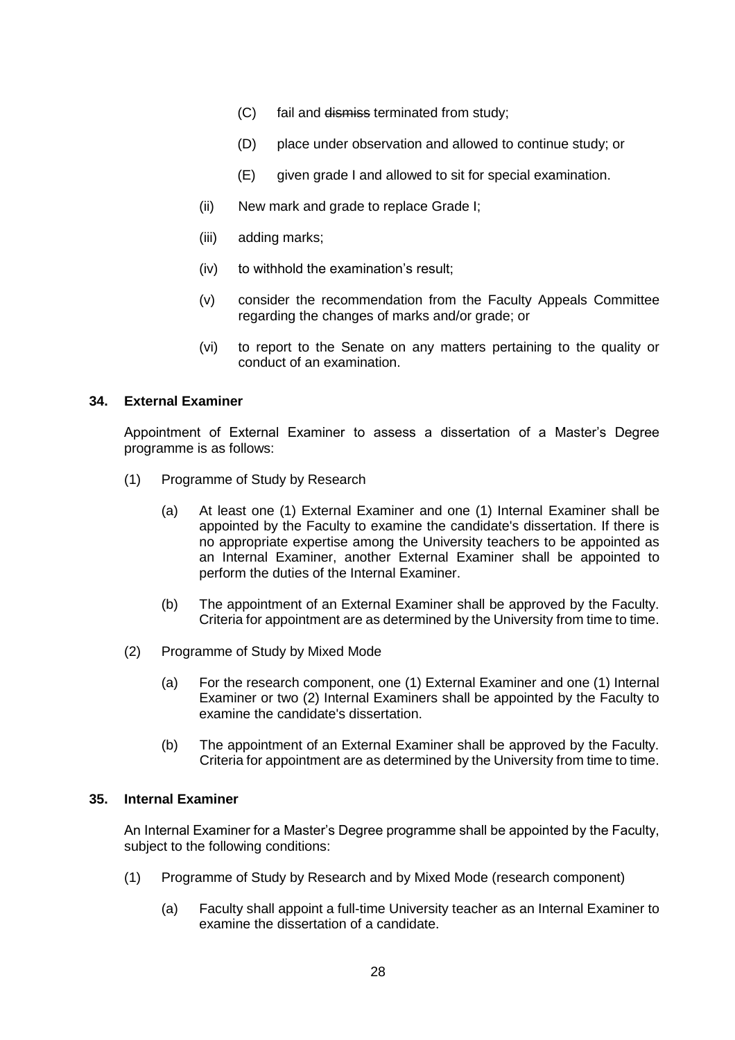(C) fail and ~~dismiss~~ terminated from study;

(D) place under observation and allowed to continue study; or

(E) given grade I and allowed to sit for special examination.

(ii) New mark and grade to replace Grade I;

(iii) adding marks;

(iv) to withhold the examination's result;

(v) consider the recommendation from the Faculty Appeals Committee regarding the changes of marks and/or grade; or

(vi) to report to the Senate on any matters pertaining to the quality or conduct of an examination.

**34. External Examiner**

Appointment of External Examiner to assess a dissertation of a Master's Degree programme is as follows:

(1) Programme of Study by Research

(a) At least one (1) External Examiner and one (1) Internal Examiner shall be appointed by the Faculty to examine the candidate's dissertation. If there is no appropriate expertise among the University teachers to be appointed as an Internal Examiner, another External Examiner shall be appointed to perform the duties of the Internal Examiner.

(b) The appointment of an External Examiner shall be approved by the Faculty. Criteria for appointment are as determined by the University from time to time.

(2) Programme of Study by Mixed Mode

(a) For the research component, one (1) External Examiner and one (1) Internal Examiner or two (2) Internal Examiners shall be appointed by the Faculty to examine the candidate's dissertation.

(b) The appointment of an External Examiner shall be approved by the Faculty. Criteria for appointment are as determined by the University from time to time.

**35. Internal Examiner**

An Internal Examiner for a Master's Degree programme shall be appointed by the Faculty, subject to the following conditions:

(1) Programme of Study by Research and by Mixed Mode (research component)

(a) Faculty shall appoint a full-time University teacher as an Internal Examiner to examine the dissertation of a candidate.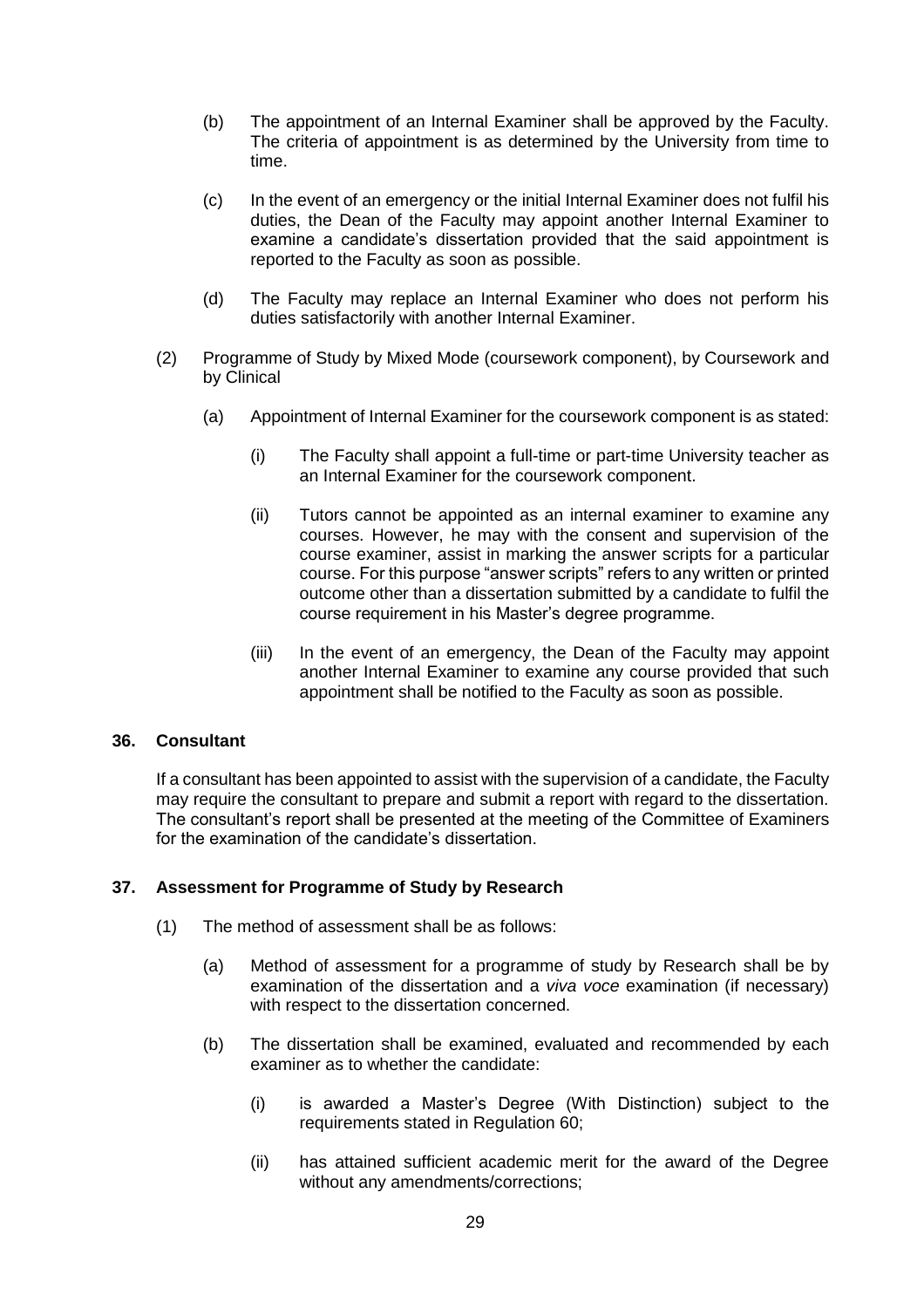(b) The appointment of an Internal Examiner shall be approved by the Faculty. The criteria of appointment is as determined by the University from time to time.

(c) In the event of an emergency or the initial Internal Examiner does not fulfil his duties, the Dean of the Faculty may appoint another Internal Examiner to examine a candidate's dissertation provided that the said appointment is reported to the Faculty as soon as possible.

(d) The Faculty may replace an Internal Examiner who does not perform his duties satisfactorily with another Internal Examiner.

(2) Programme of Study by Mixed Mode (coursework component), by Coursework and by Clinical

(a) Appointment of Internal Examiner for the coursework component is as stated:

(i) The Faculty shall appoint a full-time or part-time University teacher as an Internal Examiner for the coursework component.

(ii) Tutors cannot be appointed as an internal examiner to examine any courses. However, he may with the consent and supervision of the course examiner, assist in marking the answer scripts for a particular course. For this purpose "answer scripts" refers to any written or printed outcome other than a dissertation submitted by a candidate to fulfil the course requirement in his Master's degree programme.

(iii) In the event of an emergency, the Dean of the Faculty may appoint another Internal Examiner to examine any course provided that such appointment shall be notified to the Faculty as soon as possible.

### 36. Consultant

If a consultant has been appointed to assist with the supervision of a candidate, the Faculty may require the consultant to prepare and submit a report with regard to the dissertation. The consultant's report shall be presented at the meeting of the Committee of Examiners for the examination of the candidate's dissertation.

### 37. Assessment for Programme of Study by Research

(1) The method of assessment shall be as follows:

(a) Method of assessment for a programme of study by Research shall be by examination of the dissertation and a *viva voce* examination (if necessary) with respect to the dissertation concerned.

(b) The dissertation shall be examined, evaluated and recommended by each examiner as to whether the candidate:

(i) is awarded a Master's Degree (With Distinction) subject to the requirements stated in Regulation 60;

(ii) has attained sufficient academic merit for the award of the Degree without any amendments/corrections;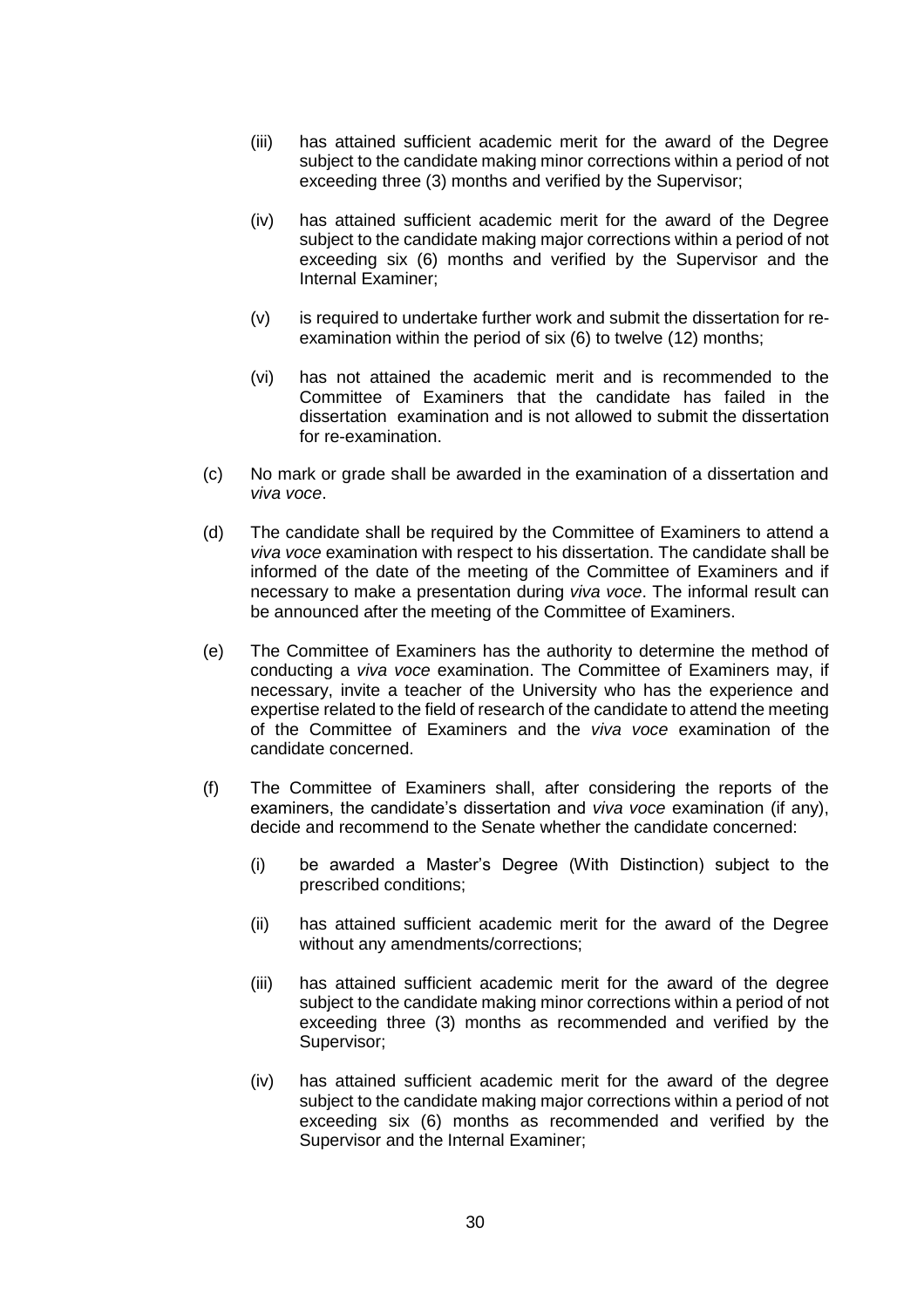(iii) has attained sufficient academic merit for the award of the Degree subject to the candidate making minor corrections within a period of not exceeding three (3) months and verified by the Supervisor;

(iv) has attained sufficient academic merit for the award of the Degree subject to the candidate making major corrections within a period of not exceeding six (6) months and verified by the Supervisor and the Internal Examiner;

(v) is required to undertake further work and submit the dissertation for re-examination within the period of six (6) to twelve (12) months;

(vi) has not attained the academic merit and is recommended to the Committee of Examiners that the candidate has failed in the dissertation examination and is not allowed to submit the dissertation for re-examination.

(c) No mark or grade shall be awarded in the examination of a dissertation and *viva voce*.

(d) The candidate shall be required by the Committee of Examiners to attend a *viva voce* examination with respect to his dissertation. The candidate shall be informed of the date of the meeting of the Committee of Examiners and if necessary to make a presentation during *viva voce*. The informal result can be announced after the meeting of the Committee of Examiners.

(e) The Committee of Examiners has the authority to determine the method of conducting a *viva voce* examination. The Committee of Examiners may, if necessary, invite a teacher of the University who has the experience and expertise related to the field of research of the candidate to attend the meeting of the Committee of Examiners and the *viva voce* examination of the candidate concerned.

(f) The Committee of Examiners shall, after considering the reports of the examiners, the candidate's dissertation and *viva voce* examination (if any), decide and recommend to the Senate whether the candidate concerned:

(i) be awarded a Master's Degree (With Distinction) subject to the prescribed conditions;

(ii) has attained sufficient academic merit for the award of the Degree without any amendments/corrections;

(iii) has attained sufficient academic merit for the award of the degree subject to the candidate making minor corrections within a period of not exceeding three (3) months as recommended and verified by the Supervisor;

(iv) has attained sufficient academic merit for the award of the degree subject to the candidate making major corrections within a period of not exceeding six (6) months as recommended and verified by the Supervisor and the Internal Examiner;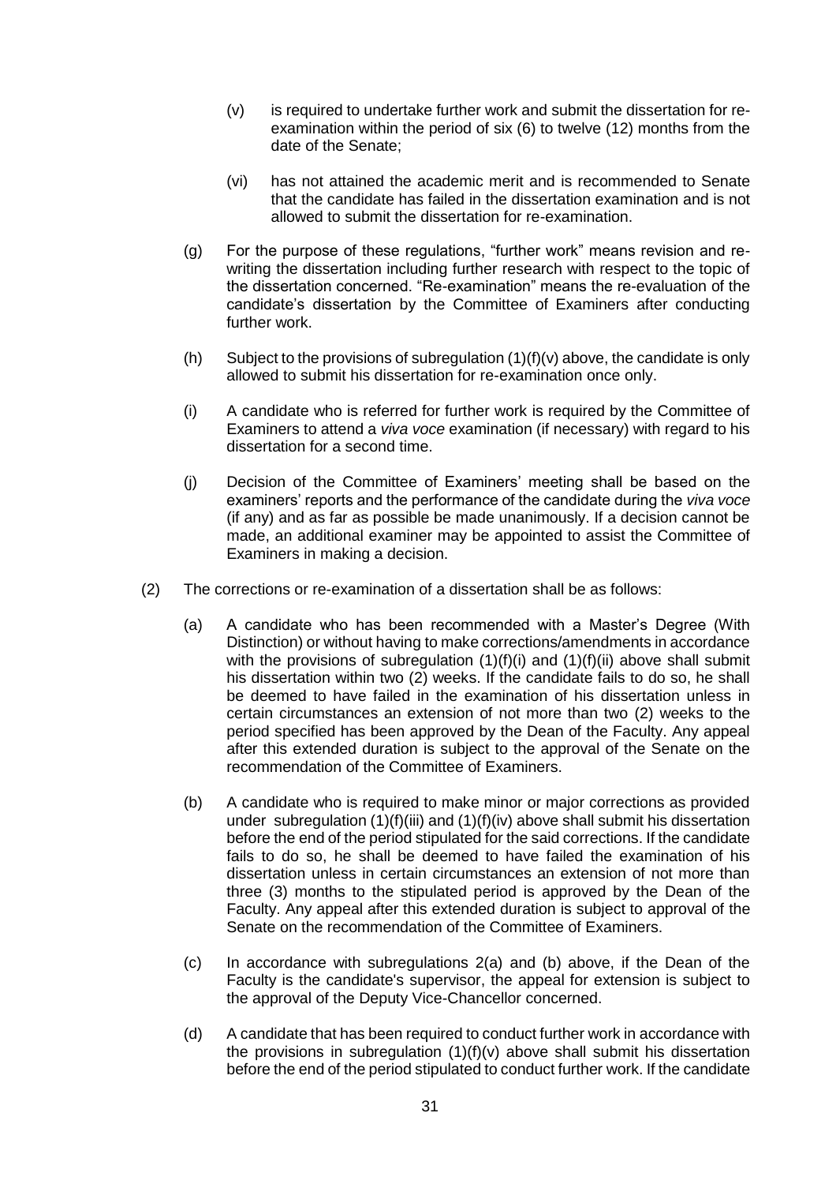(v) is required to undertake further work and submit the dissertation for re-examination within the period of six (6) to twelve (12) months from the date of the Senate;

(vi) has not attained the academic merit and is recommended to Senate that the candidate has failed in the dissertation examination and is not allowed to submit the dissertation for re-examination.

(g) For the purpose of these regulations, "further work" means revision and re-writing the dissertation including further research with respect to the topic of the dissertation concerned. "Re-examination" means the re-evaluation of the candidate's dissertation by the Committee of Examiners after conducting further work.

(h) Subject to the provisions of subregulation (1)(f)(v) above, the candidate is only allowed to submit his dissertation for re-examination once only.

(i) A candidate who is referred for further work is required by the Committee of Examiners to attend a *viva voce* examination (if necessary) with regard to his dissertation for a second time.

(j) Decision of the Committee of Examiners' meeting shall be based on the examiners' reports and the performance of the candidate during the *viva voce* (if any) and as far as possible be made unanimously. If a decision cannot be made, an additional examiner may be appointed to assist the Committee of Examiners in making a decision.

(2) The corrections or re-examination of a dissertation shall be as follows:

(a) A candidate who has been recommended with a Master's Degree (With Distinction) or without having to make corrections/amendments in accordance with the provisions of subregulation (1)(f)(i) and (1)(f)(ii) above shall submit his dissertation within two (2) weeks. If the candidate fails to do so, he shall be deemed to have failed in the examination of his dissertation unless in certain circumstances an extension of not more than two (2) weeks to the period specified has been approved by the Dean of the Faculty. Any appeal after this extended duration is subject to the approval of the Senate on the recommendation of the Committee of Examiners.

(b) A candidate who is required to make minor or major corrections as provided under subregulation (1)(f)(iii) and (1)(f)(iv) above shall submit his dissertation before the end of the period stipulated for the said corrections. If the candidate fails to do so, he shall be deemed to have failed the examination of his dissertation unless in certain circumstances an extension of not more than three (3) months to the stipulated period is approved by the Dean of the Faculty. Any appeal after this extended duration is subject to approval of the Senate on the recommendation of the Committee of Examiners.

(c) In accordance with subregulations 2(a) and (b) above, if the Dean of the Faculty is the candidate's supervisor, the appeal for extension is subject to the approval of the Deputy Vice-Chancellor concerned.

(d) A candidate that has been required to conduct further work in accordance with the provisions in subregulation (1)(f)(v) above shall submit his dissertation before the end of the period stipulated to conduct further work. If the candidate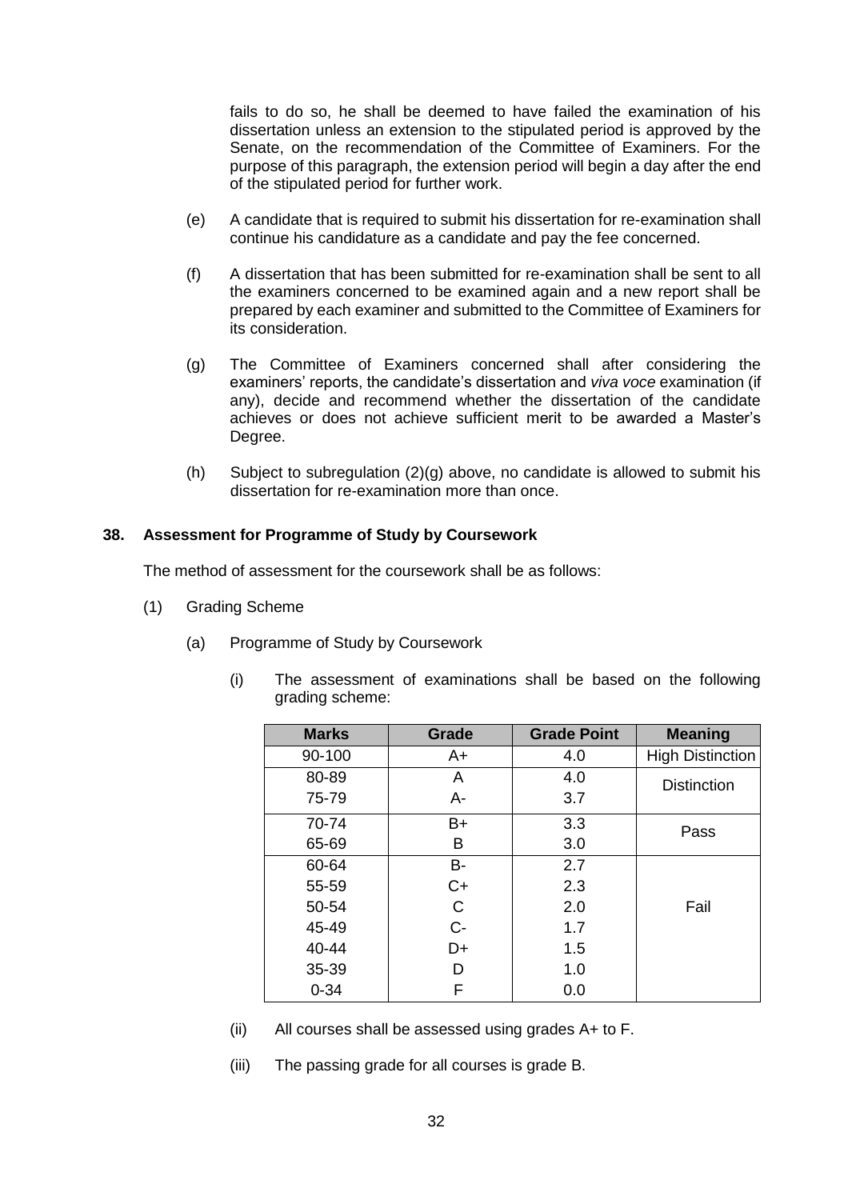fails to do so, he shall be deemed to have failed the examination of his dissertation unless an extension to the stipulated period is approved by the Senate, on the recommendation of the Committee of Examiners. For the purpose of this paragraph, the extension period will begin a day after the end of the stipulated period for further work.

(e) A candidate that is required to submit his dissertation for re-examination shall continue his candidature as a candidate and pay the fee concerned.

(f) A dissertation that has been submitted for re-examination shall be sent to all the examiners concerned to be examined again and a new report shall be prepared by each examiner and submitted to the Committee of Examiners for its consideration.

(g) The Committee of Examiners concerned shall after considering the examiners' reports, the candidate's dissertation and *viva voce* examination (if any), decide and recommend whether the dissertation of the candidate achieves or does not achieve sufficient merit to be awarded a Master's Degree.

(h) Subject to subregulation (2)(g) above, no candidate is allowed to submit his dissertation for re-examination more than once.

## 38. Assessment for Programme of Study by Coursework

The method of assessment for the coursework shall be as follows:

(1) Grading Scheme

(a) Programme of Study by Coursework

(i) The assessment of examinations shall be based on the following grading scheme:

| Marks | Grade | Grade Point | Meaning |
|---|---|---|---|
| 90-100 | A+ | 4.0 | High Distinction |
| 80-89 | A | 4.0 | Distinction |
| 75-79 | A- | 3.7 | |
| 70-74 | B+ | 3.3 | Pass |
| 65-69 | B | 3.0 | |
| 60-64 | B- | 2.7 | Fail |
| 55-59 | C+ | 2.3 | |
| 50-54 | C | 2.0 | |
| 45-49 | C- | 1.7 | |
| 40-44 | D+ | 1.5 | |
| 35-39 | D | 1.0 | |
| 0-34 | F | 0.0 | |

(ii) All courses shall be assessed using grades A+ to F.

(iii) The passing grade for all courses is grade B.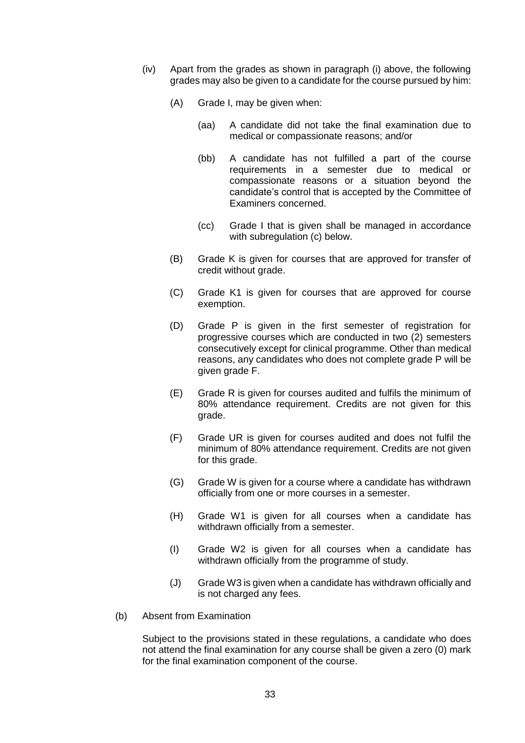(iv) Apart from the grades as shown in paragraph (i) above, the following grades may also be given to a candidate for the course pursued by him:

  (A) Grade I, may be given when:

    (aa) A candidate did not take the final examination due to medical or compassionate reasons; and/or

    (bb) A candidate has not fulfilled a part of the course requirements in a semester due to medical or compassionate reasons or a situation beyond the candidate's control that is accepted by the Committee of Examiners concerned.

    (cc) Grade I that is given shall be managed in accordance with subregulation (c) below.

  (B) Grade K is given for courses that are approved for transfer of credit without grade.

  (C) Grade K1 is given for courses that are approved for course exemption.

  (D) Grade P is given in the first semester of registration for progressive courses which are conducted in two (2) semesters consecutively except for clinical programme. Other than medical reasons, any candidates who does not complete grade P will be given grade F.

  (E) Grade R is given for courses audited and fulfils the minimum of 80% attendance requirement. Credits are not given for this grade.

  (F) Grade UR is given for courses audited and does not fulfil the minimum of 80% attendance requirement. Credits are not given for this grade.

  (G) Grade W is given for a course where a candidate has withdrawn officially from one or more courses in a semester.

  (H) Grade W1 is given for all courses when a candidate has withdrawn officially from a semester.

  (I) Grade W2 is given for all courses when a candidate has withdrawn officially from the programme of study.

  (J) Grade W3 is given when a candidate has withdrawn officially and is not charged any fees.

(b) Absent from Examination

Subject to the provisions stated in these regulations, a candidate who does not attend the final examination for any course shall be given a zero (0) mark for the final examination component of the course.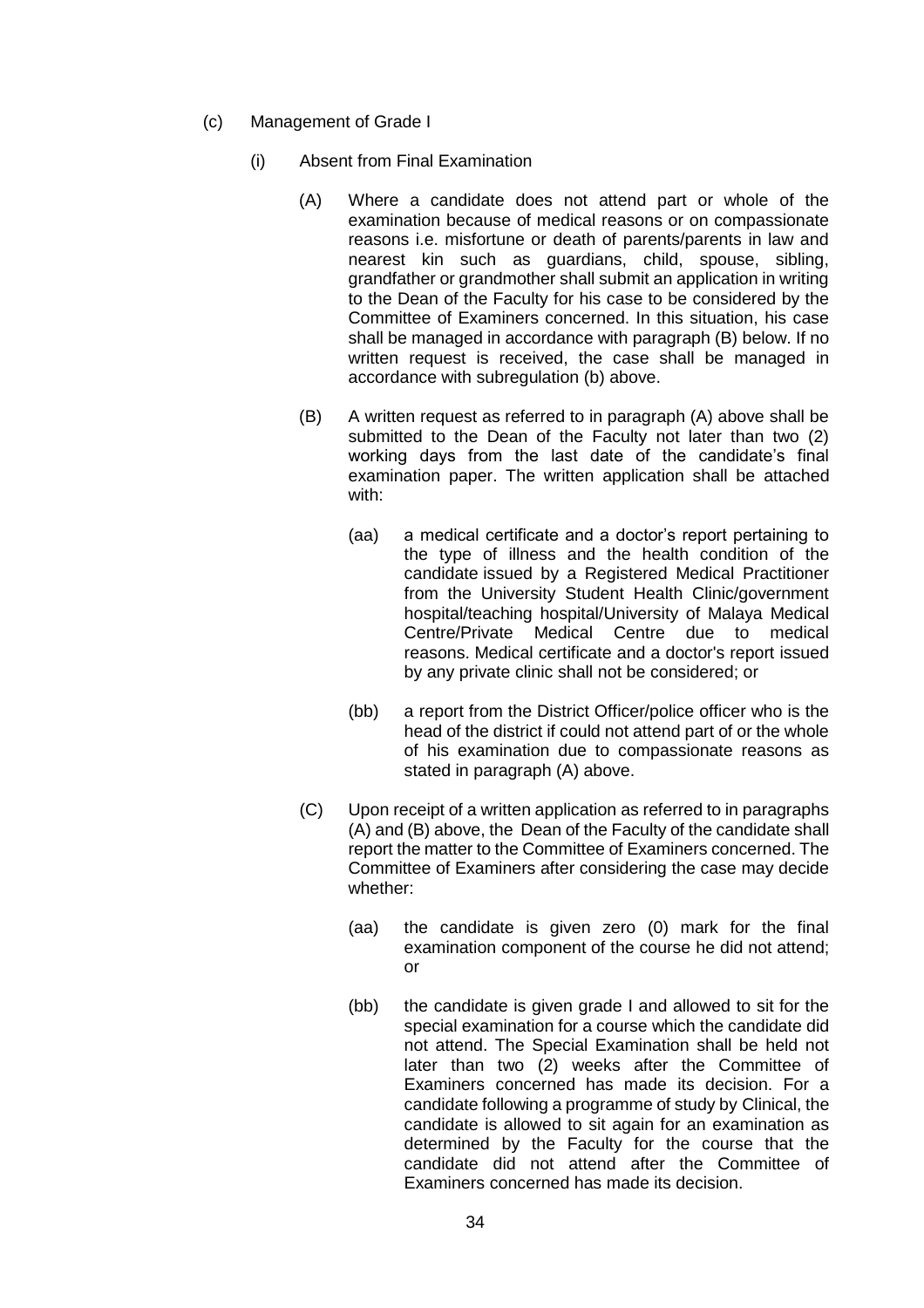(c) Management of Grade I

(i) Absent from Final Examination

(A) Where a candidate does not attend part or whole of the examination because of medical reasons or on compassionate reasons i.e. misfortune or death of parents/parents in law and nearest kin such as guardians, child, spouse, sibling, grandfather or grandmother shall submit an application in writing to the Dean of the Faculty for his case to be considered by the Committee of Examiners concerned. In this situation, his case shall be managed in accordance with paragraph (B) below. If no written request is received, the case shall be managed in accordance with subregulation (b) above.

(B) A written request as referred to in paragraph (A) above shall be submitted to the Dean of the Faculty not later than two (2) working days from the last date of the candidate's final examination paper. The written application shall be attached with:

(aa) a medical certificate and a doctor's report pertaining to the type of illness and the health condition of the candidate issued by a Registered Medical Practitioner from the University Student Health Clinic/government hospital/teaching hospital/University of Malaya Medical Centre/Private Medical Centre due to medical reasons. Medical certificate and a doctor's report issued by any private clinic shall not be considered; or

(bb) a report from the District Officer/police officer who is the head of the district if could not attend part of or the whole of his examination due to compassionate reasons as stated in paragraph (A) above.

(C) Upon receipt of a written application as referred to in paragraphs (A) and (B) above, the Dean of the Faculty of the candidate shall report the matter to the Committee of Examiners concerned. The Committee of Examiners after considering the case may decide whether:

(aa) the candidate is given zero (0) mark for the final examination component of the course he did not attend; or

(bb) the candidate is given grade I and allowed to sit for the special examination for a course which the candidate did not attend. The Special Examination shall be held not later than two (2) weeks after the Committee of Examiners concerned has made its decision. For a candidate following a programme of study by Clinical, the candidate is allowed to sit again for an examination as determined by the Faculty for the course that the candidate did not attend after the Committee of Examiners concerned has made its decision.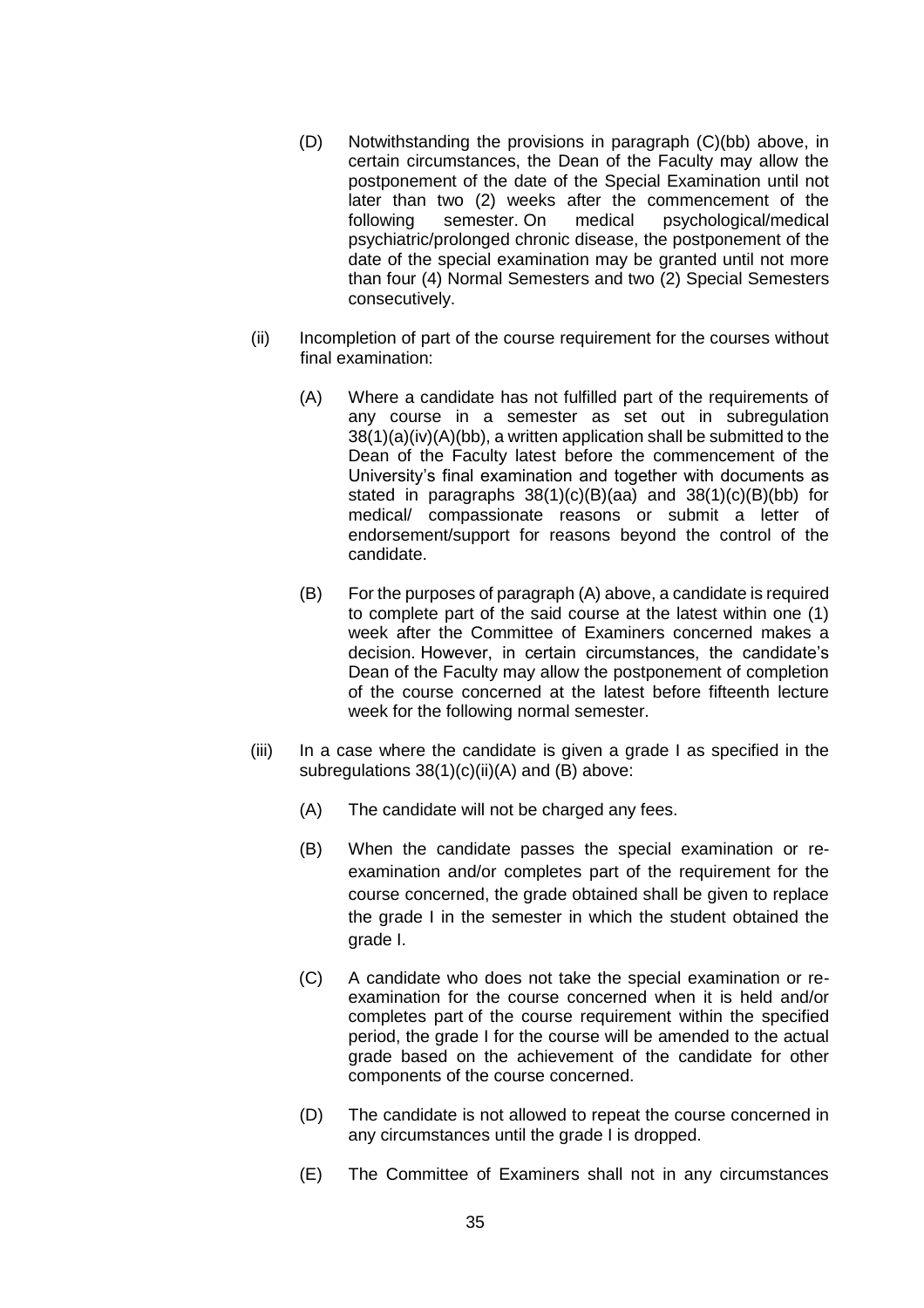(D) Notwithstanding the provisions in paragraph (C)(bb) above, in certain circumstances, the Dean of the Faculty may allow the postponement of the date of the Special Examination until not later than two (2) weeks after the commencement of the following semester. On medical psychological/medical psychiatric/prolonged chronic disease, the postponement of the date of the special examination may be granted until not more than four (4) Normal Semesters and two (2) Special Semesters consecutively.

(ii) Incompletion of part of the course requirement for the courses without final examination:

(A) Where a candidate has not fulfilled part of the requirements of any course in a semester as set out in subregulation 38(1)(a)(iv)(A)(bb), a written application shall be submitted to the Dean of the Faculty latest before the commencement of the University's final examination and together with documents as stated in paragraphs 38(1)(c)(B)(aa) and 38(1)(c)(B)(bb) for medical/ compassionate reasons or submit a letter of endorsement/support for reasons beyond the control of the candidate.

(B) For the purposes of paragraph (A) above, a candidate is required to complete part of the said course at the latest within one (1) week after the Committee of Examiners concerned makes a decision. However, in certain circumstances, the candidate's Dean of the Faculty may allow the postponement of completion of the course concerned at the latest before fifteenth lecture week for the following normal semester.

(iii) In a case where the candidate is given a grade I as specified in the subregulations 38(1)(c)(ii)(A) and (B) above:

(A) The candidate will not be charged any fees.

(B) When the candidate passes the special examination or re-examination and/or completes part of the requirement for the course concerned, the grade obtained shall be given to replace the grade I in the semester in which the student obtained the grade I.

(C) A candidate who does not take the special examination or re-examination for the course concerned when it is held and/or completes part of the course requirement within the specified period, the grade I for the course will be amended to the actual grade based on the achievement of the candidate for other components of the course concerned.

(D) The candidate is not allowed to repeat the course concerned in any circumstances until the grade I is dropped.

(E) The Committee of Examiners shall not in any circumstances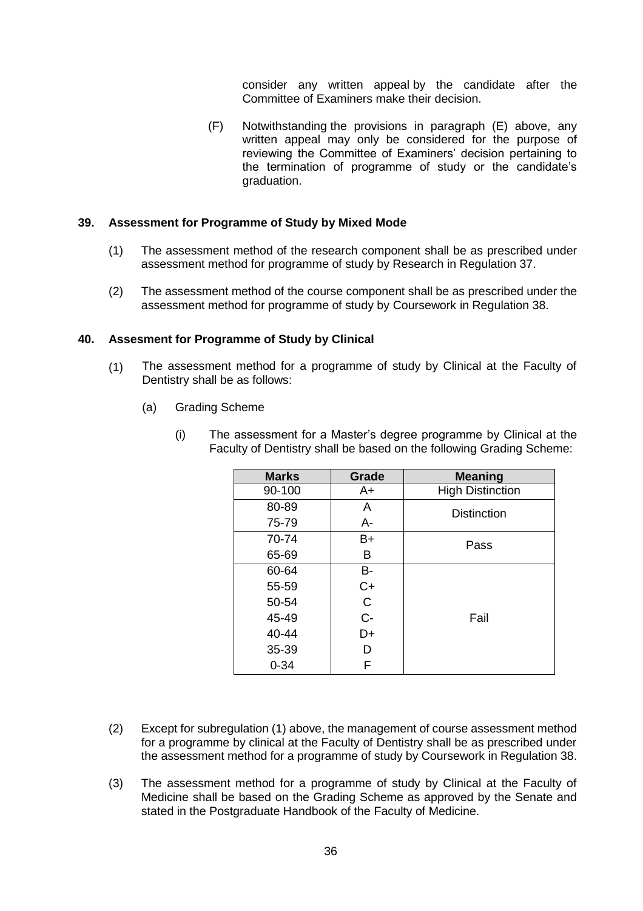consider any written appeal by the candidate after the Committee of Examiners make their decision.

(F) Notwithstanding the provisions in paragraph (E) above, any written appeal may only be considered for the purpose of reviewing the Committee of Examiners' decision pertaining to the termination of programme of study or the candidate's graduation.

**39. Assessment for Programme of Study by Mixed Mode**

(1) The assessment method of the research component shall be as prescribed under assessment method for programme of study by Research in Regulation 37.

(2) The assessment method of the course component shall be as prescribed under the assessment method for programme of study by Coursework in Regulation 38.

**40. Assesment for Programme of Study by Clinical**

(1) The assessment method for a programme of study by Clinical at the Faculty of Dentistry shall be as follows:

(a) Grading Scheme

(i) The assessment for a Master's degree programme by Clinical at the Faculty of Dentistry shall be based on the following Grading Scheme:

| Marks | Grade | Meaning |
|---|---|---|
| 90-100 | A+ | High Distinction |
| 80-89 | A | Distinction |
| 75-79 | A- | |
| 70-74 | B+ | Pass |
| 65-69 | B | |
| 60-64 | B- | Fail |
| 55-59 | C+ | |
| 50-54 | C | |
| 45-49 | C- | |
| 40-44 | D+ | |
| 35-39 | D | |
| 0-34 | F | |

(2) Except for subregulation (1) above, the management of course assessment method for a programme by clinical at the Faculty of Dentistry shall be as prescribed under the assessment method for a programme of study by Coursework in Regulation 38.

(3) The assessment method for a programme of study by Clinical at the Faculty of Medicine shall be based on the Grading Scheme as approved by the Senate and stated in the Postgraduate Handbook of the Faculty of Medicine.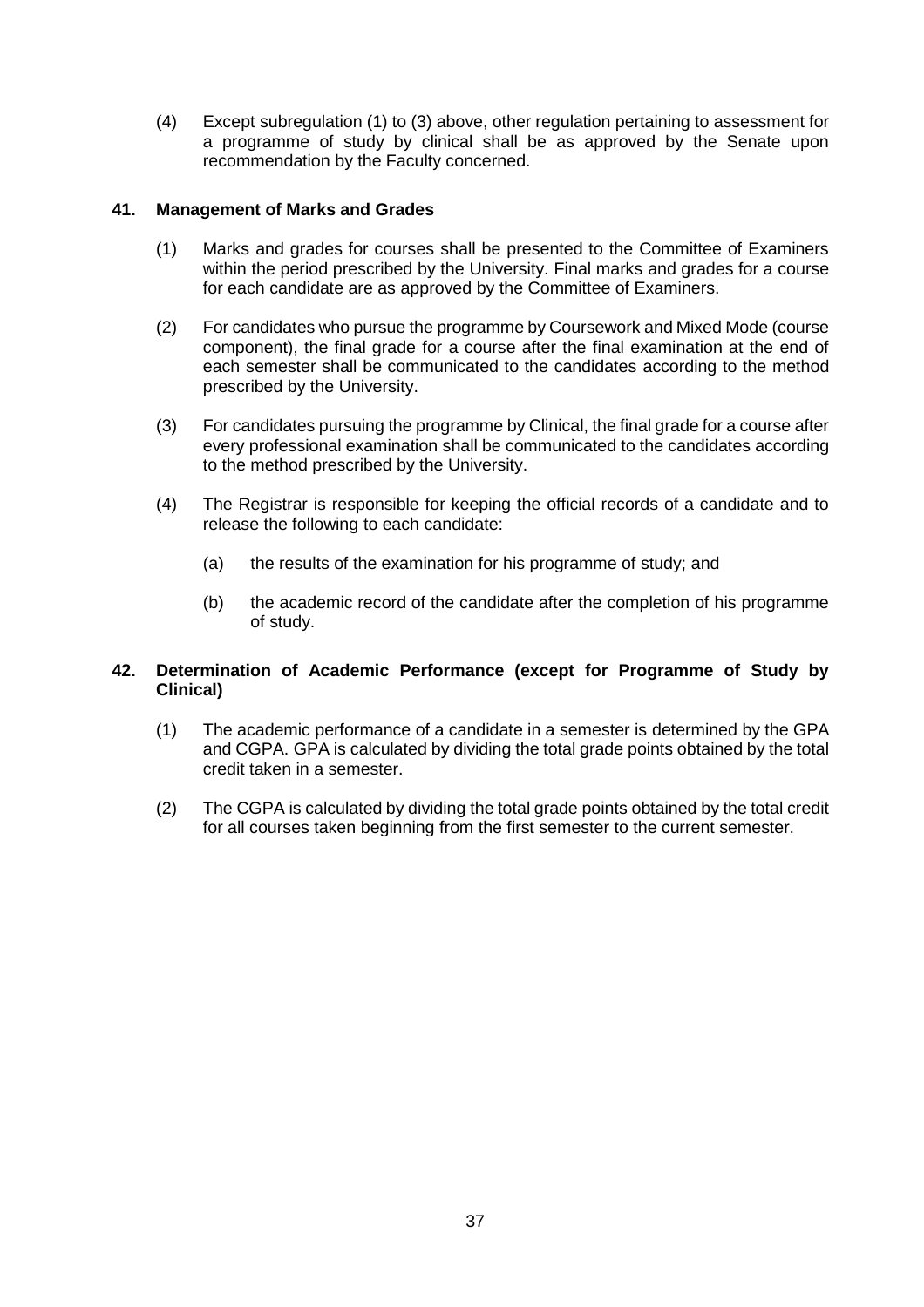(4) Except subregulation (1) to (3) above, other regulation pertaining to assessment for a programme of study by clinical shall be as approved by the Senate upon recommendation by the Faculty concerned.

## 41. Management of Marks and Grades

(1) Marks and grades for courses shall be presented to the Committee of Examiners within the period prescribed by the University. Final marks and grades for a course for each candidate are as approved by the Committee of Examiners.

(2) For candidates who pursue the programme by Coursework and Mixed Mode (course component), the final grade for a course after the final examination at the end of each semester shall be communicated to the candidates according to the method prescribed by the University.

(3) For candidates pursuing the programme by Clinical, the final grade for a course after every professional examination shall be communicated to the candidates according to the method prescribed by the University.

(4) The Registrar is responsible for keeping the official records of a candidate and to release the following to each candidate:

(a) the results of the examination for his programme of study; and

(b) the academic record of the candidate after the completion of his programme of study.

## 42. Determination of Academic Performance (except for Programme of Study by Clinical)

(1) The academic performance of a candidate in a semester is determined by the GPA and CGPA. GPA is calculated by dividing the total grade points obtained by the total credit taken in a semester.

(2) The CGPA is calculated by dividing the total grade points obtained by the total credit for all courses taken beginning from the first semester to the current semester.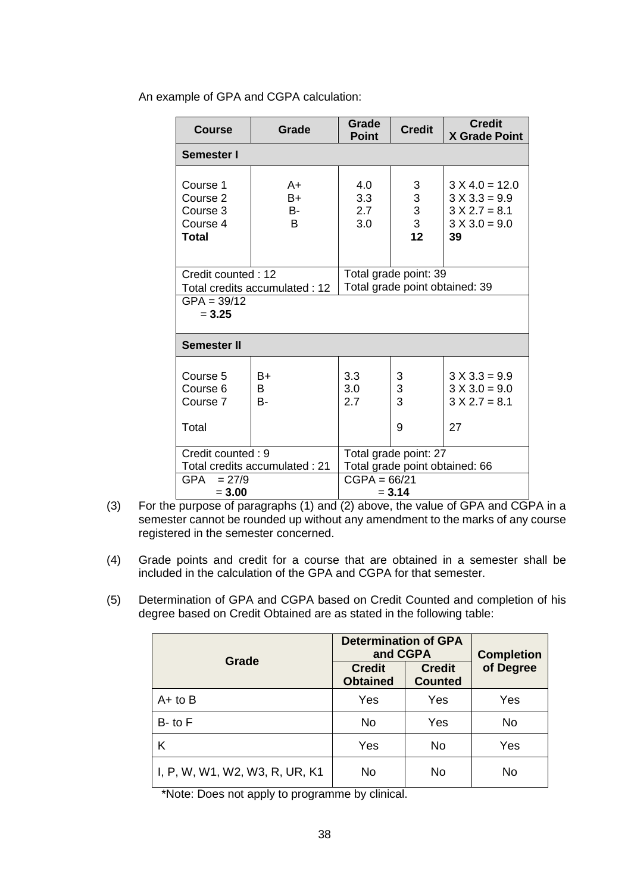An example of GPA and CGPA calculation:

| Course | Grade | Grade Point | Credit | Credit X Grade Point |
|---|---|---|---|---|
| **Semester I** | | | | |
| Course 1<br>Course 2<br>Course 3<br>Course 4<br>**Total** | A+<br>B+<br>B-<br>B | 4.0<br>3.3<br>2.7<br>3.0 | 3<br>3<br>3<br>3<br>**12** | 3 X 4.0 = 12.0<br>3 X 3.3 = 9.9<br>3 X 2.7 = 8.1<br>3 X 3.0 = 9.0<br>**39** |
| Credit counted : 12<br>Total credits accumulated : 12 | | Total grade point: 39<br>Total grade point obtained: 39 | | |
| GPA = 39/12<br>= **3.25** | | | | |
| **Semester II** | | | | |
| Course 5<br>Course 6<br>Course 7<br><br>Total | B+<br>B<br>B- | 3.3<br>3.0<br>2.7 | 3<br>3<br>3<br><br>9 | 3 X 3.3 = 9.9<br>3 X 3.0 = 9.0<br>3 X 2.7 = 8.1<br><br>27 |
| Credit counted : 9<br>Total credits accumulated : 21 | | Total grade point: 27<br>Total grade point obtained: 66 | | |
| GPA = 27/9<br>= **3.00** | | CGPA = 66/21<br>= **3.14** | | |

(3) For the purpose of paragraphs (1) and (2) above, the value of GPA and CGPA in a semester cannot be rounded up without any amendment to the marks of any course registered in the semester concerned.

(4) Grade points and credit for a course that are obtained in a semester shall be included in the calculation of the GPA and CGPA for that semester.

(5) Determination of GPA and CGPA based on Credit Counted and completion of his degree based on Credit Obtained are as stated in the following table:

| Grade | Determination of GPA and CGPA | | Completion of Degree |
|---|---|---|---|
| | **Credit Obtained** | **Credit Counted** | |
| A+ to B | Yes | Yes | Yes |
| B- to F | No | Yes | No |
| K | Yes | No | Yes |
| I, P, W, W1, W2, W3, R, UR, K1 | No | No | No |

*Note: Does not apply to programme by clinical.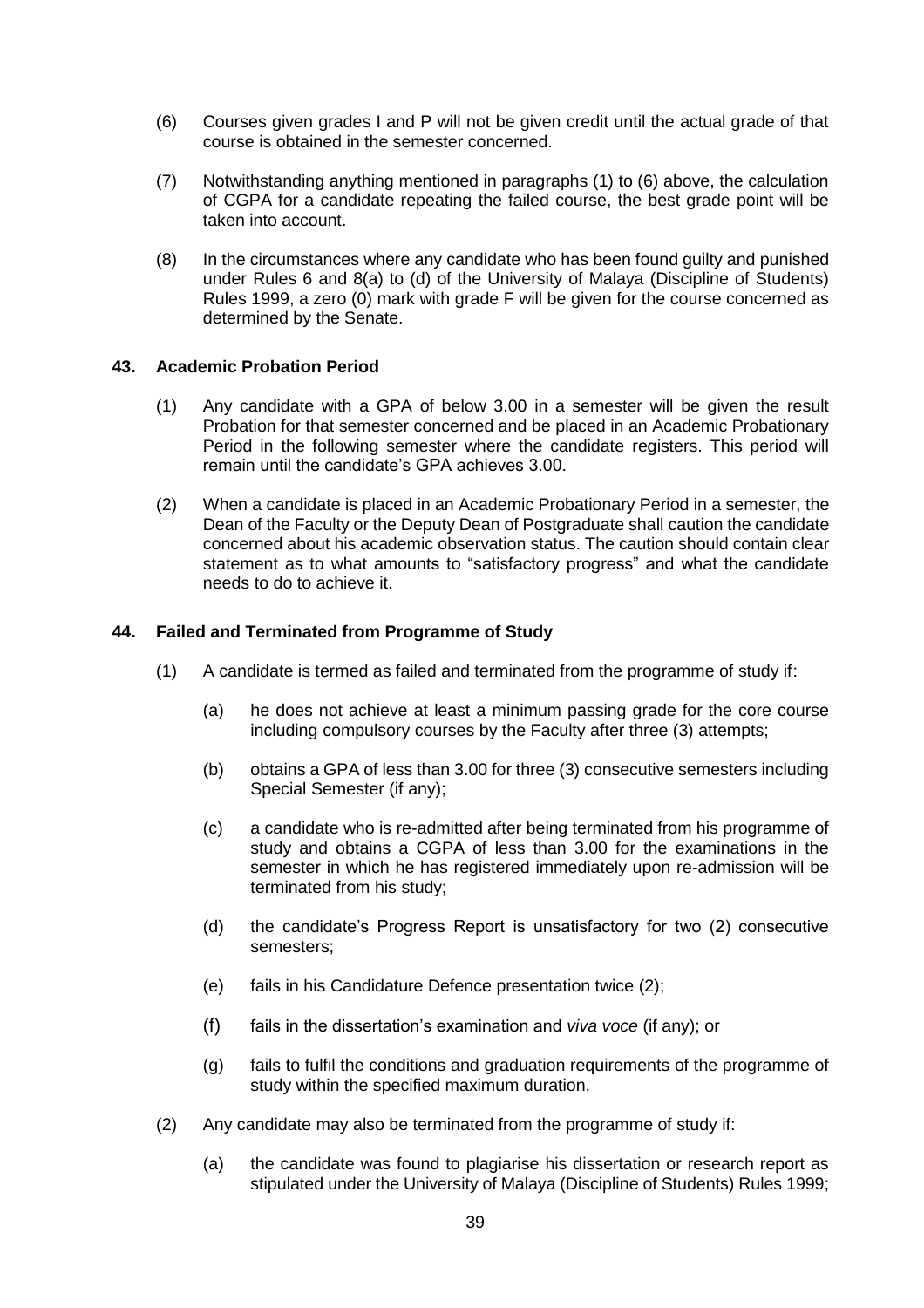(6) Courses given grades I and P will not be given credit until the actual grade of that course is obtained in the semester concerned.

(7) Notwithstanding anything mentioned in paragraphs (1) to (6) above, the calculation of CGPA for a candidate repeating the failed course, the best grade point will be taken into account.

(8) In the circumstances where any candidate who has been found guilty and punished under Rules 6 and 8(a) to (d) of the University of Malaya (Discipline of Students) Rules 1999, a zero (0) mark with grade F will be given for the course concerned as determined by the Senate.

**43. Academic Probation Period**

(1) Any candidate with a GPA of below 3.00 in a semester will be given the result Probation for that semester concerned and be placed in an Academic Probationary Period in the following semester where the candidate registers. This period will remain until the candidate's GPA achieves 3.00.

(2) When a candidate is placed in an Academic Probationary Period in a semester, the Dean of the Faculty or the Deputy Dean of Postgraduate shall caution the candidate concerned about his academic observation status. The caution should contain clear statement as to what amounts to "satisfactory progress" and what the candidate needs to do to achieve it.

**44. Failed and Terminated from Programme of Study**

(1) A candidate is termed as failed and terminated from the programme of study if:

(a) he does not achieve at least a minimum passing grade for the core course including compulsory courses by the Faculty after three (3) attempts;

(b) obtains a GPA of less than 3.00 for three (3) consecutive semesters including Special Semester (if any);

(c) a candidate who is re-admitted after being terminated from his programme of study and obtains a CGPA of less than 3.00 for the examinations in the semester in which he has registered immediately upon re-admission will be terminated from his study;

(d) the candidate's Progress Report is unsatisfactory for two (2) consecutive semesters;

(e) fails in his Candidature Defence presentation twice (2);

(f) fails in the dissertation's examination and *viva voce* (if any); or

(g) fails to fulfil the conditions and graduation requirements of the programme of study within the specified maximum duration.

(2) Any candidate may also be terminated from the programme of study if:

(a) the candidate was found to plagiarise his dissertation or research report as stipulated under the University of Malaya (Discipline of Students) Rules 1999;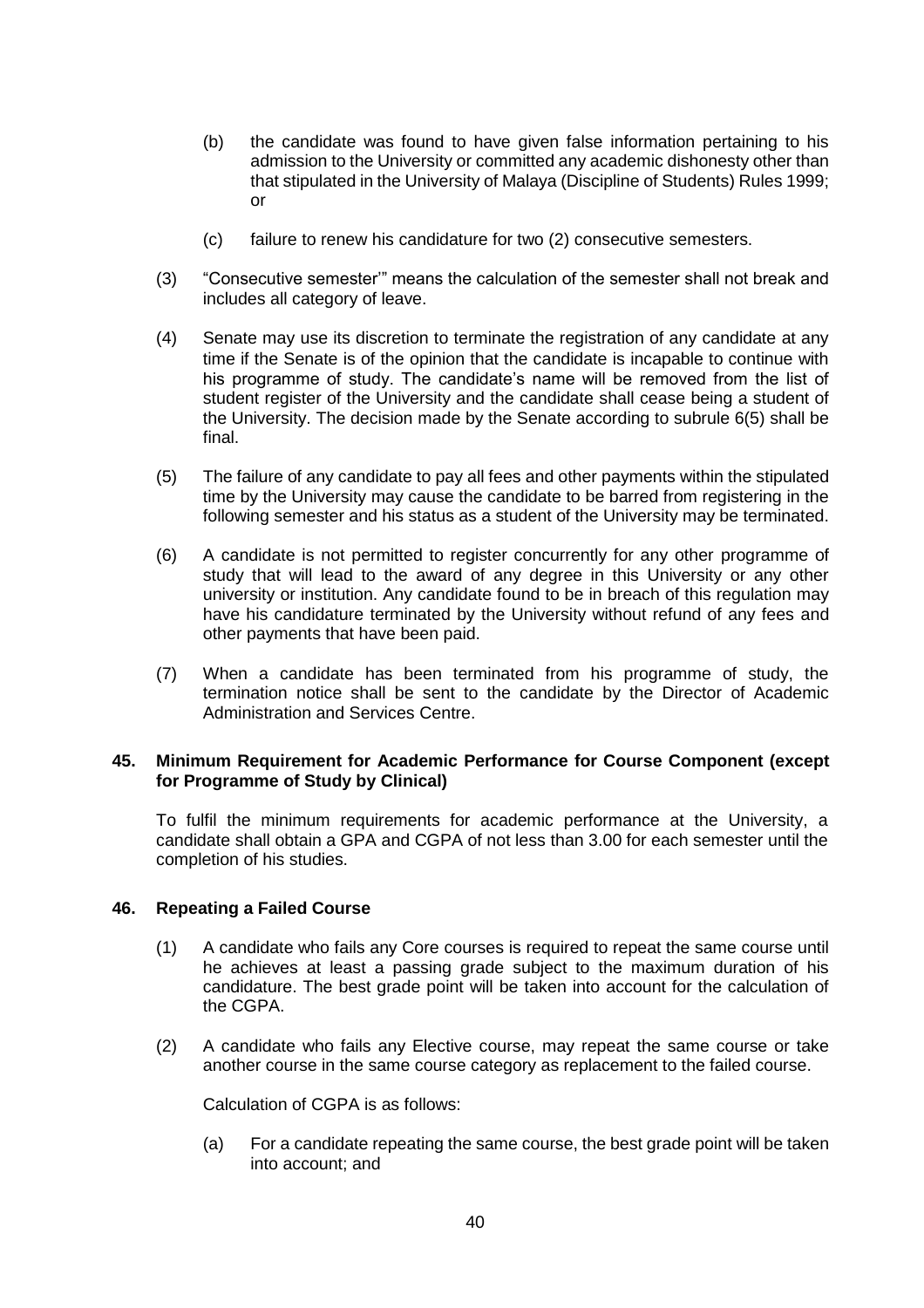(b) the candidate was found to have given false information pertaining to his admission to the University or committed any academic dishonesty other than that stipulated in the University of Malaya (Discipline of Students) Rules 1999; or

(c) failure to renew his candidature for two (2) consecutive semesters.

(3) "Consecutive semester'" means the calculation of the semester shall not break and includes all category of leave.

(4) Senate may use its discretion to terminate the registration of any candidate at any time if the Senate is of the opinion that the candidate is incapable to continue with his programme of study. The candidate's name will be removed from the list of student register of the University and the candidate shall cease being a student of the University. The decision made by the Senate according to subrule 6(5) shall be final.

(5) The failure of any candidate to pay all fees and other payments within the stipulated time by the University may cause the candidate to be barred from registering in the following semester and his status as a student of the University may be terminated.

(6) A candidate is not permitted to register concurrently for any other programme of study that will lead to the award of any degree in this University or any other university or institution. Any candidate found to be in breach of this regulation may have his candidature terminated by the University without refund of any fees and other payments that have been paid.

(7) When a candidate has been terminated from his programme of study, the termination notice shall be sent to the candidate by the Director of Academic Administration and Services Centre.

**45. Minimum Requirement for Academic Performance for Course Component (except for Programme of Study by Clinical)**

To fulfil the minimum requirements for academic performance at the University, a candidate shall obtain a GPA and CGPA of not less than 3.00 for each semester until the completion of his studies.

**46. Repeating a Failed Course**

(1) A candidate who fails any Core courses is required to repeat the same course until he achieves at least a passing grade subject to the maximum duration of his candidature. The best grade point will be taken into account for the calculation of the CGPA.

(2) A candidate who fails any Elective course, may repeat the same course or take another course in the same course category as replacement to the failed course.

Calculation of CGPA is as follows:

(a) For a candidate repeating the same course, the best grade point will be taken into account; and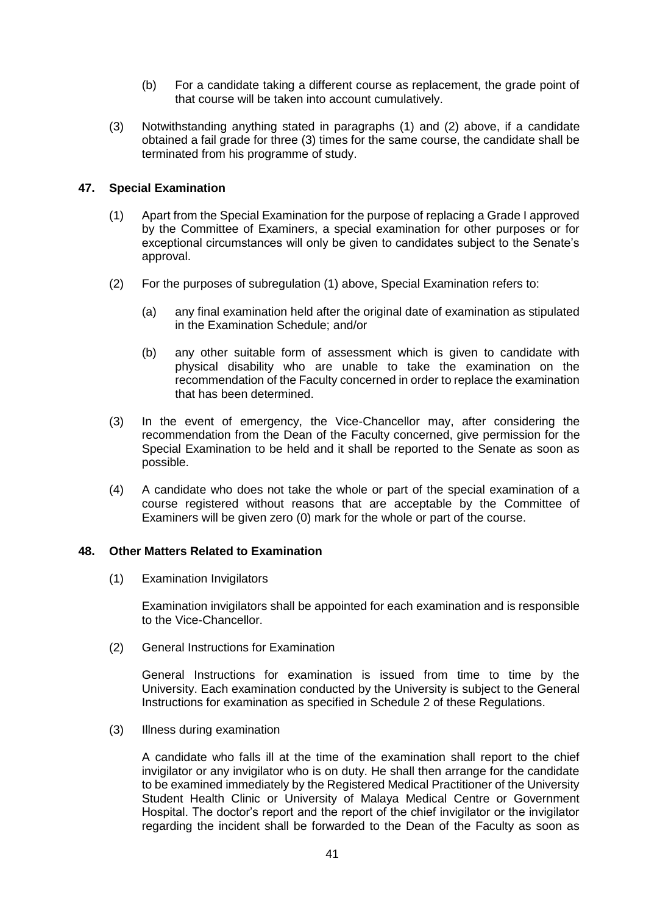(b) For a candidate taking a different course as replacement, the grade point of that course will be taken into account cumulatively.

(3) Notwithstanding anything stated in paragraphs (1) and (2) above, if a candidate obtained a fail grade for three (3) times for the same course, the candidate shall be terminated from his programme of study.

## 47. Special Examination

(1) Apart from the Special Examination for the purpose of replacing a Grade I approved by the Committee of Examiners, a special examination for other purposes or for exceptional circumstances will only be given to candidates subject to the Senate's approval.

(2) For the purposes of subregulation (1) above, Special Examination refers to:

(a) any final examination held after the original date of examination as stipulated in the Examination Schedule; and/or

(b) any other suitable form of assessment which is given to candidate with physical disability who are unable to take the examination on the recommendation of the Faculty concerned in order to replace the examination that has been determined.

(3) In the event of emergency, the Vice-Chancellor may, after considering the recommendation from the Dean of the Faculty concerned, give permission for the Special Examination to be held and it shall be reported to the Senate as soon as possible.

(4) A candidate who does not take the whole or part of the special examination of a course registered without reasons that are acceptable by the Committee of Examiners will be given zero (0) mark for the whole or part of the course.

## 48. Other Matters Related to Examination

(1) Examination Invigilators

Examination invigilators shall be appointed for each examination and is responsible to the Vice-Chancellor.

(2) General Instructions for Examination

General Instructions for examination is issued from time to time by the University. Each examination conducted by the University is subject to the General Instructions for examination as specified in Schedule 2 of these Regulations.

(3) Illness during examination

A candidate who falls ill at the time of the examination shall report to the chief invigilator or any invigilator who is on duty. He shall then arrange for the candidate to be examined immediately by the Registered Medical Practitioner of the University Student Health Clinic or University of Malaya Medical Centre or Government Hospital. The doctor's report and the report of the chief invigilator or the invigilator regarding the incident shall be forwarded to the Dean of the Faculty as soon as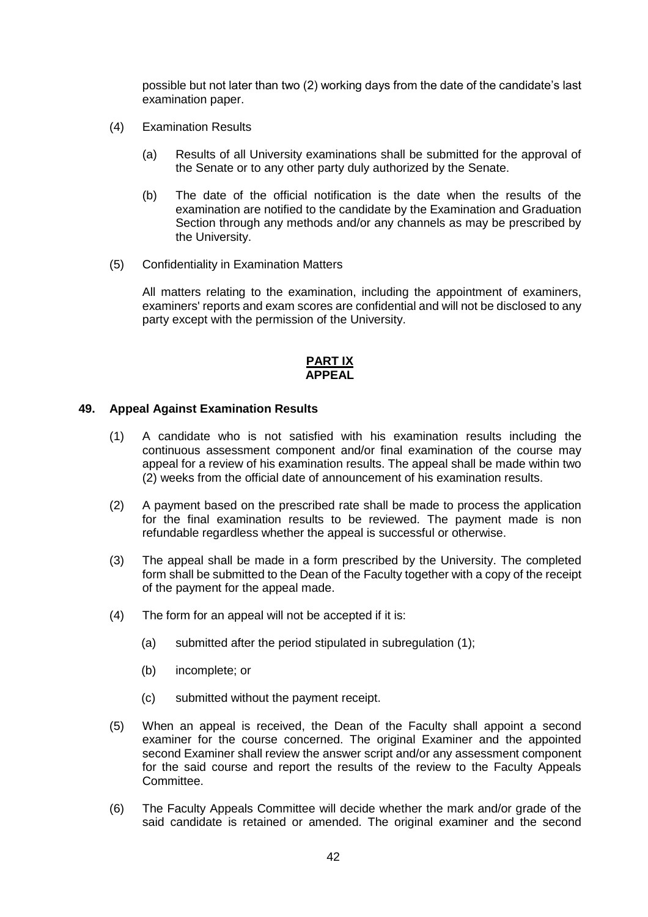possible but not later than two (2) working days from the date of the candidate's last examination paper.

(4) Examination Results

(a) Results of all University examinations shall be submitted for the approval of the Senate or to any other party duly authorized by the Senate.

(b) The date of the official notification is the date when the results of the examination are notified to the candidate by the Examination and Graduation Section through any methods and/or any channels as may be prescribed by the University.

(5) Confidentiality in Examination Matters

All matters relating to the examination, including the appointment of examiners, examiners' reports and exam scores are confidential and will not be disclosed to any party except with the permission of the University.

## PART IX
## APPEAL

### 49. Appeal Against Examination Results

(1) A candidate who is not satisfied with his examination results including the continuous assessment component and/or final examination of the course may appeal for a review of his examination results. The appeal shall be made within two (2) weeks from the official date of announcement of his examination results.

(2) A payment based on the prescribed rate shall be made to process the application for the final examination results to be reviewed. The payment made is non refundable regardless whether the appeal is successful or otherwise.

(3) The appeal shall be made in a form prescribed by the University. The completed form shall be submitted to the Dean of the Faculty together with a copy of the receipt of the payment for the appeal made.

(4) The form for an appeal will not be accepted if it is:

(a) submitted after the period stipulated in subregulation (1);

(b) incomplete; or

(c) submitted without the payment receipt.

(5) When an appeal is received, the Dean of the Faculty shall appoint a second examiner for the course concerned. The original Examiner and the appointed second Examiner shall review the answer script and/or any assessment component for the said course and report the results of the review to the Faculty Appeals Committee.

(6) The Faculty Appeals Committee will decide whether the mark and/or grade of the said candidate is retained or amended. The original examiner and the second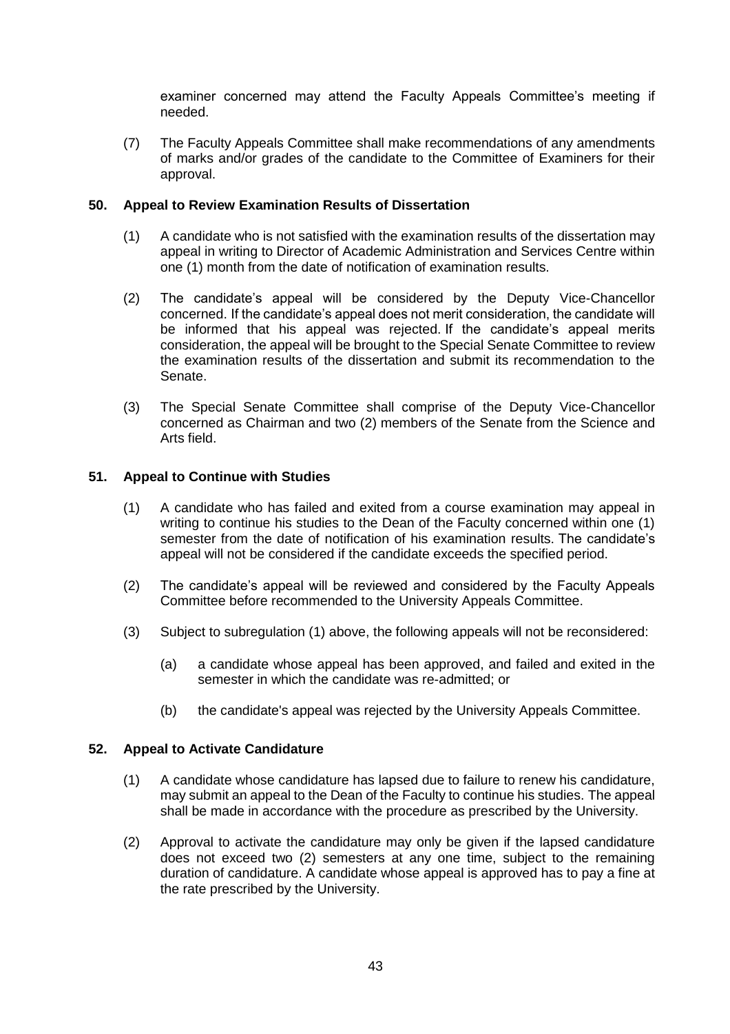examiner concerned may attend the Faculty Appeals Committee's meeting if needed.

(7) The Faculty Appeals Committee shall make recommendations of any amendments of marks and/or grades of the candidate to the Committee of Examiners for their approval.

**50. Appeal to Review Examination Results of Dissertation**

(1) A candidate who is not satisfied with the examination results of the dissertation may appeal in writing to Director of Academic Administration and Services Centre within one (1) month from the date of notification of examination results.

(2) The candidate's appeal will be considered by the Deputy Vice-Chancellor concerned. If the candidate's appeal does not merit consideration, the candidate will be informed that his appeal was rejected. If the candidate's appeal merits consideration, the appeal will be brought to the Special Senate Committee to review the examination results of the dissertation and submit its recommendation to the Senate.

(3) The Special Senate Committee shall comprise of the Deputy Vice-Chancellor concerned as Chairman and two (2) members of the Senate from the Science and Arts field.

**51. Appeal to Continue with Studies**

(1) A candidate who has failed and exited from a course examination may appeal in writing to continue his studies to the Dean of the Faculty concerned within one (1) semester from the date of notification of his examination results. The candidate's appeal will not be considered if the candidate exceeds the specified period.

(2) The candidate's appeal will be reviewed and considered by the Faculty Appeals Committee before recommended to the University Appeals Committee.

(3) Subject to subregulation (1) above, the following appeals will not be reconsidered:

(a) a candidate whose appeal has been approved, and failed and exited in the semester in which the candidate was re-admitted; or

(b) the candidate's appeal was rejected by the University Appeals Committee.

**52. Appeal to Activate Candidature**

(1) A candidate whose candidature has lapsed due to failure to renew his candidature, may submit an appeal to the Dean of the Faculty to continue his studies. The appeal shall be made in accordance with the procedure as prescribed by the University.

(2) Approval to activate the candidature may only be given if the lapsed candidature does not exceed two (2) semesters at any one time, subject to the remaining duration of candidature. A candidate whose appeal is approved has to pay a fine at the rate prescribed by the University.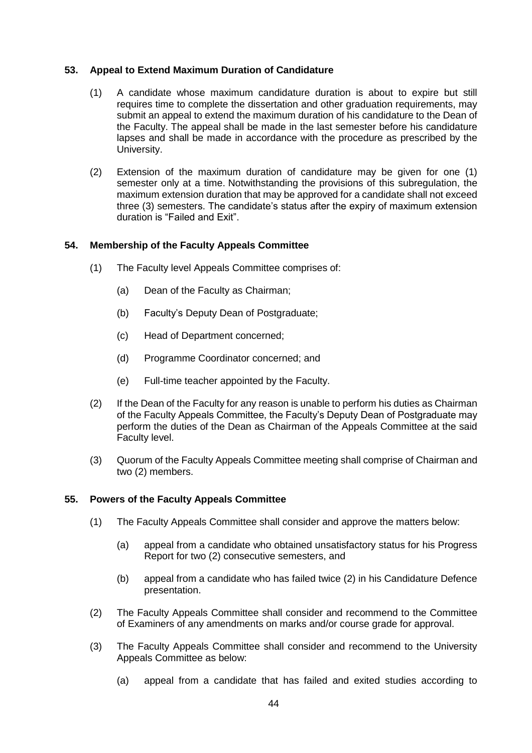### 53. Appeal to Extend Maximum Duration of Candidature

(1) A candidate whose maximum candidature duration is about to expire but still requires time to complete the dissertation and other graduation requirements, may submit an appeal to extend the maximum duration of his candidature to the Dean of the Faculty. The appeal shall be made in the last semester before his candidature lapses and shall be made in accordance with the procedure as prescribed by the University.

(2) Extension of the maximum duration of candidature may be given for one (1) semester only at a time. Notwithstanding the provisions of this subregulation, the maximum extension duration that may be approved for a candidate shall not exceed three (3) semesters. The candidate's status after the expiry of maximum extension duration is "Failed and Exit".

### 54. Membership of the Faculty Appeals Committee

(1) The Faculty level Appeals Committee comprises of:

   (a) Dean of the Faculty as Chairman;

   (b) Faculty's Deputy Dean of Postgraduate;

   (c) Head of Department concerned;

   (d) Programme Coordinator concerned; and

   (e) Full-time teacher appointed by the Faculty.

(2) If the Dean of the Faculty for any reason is unable to perform his duties as Chairman of the Faculty Appeals Committee, the Faculty's Deputy Dean of Postgraduate may perform the duties of the Dean as Chairman of the Appeals Committee at the said Faculty level.

(3) Quorum of the Faculty Appeals Committee meeting shall comprise of Chairman and two (2) members.

### 55. Powers of the Faculty Appeals Committee

(1) The Faculty Appeals Committee shall consider and approve the matters below:

   (a) appeal from a candidate who obtained unsatisfactory status for his Progress Report for two (2) consecutive semesters, and

   (b) appeal from a candidate who has failed twice (2) in his Candidature Defence presentation.

(2) The Faculty Appeals Committee shall consider and recommend to the Committee of Examiners of any amendments on marks and/or course grade for approval.

(3) The Faculty Appeals Committee shall consider and recommend to the University Appeals Committee as below:

   (a) appeal from a candidate that has failed and exited studies according to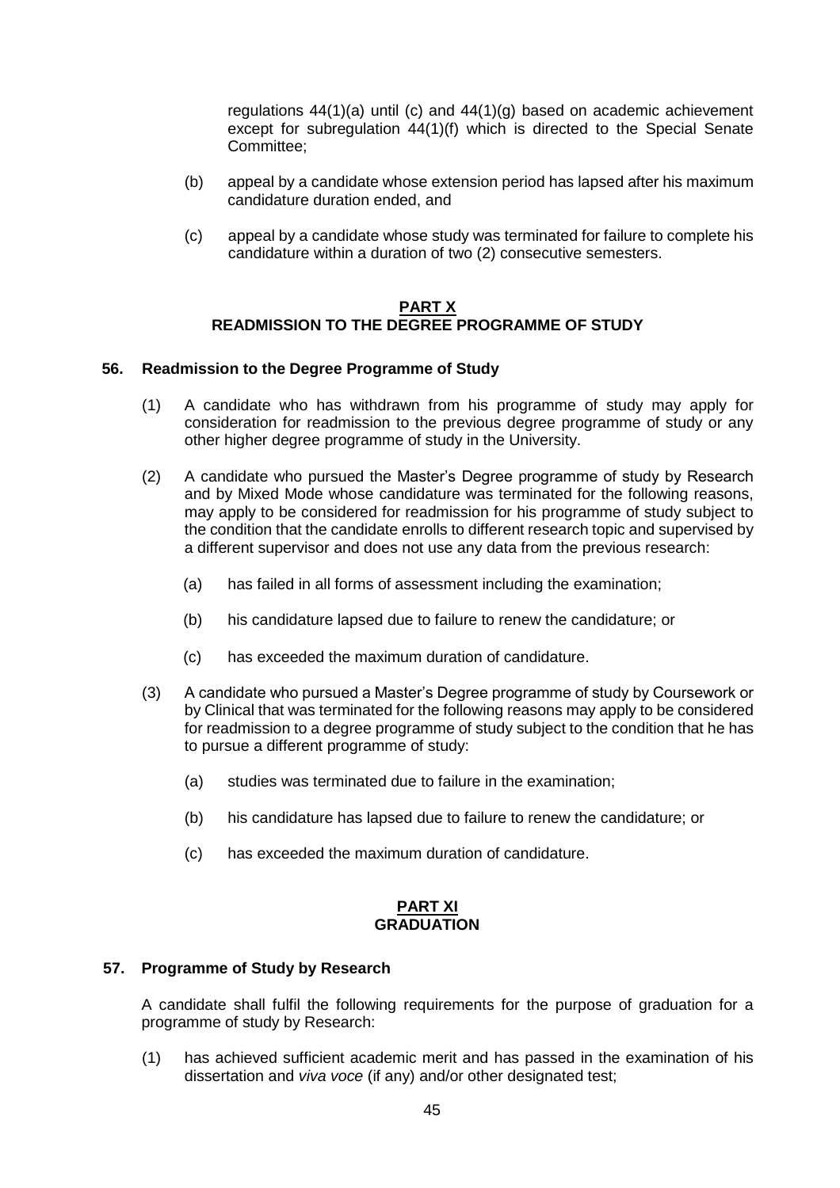regulations 44(1)(a) until (c) and 44(1)(g) based on academic achievement except for subregulation 44(1)(f) which is directed to the Special Senate Committee;

(b) appeal by a candidate whose extension period has lapsed after his maximum candidature duration ended, and

(c) appeal by a candidate whose study was terminated for failure to complete his candidature within a duration of two (2) consecutive semesters.

## PART X
## READMISSION TO THE DEGREE PROGRAMME OF STUDY

### 56. Readmission to the Degree Programme of Study

(1) A candidate who has withdrawn from his programme of study may apply for consideration for readmission to the previous degree programme of study or any other higher degree programme of study in the University.

(2) A candidate who pursued the Master's Degree programme of study by Research and by Mixed Mode whose candidature was terminated for the following reasons, may apply to be considered for readmission for his programme of study subject to the condition that the candidate enrolls to different research topic and supervised by a different supervisor and does not use any data from the previous research:

   (a) has failed in all forms of assessment including the examination;

   (b) his candidature lapsed due to failure to renew the candidature; or

   (c) has exceeded the maximum duration of candidature.

(3) A candidate who pursued a Master's Degree programme of study by Coursework or by Clinical that was terminated for the following reasons may apply to be considered for readmission to a degree programme of study subject to the condition that he has to pursue a different programme of study:

   (a) studies was terminated due to failure in the examination;

   (b) his candidature has lapsed due to failure to renew the candidature; or

   (c) has exceeded the maximum duration of candidature.

## PART XI
## GRADUATION

### 57. Programme of Study by Research

A candidate shall fulfil the following requirements for the purpose of graduation for a programme of study by Research:

(1) has achieved sufficient academic merit and has passed in the examination of his dissertation and *viva voce* (if any) and/or other designated test;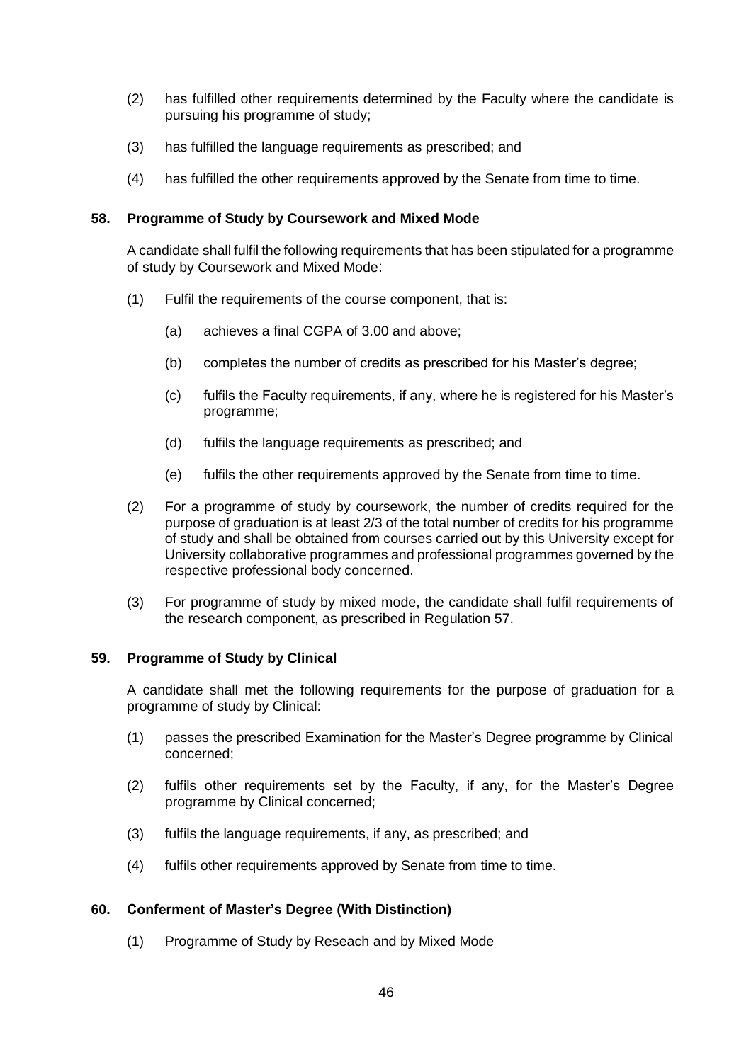(2) has fulfilled other requirements determined by the Faculty where the candidate is pursuing his programme of study;

(3) has fulfilled the language requirements as prescribed; and

(4) has fulfilled the other requirements approved by the Senate from time to time.

**58. Programme of Study by Coursework and Mixed Mode**

A candidate shall fulfil the following requirements that has been stipulated for a programme of study by Coursework and Mixed Mode:

(1) Fulfil the requirements of the course component, that is:

(a) achieves a final CGPA of 3.00 and above;

(b) completes the number of credits as prescribed for his Master's degree;

(c) fulfils the Faculty requirements, if any, where he is registered for his Master's programme;

(d) fulfils the language requirements as prescribed; and

(e) fulfils the other requirements approved by the Senate from time to time.

(2) For a programme of study by coursework, the number of credits required for the purpose of graduation is at least 2/3 of the total number of credits for his programme of study and shall be obtained from courses carried out by this University except for University collaborative programmes and professional programmes governed by the respective professional body concerned.

(3) For programme of study by mixed mode, the candidate shall fulfil requirements of the research component, as prescribed in Regulation 57.

**59. Programme of Study by Clinical**

A candidate shall met the following requirements for the purpose of graduation for a programme of study by Clinical:

(1) passes the prescribed Examination for the Master's Degree programme by Clinical concerned;

(2) fulfils other requirements set by the Faculty, if any, for the Master's Degree programme by Clinical concerned;

(3) fulfils the language requirements, if any, as prescribed; and

(4) fulfils other requirements approved by Senate from time to time.

**60. Conferment of Master's Degree (With Distinction)**

(1) Programme of Study by Reseach and by Mixed Mode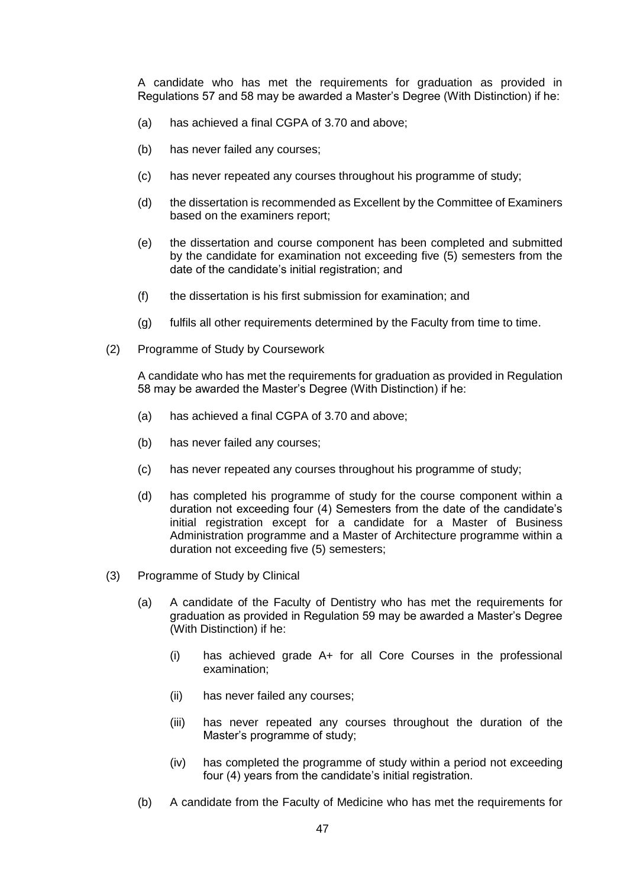A candidate who has met the requirements for graduation as provided in Regulations 57 and 58 may be awarded a Master's Degree (With Distinction) if he:

(a) has achieved a final CGPA of 3.70 and above;

(b) has never failed any courses;

(c) has never repeated any courses throughout his programme of study;

(d) the dissertation is recommended as Excellent by the Committee of Examiners based on the examiners report;

(e) the dissertation and course component has been completed and submitted by the candidate for examination not exceeding five (5) semesters from the date of the candidate's initial registration; and

(f) the dissertation is his first submission for examination; and

(g) fulfils all other requirements determined by the Faculty from time to time.

(2) Programme of Study by Coursework

A candidate who has met the requirements for graduation as provided in Regulation 58 may be awarded the Master's Degree (With Distinction) if he:

(a) has achieved a final CGPA of 3.70 and above;

(b) has never failed any courses;

(c) has never repeated any courses throughout his programme of study;

(d) has completed his programme of study for the course component within a duration not exceeding four (4) Semesters from the date of the candidate's initial registration except for a candidate for a Master of Business Administration programme and a Master of Architecture programme within a duration not exceeding five (5) semesters;

(3) Programme of Study by Clinical

(a) A candidate of the Faculty of Dentistry who has met the requirements for graduation as provided in Regulation 59 may be awarded a Master's Degree (With Distinction) if he:

(i) has achieved grade A+ for all Core Courses in the professional examination;

(ii) has never failed any courses;

(iii) has never repeated any courses throughout the duration of the Master's programme of study;

(iv) has completed the programme of study within a period not exceeding four (4) years from the candidate's initial registration.

(b) A candidate from the Faculty of Medicine who has met the requirements for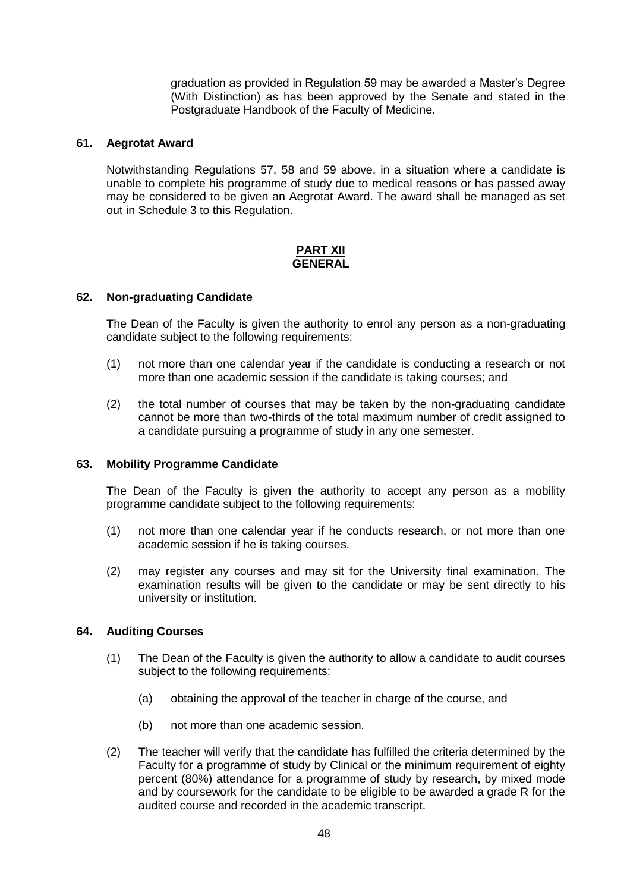graduation as provided in Regulation 59 may be awarded a Master's Degree (With Distinction) as has been approved by the Senate and stated in the Postgraduate Handbook of the Faculty of Medicine.

### 61. Aegrotat Award

Notwithstanding Regulations 57, 58 and 59 above, in a situation where a candidate is unable to complete his programme of study due to medical reasons or has passed away may be considered to be given an Aegrotat Award. The award shall be managed as set out in Schedule 3 to this Regulation.

## PART XII
## GENERAL

### 62. Non-graduating Candidate

The Dean of the Faculty is given the authority to enrol any person as a non-graduating candidate subject to the following requirements:

(1) not more than one calendar year if the candidate is conducting a research or not more than one academic session if the candidate is taking courses; and

(2) the total number of courses that may be taken by the non-graduating candidate cannot be more than two-thirds of the total maximum number of credit assigned to a candidate pursuing a programme of study in any one semester.

### 63. Mobility Programme Candidate

The Dean of the Faculty is given the authority to accept any person as a mobility programme candidate subject to the following requirements:

(1) not more than one calendar year if he conducts research, or not more than one academic session if he is taking courses.

(2) may register any courses and may sit for the University final examination. The examination results will be given to the candidate or may be sent directly to his university or institution.

### 64. Auditing Courses

(1) The Dean of the Faculty is given the authority to allow a candidate to audit courses subject to the following requirements:

  (a) obtaining the approval of the teacher in charge of the course, and

  (b) not more than one academic session.

(2) The teacher will verify that the candidate has fulfilled the criteria determined by the Faculty for a programme of study by Clinical or the minimum requirement of eighty percent (80%) attendance for a programme of study by research, by mixed mode and by coursework for the candidate to be eligible to be awarded a grade R for the audited course and recorded in the academic transcript.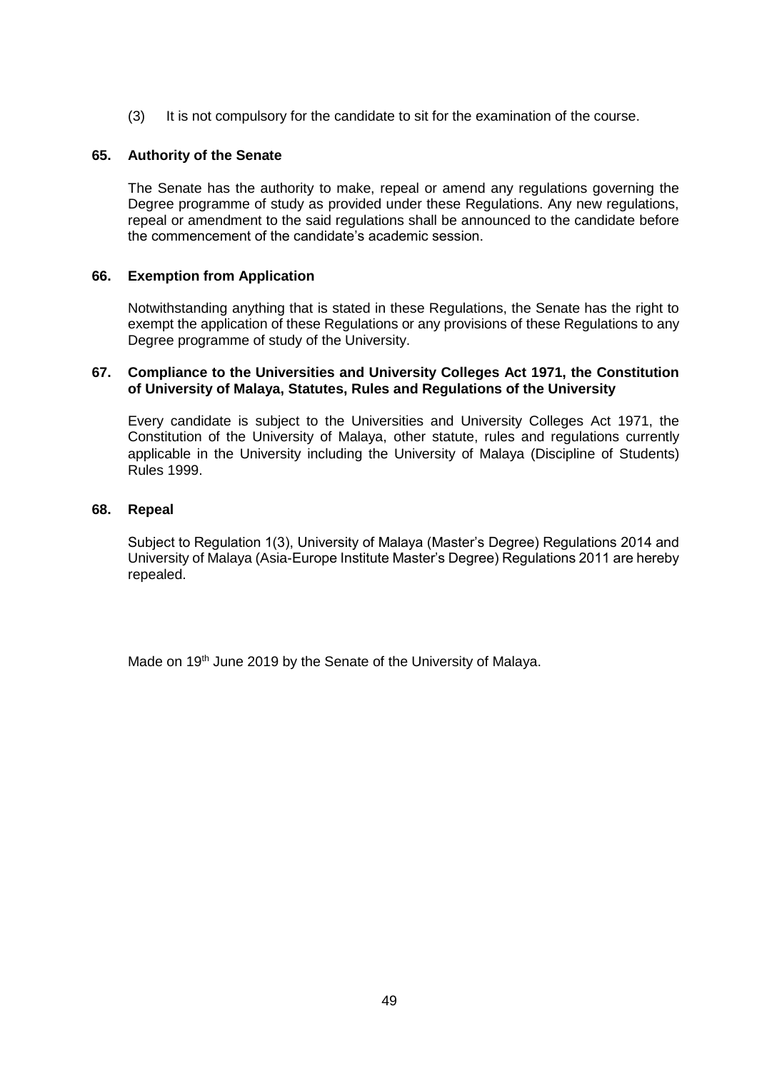(3) It is not compulsory for the candidate to sit for the examination of the course.

**65. Authority of the Senate**

The Senate has the authority to make, repeal or amend any regulations governing the Degree programme of study as provided under these Regulations. Any new regulations, repeal or amendment to the said regulations shall be announced to the candidate before the commencement of the candidate's academic session.

**66. Exemption from Application**

Notwithstanding anything that is stated in these Regulations, the Senate has the right to exempt the application of these Regulations or any provisions of these Regulations to any Degree programme of study of the University.

**67. Compliance to the Universities and University Colleges Act 1971, the Constitution of University of Malaya, Statutes, Rules and Regulations of the University**

Every candidate is subject to the Universities and University Colleges Act 1971, the Constitution of the University of Malaya, other statute, rules and regulations currently applicable in the University including the University of Malaya (Discipline of Students) Rules 1999.

**68. Repeal**

Subject to Regulation 1(3), University of Malaya (Master's Degree) Regulations 2014 and University of Malaya (Asia-Europe Institute Master's Degree) Regulations 2011 are hereby repealed.

Made on 19th June 2019 by the Senate of the University of Malaya.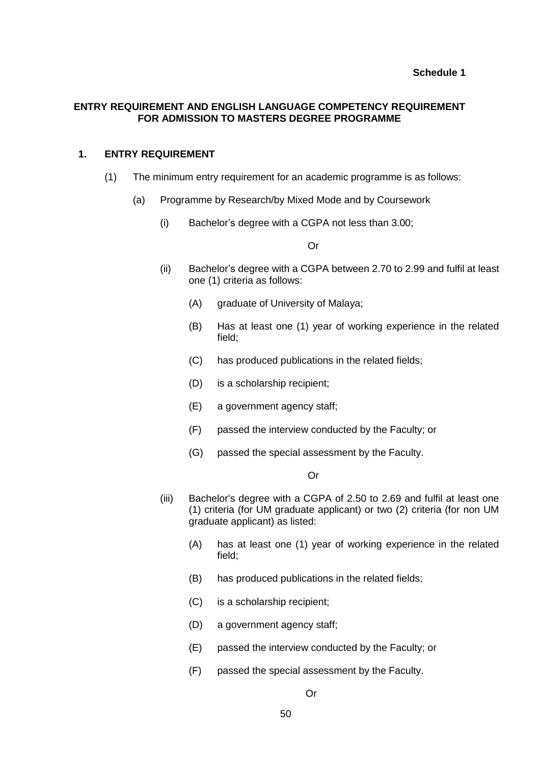**Schedule 1**

## ENTRY REQUIREMENT AND ENGLISH LANGUAGE COMPETENCY REQUIREMENT FOR ADMISSION TO MASTERS DEGREE PROGRAMME

### 1. ENTRY REQUIREMENT

(1) The minimum entry requirement for an academic programme is as follows:

(a) Programme by Research/by Mixed Mode and by Coursework

(i) Bachelor's degree with a CGPA not less than 3.00;

Or

(ii) Bachelor's degree with a CGPA between 2.70 to 2.99 and fulfil at least one (1) criteria as follows:

(A) graduate of University of Malaya;

(B) Has at least one (1) year of working experience in the related field;

(C) has produced publications in the related fields;

(D) is a scholarship recipient;

(E) a government agency staff;

(F) passed the interview conducted by the Faculty; or

(G) passed the special assessment by the Faculty.

Or

(iii) Bachelor's degree with a CGPA of 2.50 to 2.69 and fulfil at least one (1) criteria (for UM graduate applicant) or two (2) criteria (for non UM graduate applicant) as listed:

(A) has at least one (1) year of working experience in the related field;

(B) has produced publications in the related fields;

(C) is a scholarship recipient;

(D) a government agency staff;

(E) passed the interview conducted by the Faculty; or

(F) passed the special assessment by the Faculty.

Or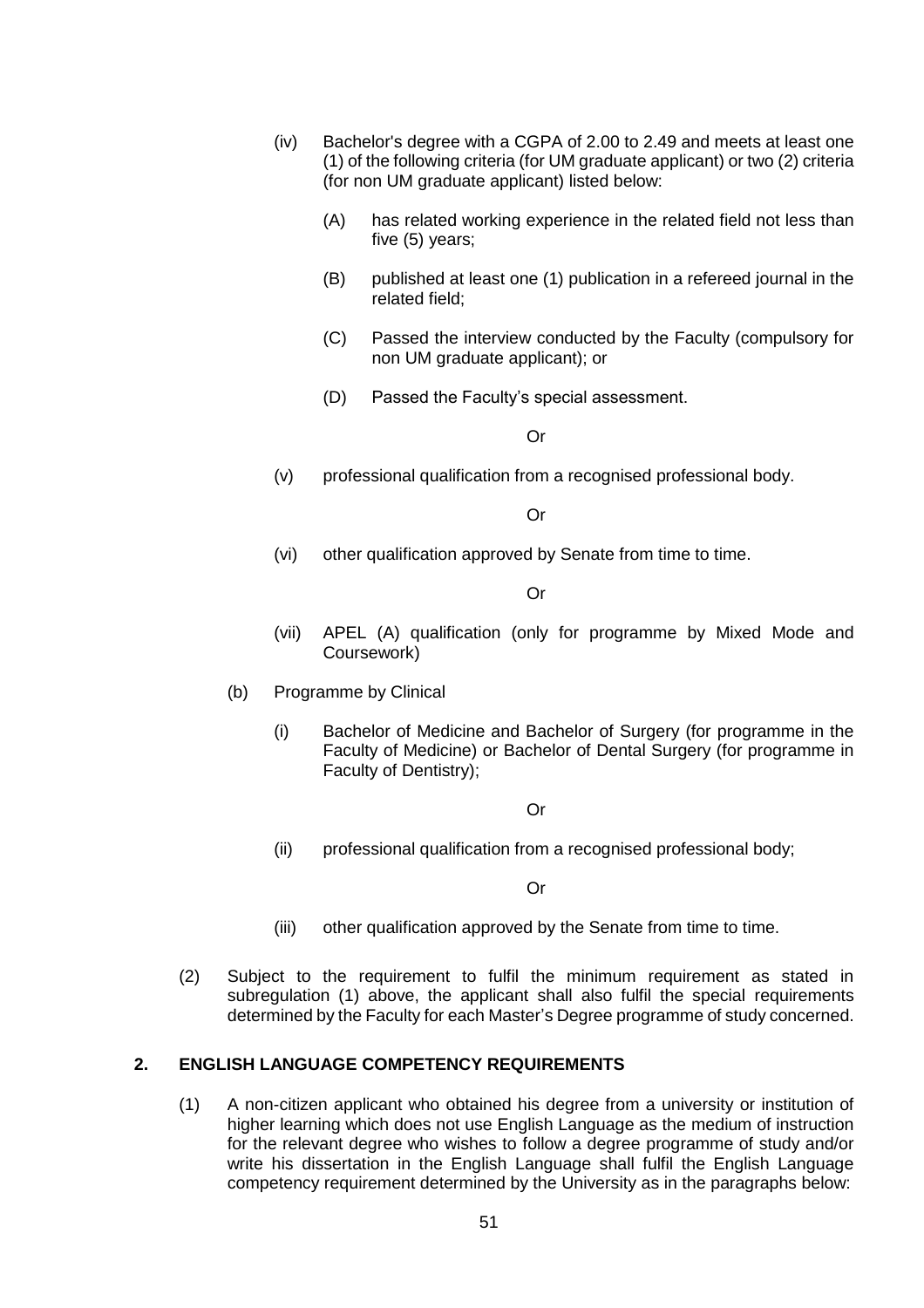(iv) Bachelor's degree with a CGPA of 2.00 to 2.49 and meets at least one (1) of the following criteria (for UM graduate applicant) or two (2) criteria (for non UM graduate applicant) listed below:

(A) has related working experience in the related field not less than five (5) years;

(B) published at least one (1) publication in a refereed journal in the related field;

(C) Passed the interview conducted by the Faculty (compulsory for non UM graduate applicant); or

(D) Passed the Faculty's special assessment.

Or

(v) professional qualification from a recognised professional body.

Or

(vi) other qualification approved by Senate from time to time.

Or

(vii) APEL (A) qualification (only for programme by Mixed Mode and Coursework)

(b) Programme by Clinical

(i) Bachelor of Medicine and Bachelor of Surgery (for programme in the Faculty of Medicine) or Bachelor of Dental Surgery (for programme in Faculty of Dentistry);

Or

(ii) professional qualification from a recognised professional body;

Or

(iii) other qualification approved by the Senate from time to time.

(2) Subject to the requirement to fulfil the minimum requirement as stated in subregulation (1) above, the applicant shall also fulfil the special requirements determined by the Faculty for each Master's Degree programme of study concerned.

## 2. ENGLISH LANGUAGE COMPETENCY REQUIREMENTS

(1) A non-citizen applicant who obtained his degree from a university or institution of higher learning which does not use English Language as the medium of instruction for the relevant degree who wishes to follow a degree programme of study and/or write his dissertation in the English Language shall fulfil the English Language competency requirement determined by the University as in the paragraphs below: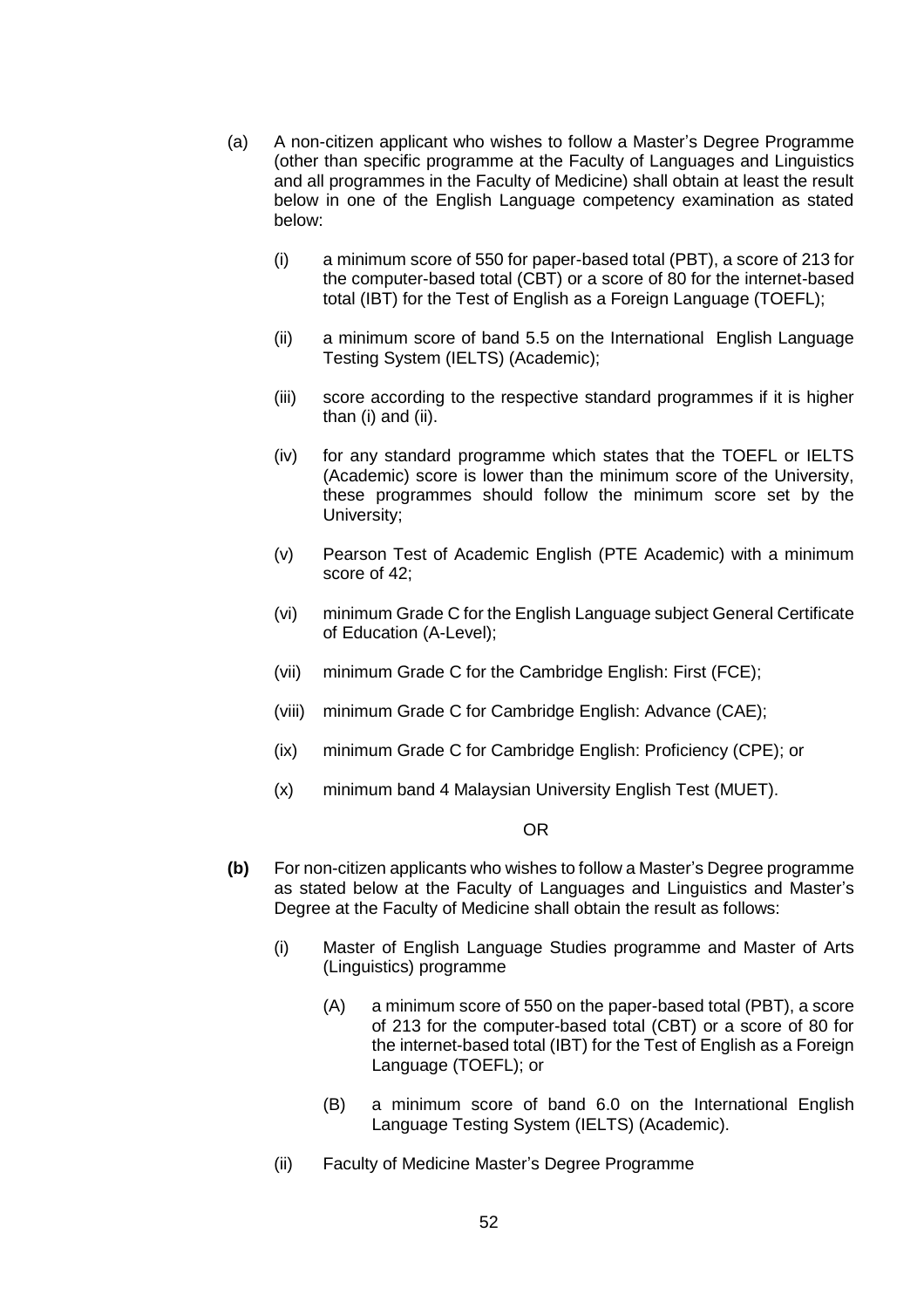(a) A non-citizen applicant who wishes to follow a Master's Degree Programme (other than specific programme at the Faculty of Languages and Linguistics and all programmes in the Faculty of Medicine) shall obtain at least the result below in one of the English Language competency examination as stated below:

   (i) a minimum score of 550 for paper-based total (PBT), a score of 213 for the computer-based total (CBT) or a score of 80 for the internet-based total (IBT) for the Test of English as a Foreign Language (TOEFL);

   (ii) a minimum score of band 5.5 on the International English Language Testing System (IELTS) (Academic);

   (iii) score according to the respective standard programmes if it is higher than (i) and (ii).

   (iv) for any standard programme which states that the TOEFL or IELTS (Academic) score is lower than the minimum score of the University, these programmes should follow the minimum score set by the University;

   (v) Pearson Test of Academic English (PTE Academic) with a minimum score of 42;

   (vi) minimum Grade C for the English Language subject General Certificate of Education (A-Level);

   (vii) minimum Grade C for the Cambridge English: First (FCE);

   (viii) minimum Grade C for Cambridge English: Advance (CAE);

   (ix) minimum Grade C for Cambridge English: Proficiency (CPE); or

   (x) minimum band 4 Malaysian University English Test (MUET).

OR

**(b)** For non-citizen applicants who wishes to follow a Master's Degree programme as stated below at the Faculty of Languages and Linguistics and Master's Degree at the Faculty of Medicine shall obtain the result as follows:

   (i) Master of English Language Studies programme and Master of Arts (Linguistics) programme

      (A) a minimum score of 550 on the paper-based total (PBT), a score of 213 for the computer-based total (CBT) or a score of 80 for the internet-based total (IBT) for the Test of English as a Foreign Language (TOEFL); or

      (B) a minimum score of band 6.0 on the International English Language Testing System (IELTS) (Academic).

   (ii) Faculty of Medicine Master's Degree Programme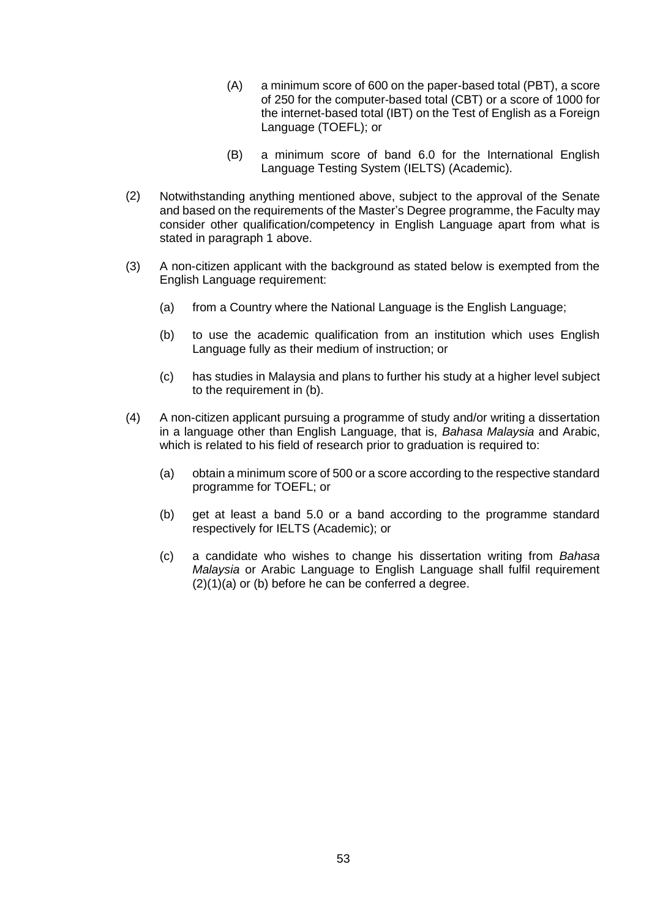(A) a minimum score of 600 on the paper-based total (PBT), a score of 250 for the computer-based total (CBT) or a score of 1000 for the internet-based total (IBT) on the Test of English as a Foreign Language (TOEFL); or

(B) a minimum score of band 6.0 for the International English Language Testing System (IELTS) (Academic).

(2) Notwithstanding anything mentioned above, subject to the approval of the Senate and based on the requirements of the Master's Degree programme, the Faculty may consider other qualification/competency in English Language apart from what is stated in paragraph 1 above.

(3) A non-citizen applicant with the background as stated below is exempted from the English Language requirement:

(a) from a Country where the National Language is the English Language;

(b) to use the academic qualification from an institution which uses English Language fully as their medium of instruction; or

(c) has studies in Malaysia and plans to further his study at a higher level subject to the requirement in (b).

(4) A non-citizen applicant pursuing a programme of study and/or writing a dissertation in a language other than English Language, that is, *Bahasa Malaysia* and Arabic, which is related to his field of research prior to graduation is required to:

(a) obtain a minimum score of 500 or a score according to the respective standard programme for TOEFL; or

(b) get at least a band 5.0 or a band according to the programme standard respectively for IELTS (Academic); or

(c) a candidate who wishes to change his dissertation writing from *Bahasa Malaysia* or Arabic Language to English Language shall fulfil requirement (2)(1)(a) or (b) before he can be conferred a degree.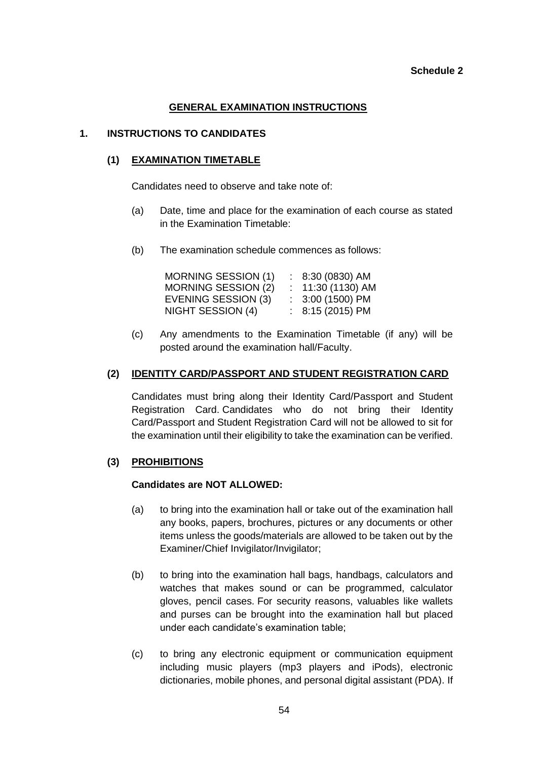**Schedule 2**

## GENERAL EXAMINATION INSTRUCTIONS

### 1. INSTRUCTIONS TO CANDIDATES

#### (1) EXAMINATION TIMETABLE

Candidates need to observe and take note of:

(a) Date, time and place for the examination of each course as stated in the Examination Timetable:

(b) The examination schedule commences as follows:

| | | |
|---|---|---|
| MORNING SESSION (1) | : | 8:30 (0830) AM |
| MORNING SESSION (2) | : | 11:30 (1130) AM |
| EVENING SESSION (3) | : | 3:00 (1500) PM |
| NIGHT SESSION (4) | : | 8:15 (2015) PM |

(c) Any amendments to the Examination Timetable (if any) will be posted around the examination hall/Faculty.

#### (2) IDENTITY CARD/PASSPORT AND STUDENT REGISTRATION CARD

Candidates must bring along their Identity Card/Passport and Student Registration Card. Candidates who do not bring their Identity Card/Passport and Student Registration Card will not be allowed to sit for the examination until their eligibility to take the examination can be verified.

#### (3) PROHIBITIONS

**Candidates are NOT ALLOWED:**

(a) to bring into the examination hall or take out of the examination hall any books, papers, brochures, pictures or any documents or other items unless the goods/materials are allowed to be taken out by the Examiner/Chief Invigilator/Invigilator;

(b) to bring into the examination hall bags, handbags, calculators and watches that makes sound or can be programmed, calculator gloves, pencil cases. For security reasons, valuables like wallets and purses can be brought into the examination hall but placed under each candidate's examination table;

(c) to bring any electronic equipment or communication equipment including music players (mp3 players and iPods), electronic dictionaries, mobile phones, and personal digital assistant (PDA). If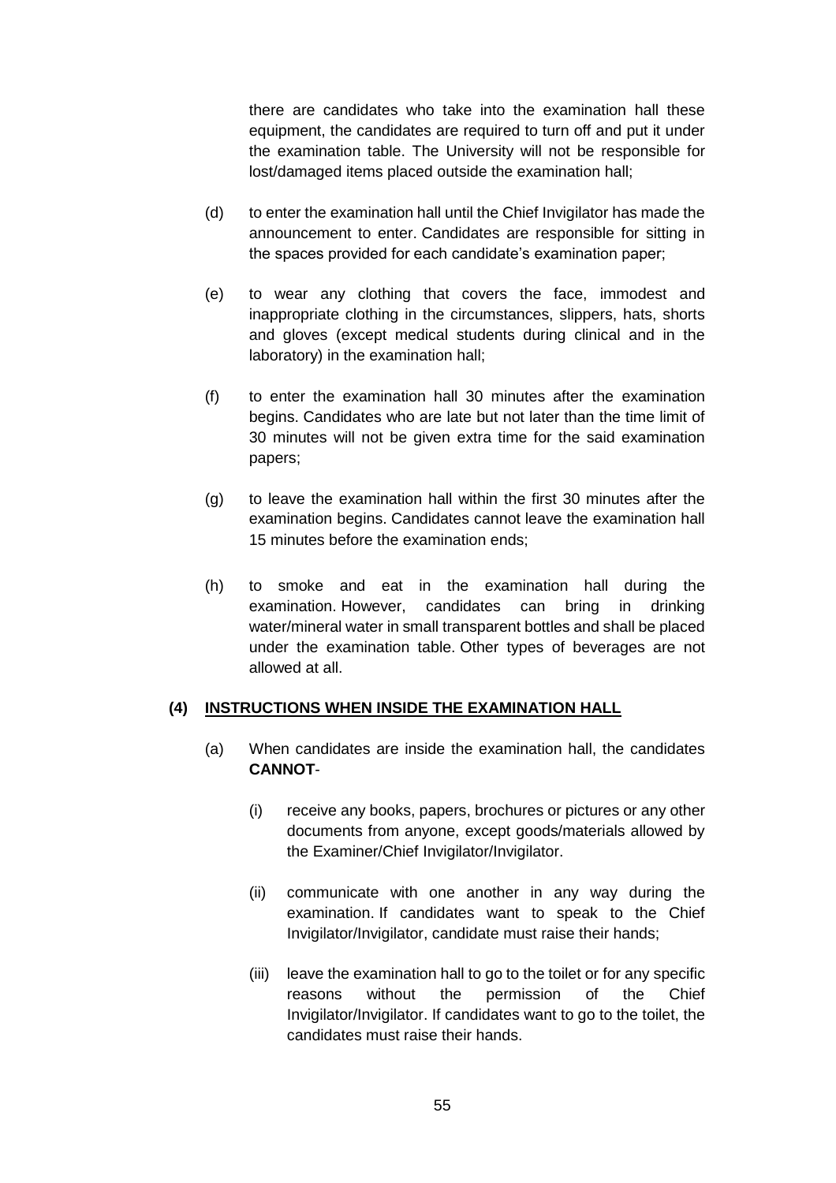there are candidates who take into the examination hall these equipment, the candidates are required to turn off and put it under the examination table. The University will not be responsible for lost/damaged items placed outside the examination hall;

(d) to enter the examination hall until the Chief Invigilator has made the announcement to enter. Candidates are responsible for sitting in the spaces provided for each candidate's examination paper;

(e) to wear any clothing that covers the face, immodest and inappropriate clothing in the circumstances, slippers, hats, shorts and gloves (except medical students during clinical and in the laboratory) in the examination hall;

(f) to enter the examination hall 30 minutes after the examination begins. Candidates who are late but not later than the time limit of 30 minutes will not be given extra time for the said examination papers;

(g) to leave the examination hall within the first 30 minutes after the examination begins. Candidates cannot leave the examination hall 15 minutes before the examination ends;

(h) to smoke and eat in the examination hall during the examination. However, candidates can bring in drinking water/mineral water in small transparent bottles and shall be placed under the examination table. Other types of beverages are not allowed at all.

**(4) <u>INSTRUCTIONS WHEN INSIDE THE EXAMINATION HALL</u>**

(a) When candidates are inside the examination hall, the candidates **CANNOT**-

(i) receive any books, papers, brochures or pictures or any other documents from anyone, except goods/materials allowed by the Examiner/Chief Invigilator/Invigilator.

(ii) communicate with one another in any way during the examination. If candidates want to speak to the Chief Invigilator/Invigilator, candidate must raise their hands;

(iii) leave the examination hall to go to the toilet or for any specific reasons without the permission of the Chief Invigilator/Invigilator. If candidates want to go to the toilet, the candidates must raise their hands.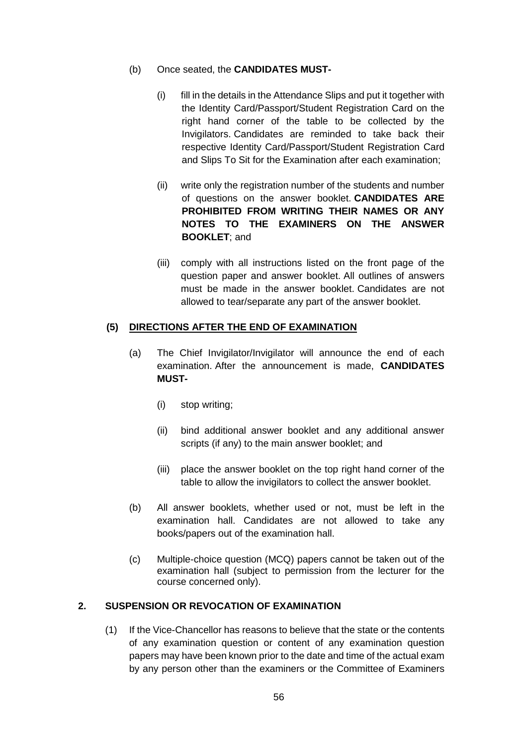(b) Once seated, the **CANDIDATES MUST-**

(i) fill in the details in the Attendance Slips and put it together with the Identity Card/Passport/Student Registration Card on the right hand corner of the table to be collected by the Invigilators. Candidates are reminded to take back their respective Identity Card/Passport/Student Registration Card and Slips To Sit for the Examination after each examination;

(ii) write only the registration number of the students and number of questions on the answer booklet. **CANDIDATES ARE PROHIBITED FROM WRITING THEIR NAMES OR ANY NOTES TO THE EXAMINERS ON THE ANSWER BOOKLET**; and

(iii) comply with all instructions listed on the front page of the question paper and answer booklet. All outlines of answers must be made in the answer booklet. Candidates are not allowed to tear/separate any part of the answer booklet.

### (5) DIRECTIONS AFTER THE END OF EXAMINATION

(a) The Chief Invigilator/Invigilator will announce the end of each examination. After the announcement is made, **CANDIDATES MUST-**

(i) stop writing;

(ii) bind additional answer booklet and any additional answer scripts (if any) to the main answer booklet; and

(iii) place the answer booklet on the top right hand corner of the table to allow the invigilators to collect the answer booklet.

(b) All answer booklets, whether used or not, must be left in the examination hall. Candidates are not allowed to take any books/papers out of the examination hall.

(c) Multiple-choice question (MCQ) papers cannot be taken out of the examination hall (subject to permission from the lecturer for the course concerned only).

## 2. SUSPENSION OR REVOCATION OF EXAMINATION

(1) If the Vice-Chancellor has reasons to believe that the state or the contents of any examination question or content of any examination question papers may have been known prior to the date and time of the actual exam by any person other than the examiners or the Committee of Examiners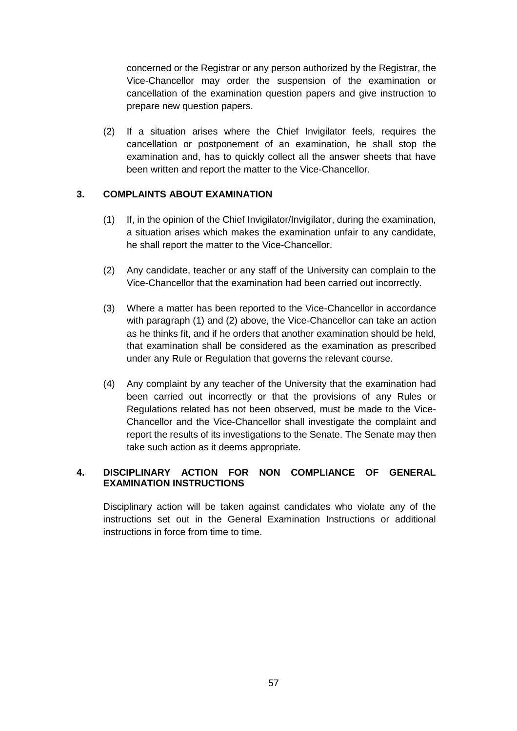concerned or the Registrar or any person authorized by the Registrar, the Vice-Chancellor may order the suspension of the examination or cancellation of the examination question papers and give instruction to prepare new question papers.

(2) If a situation arises where the Chief Invigilator feels, requires the cancellation or postponement of an examination, he shall stop the examination and, has to quickly collect all the answer sheets that have been written and report the matter to the Vice-Chancellor.

## 3. COMPLAINTS ABOUT EXAMINATION

(1) If, in the opinion of the Chief Invigilator/Invigilator, during the examination, a situation arises which makes the examination unfair to any candidate, he shall report the matter to the Vice-Chancellor.

(2) Any candidate, teacher or any staff of the University can complain to the Vice-Chancellor that the examination had been carried out incorrectly.

(3) Where a matter has been reported to the Vice-Chancellor in accordance with paragraph (1) and (2) above, the Vice-Chancellor can take an action as he thinks fit, and if he orders that another examination should be held, that examination shall be considered as the examination as prescribed under any Rule or Regulation that governs the relevant course.

(4) Any complaint by any teacher of the University that the examination had been carried out incorrectly or that the provisions of any Rules or Regulations related has not been observed, must be made to the Vice-Chancellor and the Vice-Chancellor shall investigate the complaint and report the results of its investigations to the Senate. The Senate may then take such action as it deems appropriate.

## 4. DISCIPLINARY ACTION FOR NON COMPLIANCE OF GENERAL EXAMINATION INSTRUCTIONS

Disciplinary action will be taken against candidates who violate any of the instructions set out in the General Examination Instructions or additional instructions in force from time to time.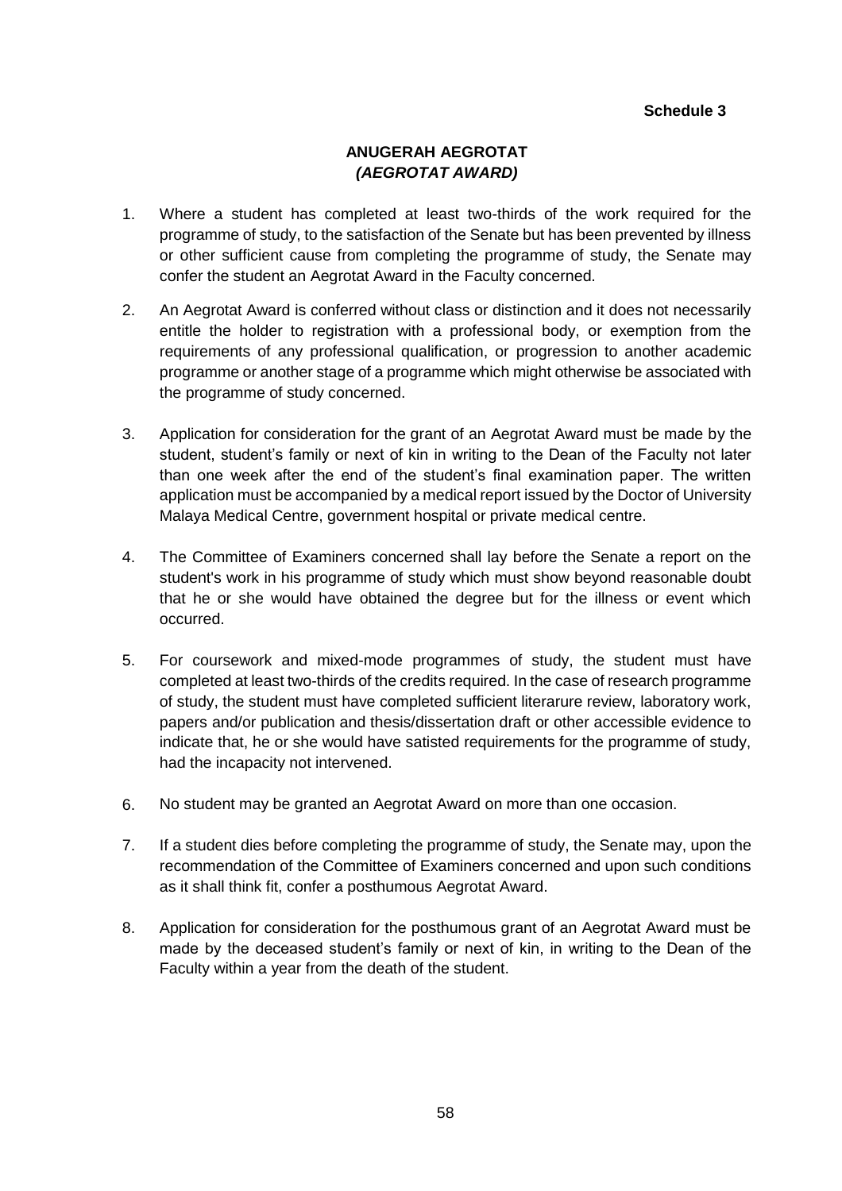**Schedule 3**

## ANUGERAH AEGROTAT
### *(AEGROTAT AWARD)*

1. Where a student has completed at least two-thirds of the work required for the programme of study, to the satisfaction of the Senate but has been prevented by illness or other sufficient cause from completing the programme of study, the Senate may confer the student an Aegrotat Award in the Faculty concerned.

2. An Aegrotat Award is conferred without class or distinction and it does not necessarily entitle the holder to registration with a professional body, or exemption from the requirements of any professional qualification, or progression to another academic programme or another stage of a programme which might otherwise be associated with the programme of study concerned.

3. Application for consideration for the grant of an Aegrotat Award must be made by the student, student's family or next of kin in writing to the Dean of the Faculty not later than one week after the end of the student's final examination paper. The written application must be accompanied by a medical report issued by the Doctor of University Malaya Medical Centre, government hospital or private medical centre.

4. The Committee of Examiners concerned shall lay before the Senate a report on the student's work in his programme of study which must show beyond reasonable doubt that he or she would have obtained the degree but for the illness or event which occurred.

5. For coursework and mixed-mode programmes of study, the student must have completed at least two-thirds of the credits required. In the case of research programme of study, the student must have completed sufficient literarure review, laboratory work, papers and/or publication and thesis/dissertation draft or other accessible evidence to indicate that, he or she would have satisted requirements for the programme of study, had the incapacity not intervened.

6. No student may be granted an Aegrotat Award on more than one occasion.

7. If a student dies before completing the programme of study, the Senate may, upon the recommendation of the Committee of Examiners concerned and upon such conditions as it shall think fit, confer a posthumous Aegrotat Award.

8. Application for consideration for the posthumous grant of an Aegrotat Award must be made by the deceased student's family or next of kin, in writing to the Dean of the Faculty within a year from the death of the student.